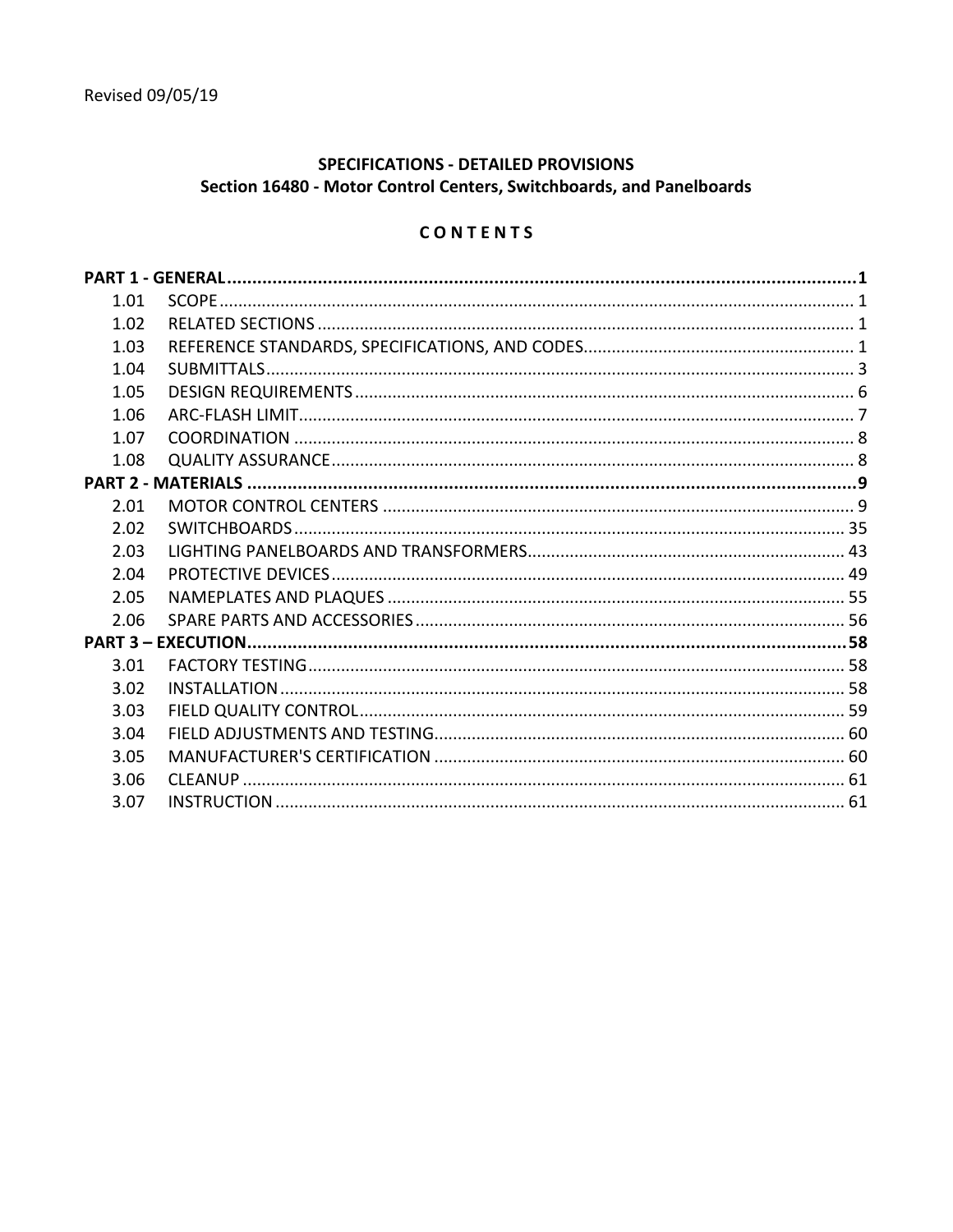Revised 09/05/19

## SPECIFICATIONS - DETAILED PROVISIONS
## Section 16480 - Motor Control Centers, Switchboards, and Panelboards

### C O N T E N T S

| | | |
|---|---|---|
| **PART 1 - GENERAL** | | **1** |
| 1.01 | SCOPE | 1 |
| 1.02 | RELATED SECTIONS | 1 |
| 1.03 | REFERENCE STANDARDS, SPECIFICATIONS, AND CODES | 1 |
| 1.04 | SUBMITTALS | 3 |
| 1.05 | DESIGN REQUIREMENTS | 6 |
| 1.06 | ARC-FLASH LIMIT | 7 |
| 1.07 | COORDINATION | 8 |
| 1.08 | QUALITY ASSURANCE | 8 |
| **PART 2 - MATERIALS** | | **9** |
| 2.01 | MOTOR CONTROL CENTERS | 9 |
| 2.02 | SWITCHBOARDS | 35 |
| 2.03 | LIGHTING PANELBOARDS AND TRANSFORMERS | 43 |
| 2.04 | PROTECTIVE DEVICES | 49 |
| 2.05 | NAMEPLATES AND PLAQUES | 55 |
| 2.06 | SPARE PARTS AND ACCESSORIES | 56 |
| **PART 3 – EXECUTION** | | **58** |
| 3.01 | FACTORY TESTING | 58 |
| 3.02 | INSTALLATION | 58 |
| 3.03 | FIELD QUALITY CONTROL | 59 |
| 3.04 | FIELD ADJUSTMENTS AND TESTING | 60 |
| 3.05 | MANUFACTURER'S CERTIFICATION | 60 |
| 3.06 | CLEANUP | 61 |
| 3.07 | INSTRUCTION | 61 |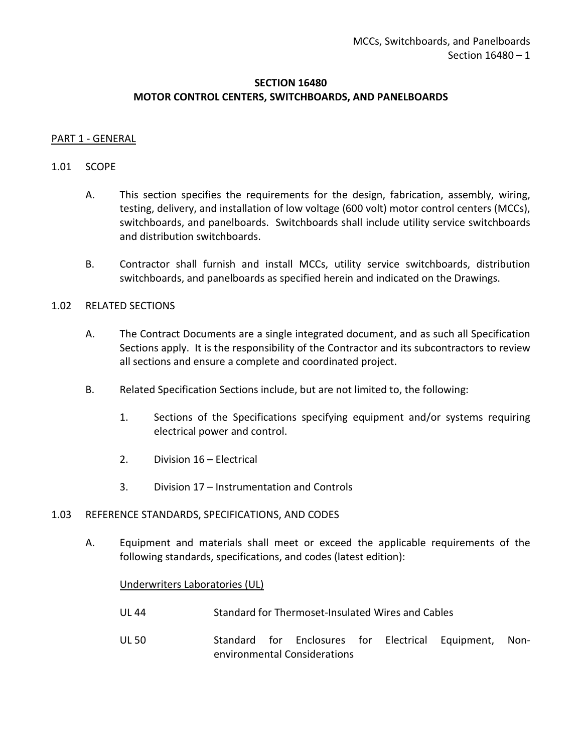# SECTION 16480
## MOTOR CONTROL CENTERS, SWITCHBOARDS, AND PANELBOARDS

PART 1 - GENERAL

1.01 SCOPE

A. This section specifies the requirements for the design, fabrication, assembly, wiring, testing, delivery, and installation of low voltage (600 volt) motor control centers (MCCs), switchboards, and panelboards. Switchboards shall include utility service switchboards and distribution switchboards.

B. Contractor shall furnish and install MCCs, utility service switchboards, distribution switchboards, and panelboards as specified herein and indicated on the Drawings.

1.02 RELATED SECTIONS

A. The Contract Documents are a single integrated document, and as such all Specification Sections apply. It is the responsibility of the Contractor and its subcontractors to review all sections and ensure a complete and coordinated project.

B. Related Specification Sections include, but are not limited to, the following:

1. Sections of the Specifications specifying equipment and/or systems requiring electrical power and control.
2. Division 16 – Electrical
3. Division 17 – Instrumentation and Controls

1.03 REFERENCE STANDARDS, SPECIFICATIONS, AND CODES

A. Equipment and materials shall meet or exceed the applicable requirements of the following standards, specifications, and codes (latest edition):

Underwriters Laboratories (UL)

| | |
|---|---|
| UL 44 | Standard for Thermoset-Insulated Wires and Cables |
| UL 50 | Standard for Enclosures for Electrical Equipment, Non-environmental Considerations |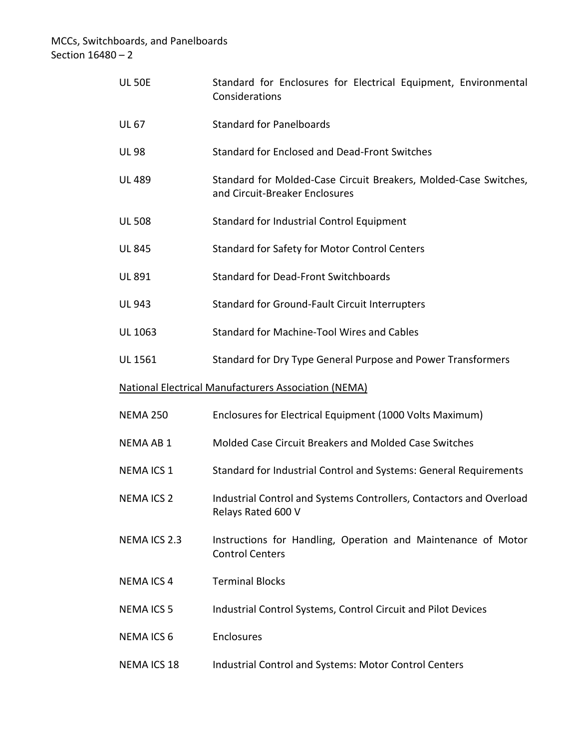| | |
|---|---|
| UL 50E | Standard for Enclosures for Electrical Equipment, Environmental Considerations |
| UL 67 | Standard for Panelboards |
| UL 98 | Standard for Enclosed and Dead-Front Switches |
| UL 489 | Standard for Molded-Case Circuit Breakers, Molded-Case Switches, and Circuit-Breaker Enclosures |
| UL 508 | Standard for Industrial Control Equipment |
| UL 845 | Standard for Safety for Motor Control Centers |
| UL 891 | Standard for Dead-Front Switchboards |
| UL 943 | Standard for Ground-Fault Circuit Interrupters |
| UL 1063 | Standard for Machine-Tool Wires and Cables |
| UL 1561 | Standard for Dry Type General Purpose and Power Transformers |

National Electrical Manufacturers Association (NEMA)

| | |
|---|---|
| NEMA 250 | Enclosures for Electrical Equipment (1000 Volts Maximum) |
| NEMA AB 1 | Molded Case Circuit Breakers and Molded Case Switches |
| NEMA ICS 1 | Standard for Industrial Control and Systems: General Requirements |
| NEMA ICS 2 | Industrial Control and Systems Controllers, Contactors and Overload Relays Rated 600 V |
| NEMA ICS 2.3 | Instructions for Handling, Operation and Maintenance of Motor Control Centers |
| NEMA ICS 4 | Terminal Blocks |
| NEMA ICS 5 | Industrial Control Systems, Control Circuit and Pilot Devices |
| NEMA ICS 6 | Enclosures |
| NEMA ICS 18 | Industrial Control and Systems: Motor Control Centers |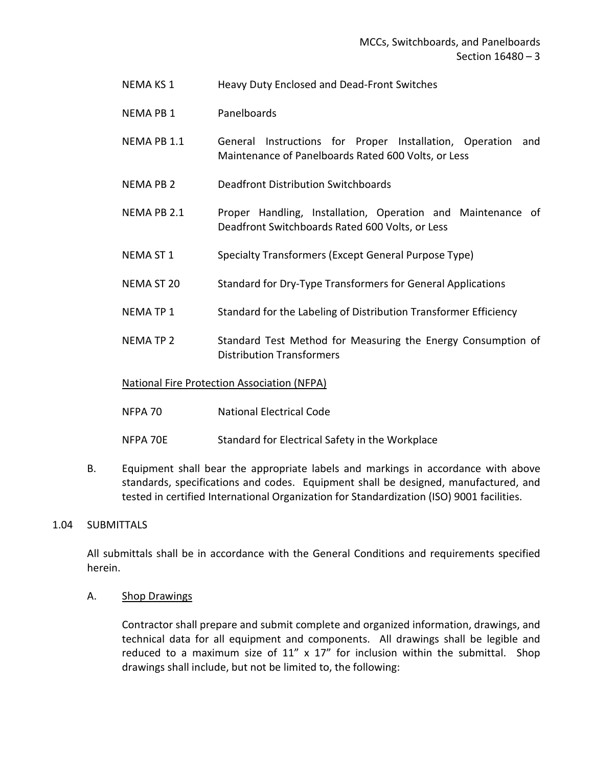| | |
|---|---|
| NEMA KS 1 | Heavy Duty Enclosed and Dead-Front Switches |
| NEMA PB 1 | Panelboards |
| NEMA PB 1.1 | General Instructions for Proper Installation, Operation and Maintenance of Panelboards Rated 600 Volts, or Less |
| NEMA PB 2 | Deadfront Distribution Switchboards |
| NEMA PB 2.1 | Proper Handling, Installation, Operation and Maintenance of Deadfront Switchboards Rated 600 Volts, or Less |
| NEMA ST 1 | Specialty Transformers (Except General Purpose Type) |
| NEMA ST 20 | Standard for Dry-Type Transformers for General Applications |
| NEMA TP 1 | Standard for the Labeling of Distribution Transformer Efficiency |
| NEMA TP 2 | Standard Test Method for Measuring the Energy Consumption of Distribution Transformers |

<u>National Fire Protection Association (NFPA)</u>

| | |
|---|---|
| NFPA 70 | National Electrical Code |
| NFPA 70E | Standard for Electrical Safety in the Workplace |

B. Equipment shall bear the appropriate labels and markings in accordance with above standards, specifications and codes. Equipment shall be designed, manufactured, and tested in certified International Organization for Standardization (ISO) 9001 facilities.

## 1.04 SUBMITTALS

All submittals shall be in accordance with the General Conditions and requirements specified herein.

A. <u>Shop Drawings</u>

Contractor shall prepare and submit complete and organized information, drawings, and technical data for all equipment and components. All drawings shall be legible and reduced to a maximum size of 11" x 17" for inclusion within the submittal. Shop drawings shall include, but not be limited to, the following: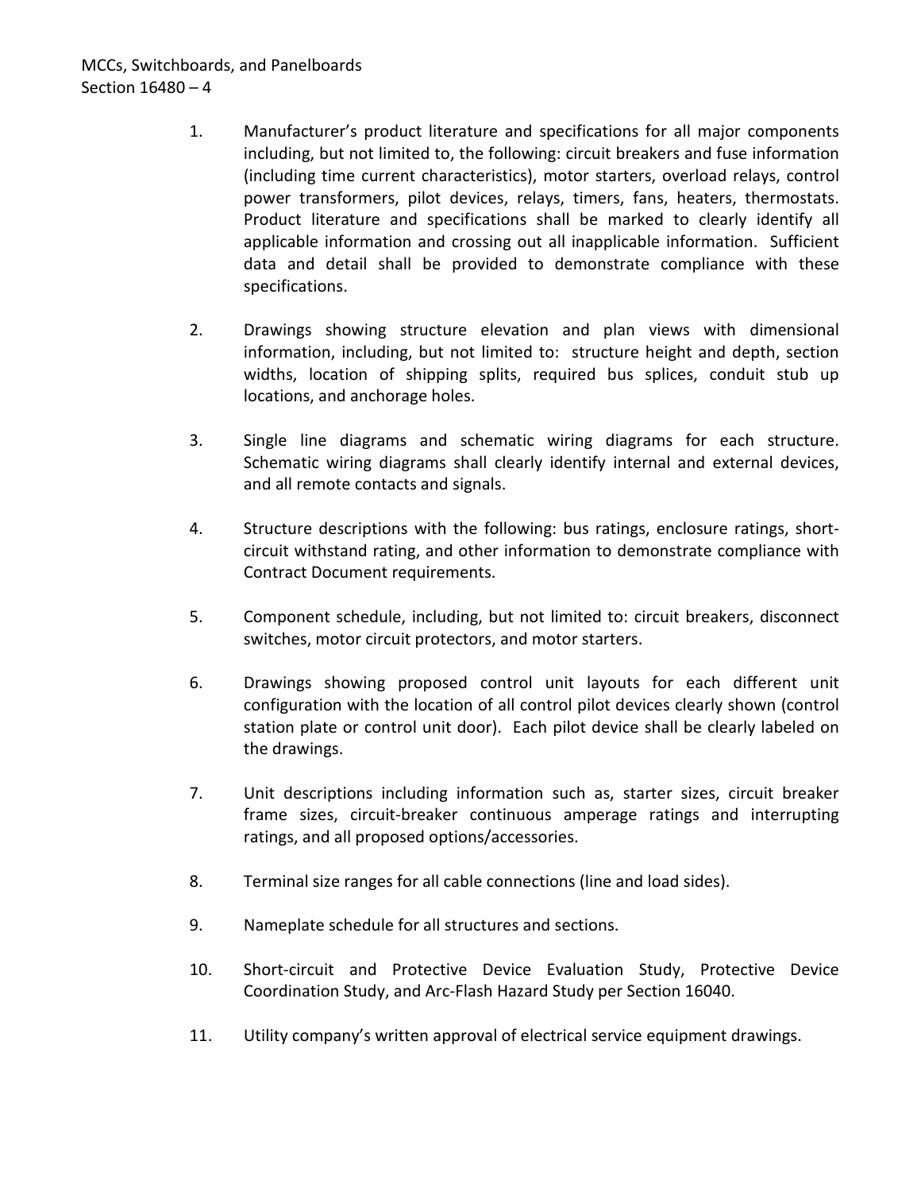1. Manufacturer's product literature and specifications for all major components including, but not limited to, the following: circuit breakers and fuse information (including time current characteristics), motor starters, overload relays, control power transformers, pilot devices, relays, timers, fans, heaters, thermostats. Product literature and specifications shall be marked to clearly identify all applicable information and crossing out all inapplicable information. Sufficient data and detail shall be provided to demonstrate compliance with these specifications.

2. Drawings showing structure elevation and plan views with dimensional information, including, but not limited to: structure height and depth, section widths, location of shipping splits, required bus splices, conduit stub up locations, and anchorage holes.

3. Single line diagrams and schematic wiring diagrams for each structure. Schematic wiring diagrams shall clearly identify internal and external devices, and all remote contacts and signals.

4. Structure descriptions with the following: bus ratings, enclosure ratings, short-circuit withstand rating, and other information to demonstrate compliance with Contract Document requirements.

5. Component schedule, including, but not limited to: circuit breakers, disconnect switches, motor circuit protectors, and motor starters.

6. Drawings showing proposed control unit layouts for each different unit configuration with the location of all control pilot devices clearly shown (control station plate or control unit door). Each pilot device shall be clearly labeled on the drawings.

7. Unit descriptions including information such as, starter sizes, circuit breaker frame sizes, circuit-breaker continuous amperage ratings and interrupting ratings, and all proposed options/accessories.

8. Terminal size ranges for all cable connections (line and load sides).

9. Nameplate schedule for all structures and sections.

10. Short-circuit and Protective Device Evaluation Study, Protective Device Coordination Study, and Arc-Flash Hazard Study per Section 16040.

11. Utility company's written approval of electrical service equipment drawings.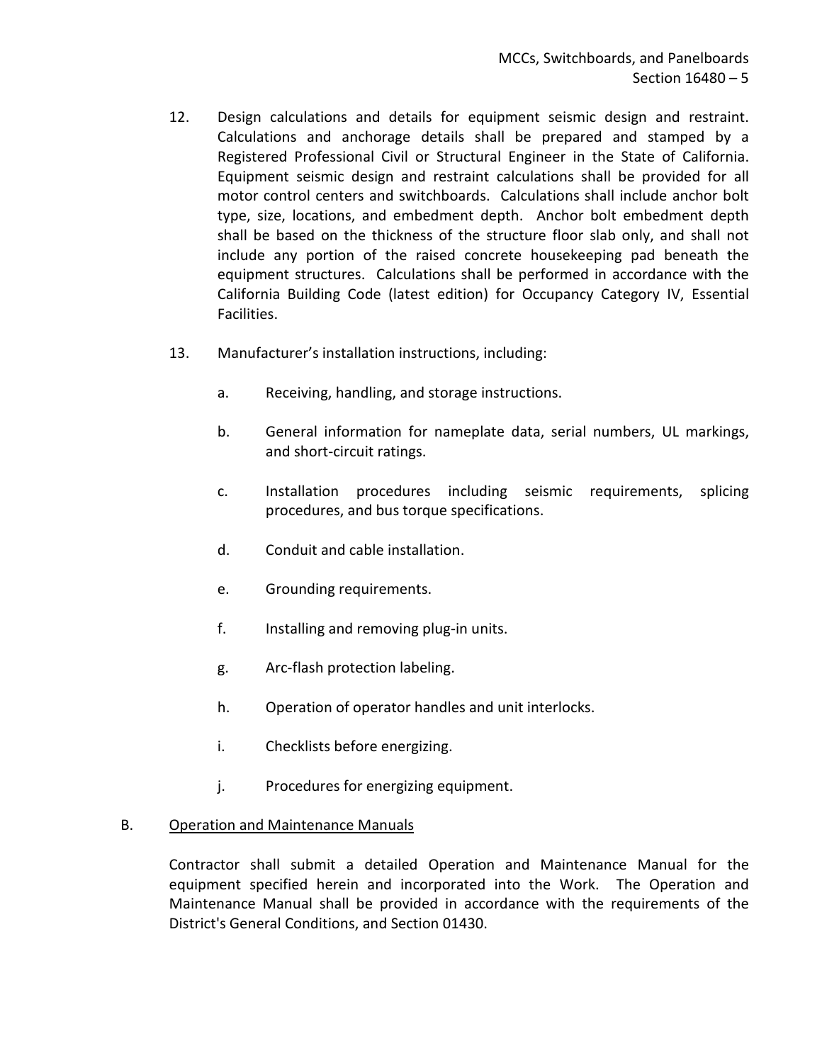12. Design calculations and details for equipment seismic design and restraint. Calculations and anchorage details shall be prepared and stamped by a Registered Professional Civil or Structural Engineer in the State of California. Equipment seismic design and restraint calculations shall be provided for all motor control centers and switchboards. Calculations shall include anchor bolt type, size, locations, and embedment depth. Anchor bolt embedment depth shall be based on the thickness of the structure floor slab only, and shall not include any portion of the raised concrete housekeeping pad beneath the equipment structures. Calculations shall be performed in accordance with the California Building Code (latest edition) for Occupancy Category IV, Essential Facilities.

13. Manufacturer's installation instructions, including:

    a. Receiving, handling, and storage instructions.

    b. General information for nameplate data, serial numbers, UL markings, and short-circuit ratings.

    c. Installation procedures including seismic requirements, splicing procedures, and bus torque specifications.

    d. Conduit and cable installation.

    e. Grounding requirements.

    f. Installing and removing plug-in units.

    g. Arc-flash protection labeling.

    h. Operation of operator handles and unit interlocks.

    i. Checklists before energizing.

    j. Procedures for energizing equipment.

B. <u>Operation and Maintenance Manuals</u>

Contractor shall submit a detailed Operation and Maintenance Manual for the equipment specified herein and incorporated into the Work. The Operation and Maintenance Manual shall be provided in accordance with the requirements of the District's General Conditions, and Section 01430.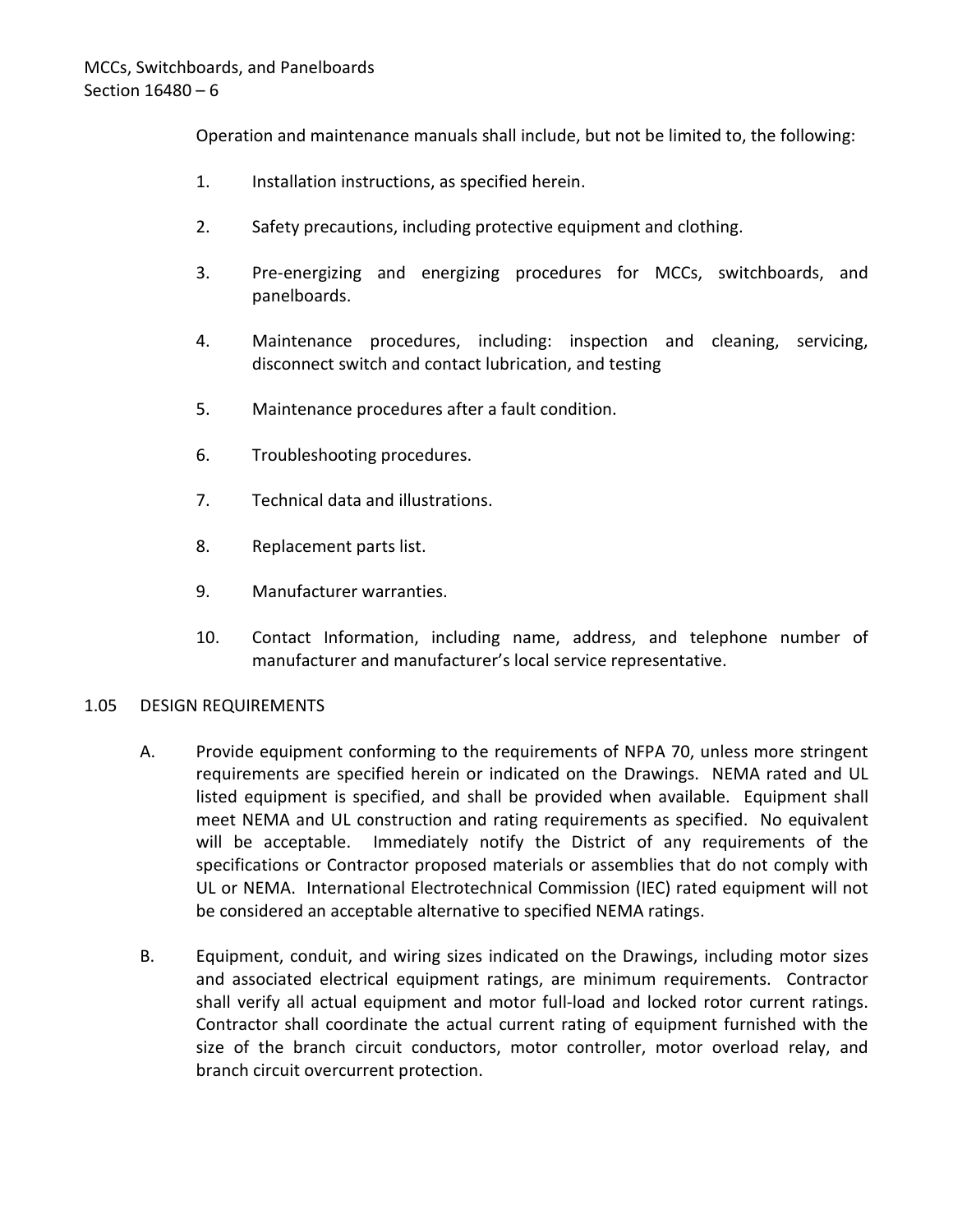Operation and maintenance manuals shall include, but not be limited to, the following:

1. Installation instructions, as specified herein.
2. Safety precautions, including protective equipment and clothing.
3. Pre-energizing and energizing procedures for MCCs, switchboards, and panelboards.
4. Maintenance procedures, including: inspection and cleaning, servicing, disconnect switch and contact lubrication, and testing
5. Maintenance procedures after a fault condition.
6. Troubleshooting procedures.
7. Technical data and illustrations.
8. Replacement parts list.
9. Manufacturer warranties.
10. Contact Information, including name, address, and telephone number of manufacturer and manufacturer's local service representative.

## 1.05 DESIGN REQUIREMENTS

A. Provide equipment conforming to the requirements of NFPA 70, unless more stringent requirements are specified herein or indicated on the Drawings. NEMA rated and UL listed equipment is specified, and shall be provided when available. Equipment shall meet NEMA and UL construction and rating requirements as specified. No equivalent will be acceptable. Immediately notify the District of any requirements of the specifications or Contractor proposed materials or assemblies that do not comply with UL or NEMA. International Electrotechnical Commission (IEC) rated equipment will not be considered an acceptable alternative to specified NEMA ratings.

B. Equipment, conduit, and wiring sizes indicated on the Drawings, including motor sizes and associated electrical equipment ratings, are minimum requirements. Contractor shall verify all actual equipment and motor full-load and locked rotor current ratings. Contractor shall coordinate the actual current rating of equipment furnished with the size of the branch circuit conductors, motor controller, motor overload relay, and branch circuit overcurrent protection.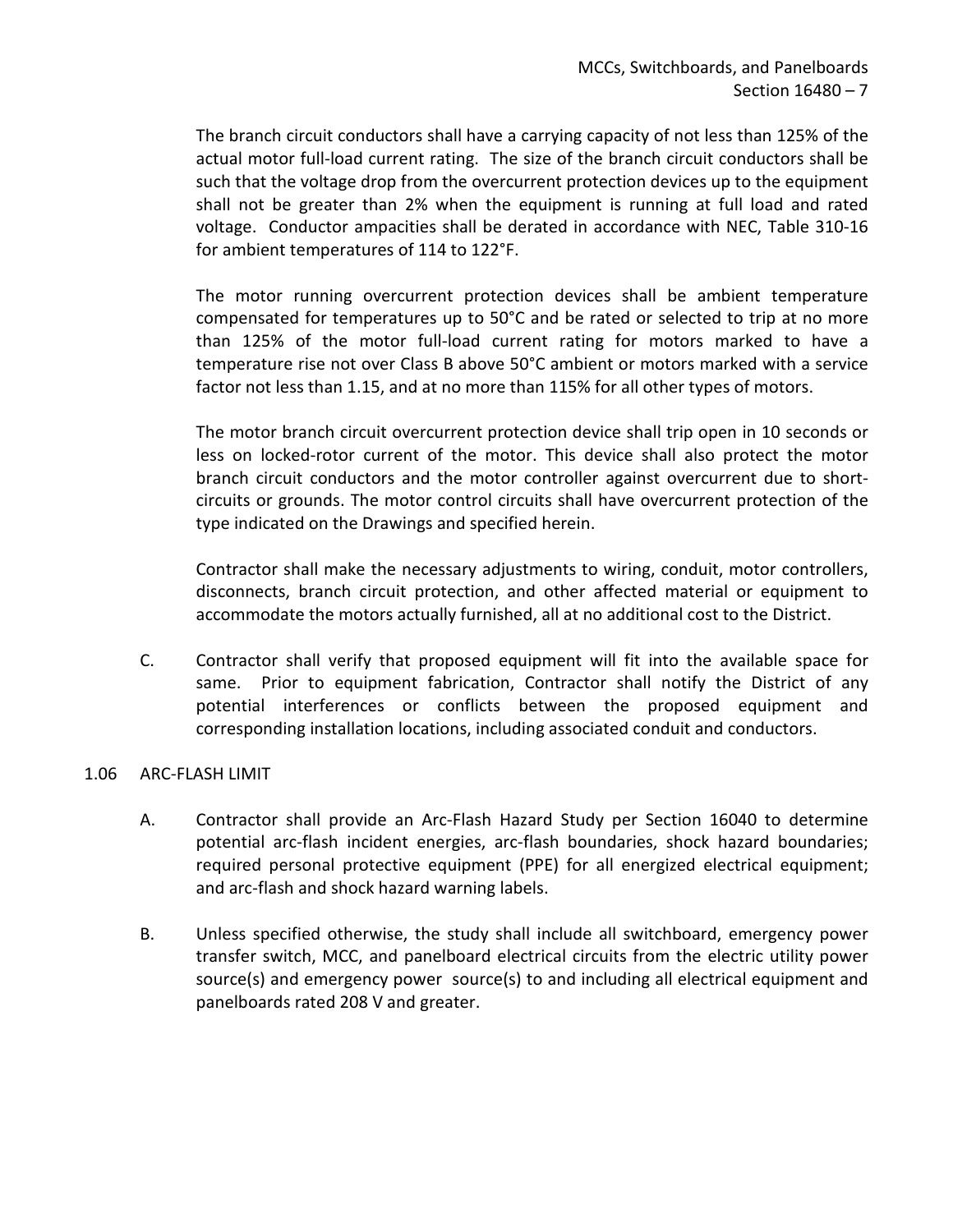The branch circuit conductors shall have a carrying capacity of not less than 125% of the actual motor full-load current rating. The size of the branch circuit conductors shall be such that the voltage drop from the overcurrent protection devices up to the equipment shall not be greater than 2% when the equipment is running at full load and rated voltage. Conductor ampacities shall be derated in accordance with NEC, Table 310-16 for ambient temperatures of 114 to 122°F.

The motor running overcurrent protection devices shall be ambient temperature compensated for temperatures up to 50°C and be rated or selected to trip at no more than 125% of the motor full-load current rating for motors marked to have a temperature rise not over Class B above 50°C ambient or motors marked with a service factor not less than 1.15, and at no more than 115% for all other types of motors.

The motor branch circuit overcurrent protection device shall trip open in 10 seconds or less on locked-rotor current of the motor. This device shall also protect the motor branch circuit conductors and the motor controller against overcurrent due to short-circuits or grounds. The motor control circuits shall have overcurrent protection of the type indicated on the Drawings and specified herein.

Contractor shall make the necessary adjustments to wiring, conduit, motor controllers, disconnects, branch circuit protection, and other affected material or equipment to accommodate the motors actually furnished, all at no additional cost to the District.

C. Contractor shall verify that proposed equipment will fit into the available space for same. Prior to equipment fabrication, Contractor shall notify the District of any potential interferences or conflicts between the proposed equipment and corresponding installation locations, including associated conduit and conductors.

## 1.06 ARC-FLASH LIMIT

A. Contractor shall provide an Arc-Flash Hazard Study per Section 16040 to determine potential arc-flash incident energies, arc-flash boundaries, shock hazard boundaries; required personal protective equipment (PPE) for all energized electrical equipment; and arc-flash and shock hazard warning labels.

B. Unless specified otherwise, the study shall include all switchboard, emergency power transfer switch, MCC, and panelboard electrical circuits from the electric utility power source(s) and emergency power source(s) to and including all electrical equipment and panelboards rated 208 V and greater.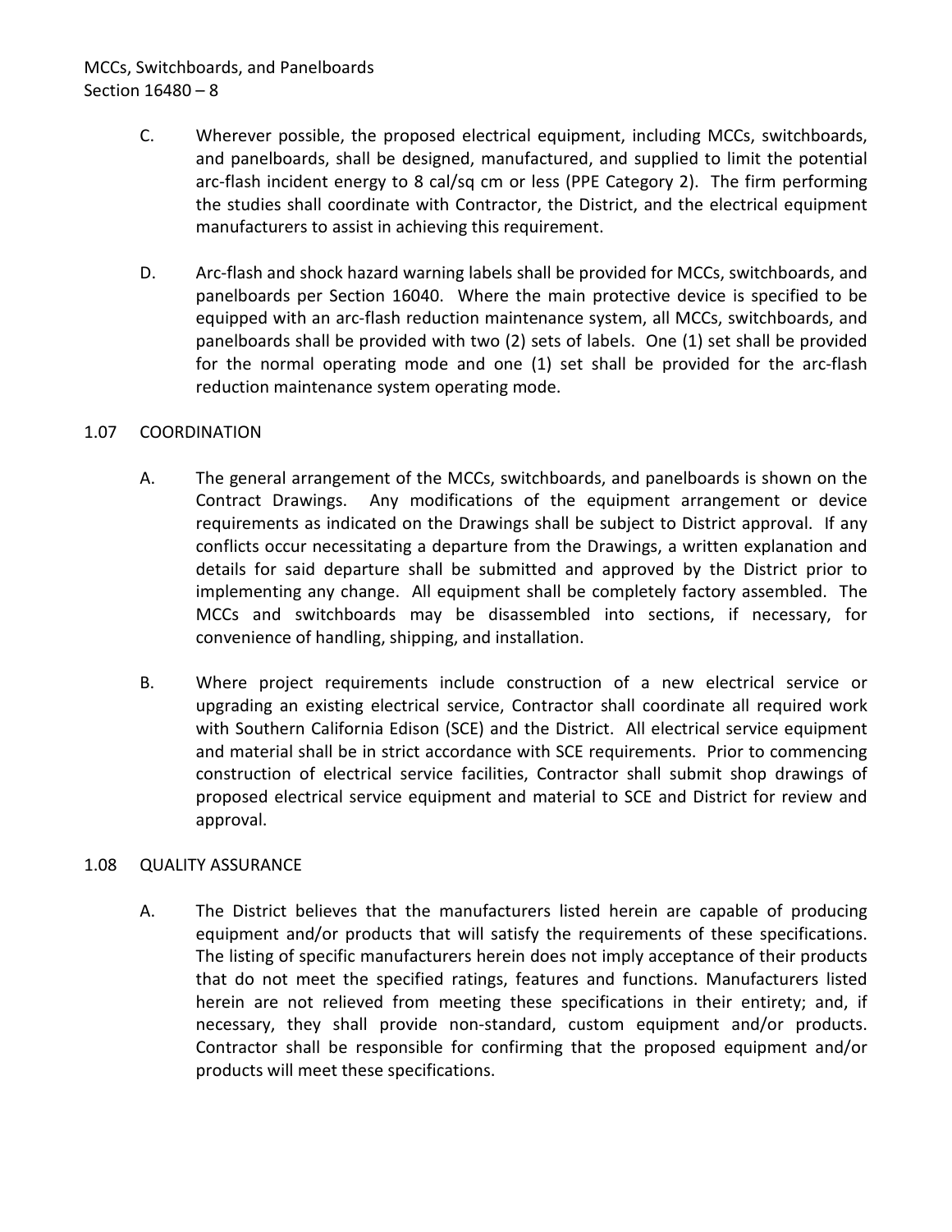C. Wherever possible, the proposed electrical equipment, including MCCs, switchboards, and panelboards, shall be designed, manufactured, and supplied to limit the potential arc-flash incident energy to 8 cal/sq cm or less (PPE Category 2). The firm performing the studies shall coordinate with Contractor, the District, and the electrical equipment manufacturers to assist in achieving this requirement.

D. Arc-flash and shock hazard warning labels shall be provided for MCCs, switchboards, and panelboards per Section 16040. Where the main protective device is specified to be equipped with an arc-flash reduction maintenance system, all MCCs, switchboards, and panelboards shall be provided with two (2) sets of labels. One (1) set shall be provided for the normal operating mode and one (1) set shall be provided for the arc-flash reduction maintenance system operating mode.

## 1.07 COORDINATION

A. The general arrangement of the MCCs, switchboards, and panelboards is shown on the Contract Drawings. Any modifications of the equipment arrangement or device requirements as indicated on the Drawings shall be subject to District approval. If any conflicts occur necessitating a departure from the Drawings, a written explanation and details for said departure shall be submitted and approved by the District prior to implementing any change. All equipment shall be completely factory assembled. The MCCs and switchboards may be disassembled into sections, if necessary, for convenience of handling, shipping, and installation.

B. Where project requirements include construction of a new electrical service or upgrading an existing electrical service, Contractor shall coordinate all required work with Southern California Edison (SCE) and the District. All electrical service equipment and material shall be in strict accordance with SCE requirements. Prior to commencing construction of electrical service facilities, Contractor shall submit shop drawings of proposed electrical service equipment and material to SCE and District for review and approval.

## 1.08 QUALITY ASSURANCE

A. The District believes that the manufacturers listed herein are capable of producing equipment and/or products that will satisfy the requirements of these specifications. The listing of specific manufacturers herein does not imply acceptance of their products that do not meet the specified ratings, features and functions. Manufacturers listed herein are not relieved from meeting these specifications in their entirety; and, if necessary, they shall provide non-standard, custom equipment and/or products. Contractor shall be responsible for confirming that the proposed equipment and/or products will meet these specifications.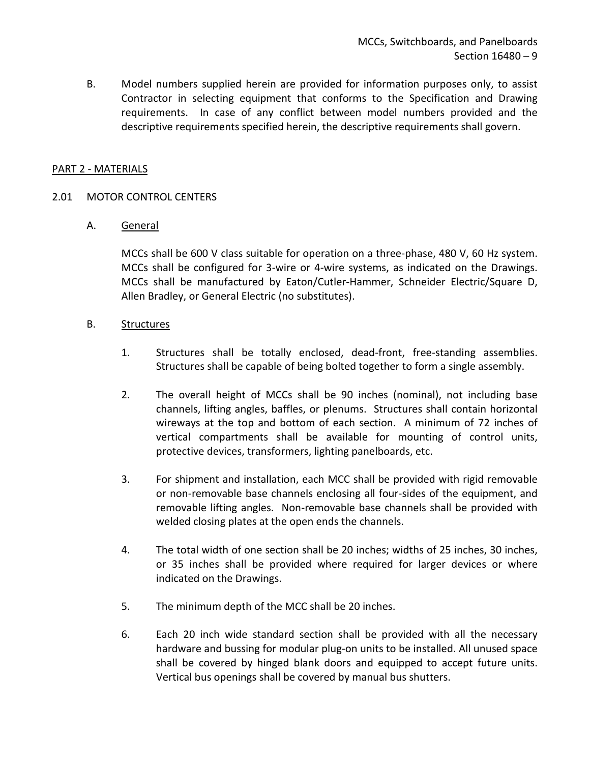B. Model numbers supplied herein are provided for information purposes only, to assist Contractor in selecting equipment that conforms to the Specification and Drawing requirements. In case of any conflict between model numbers provided and the descriptive requirements specified herein, the descriptive requirements shall govern.

## PART 2 - MATERIALS

### 2.01 MOTOR CONTROL CENTERS

A. General

MCCs shall be 600 V class suitable for operation on a three-phase, 480 V, 60 Hz system. MCCs shall be configured for 3-wire or 4-wire systems, as indicated on the Drawings. MCCs shall be manufactured by Eaton/Cutler-Hammer, Schneider Electric/Square D, Allen Bradley, or General Electric (no substitutes).

B. Structures

1. Structures shall be totally enclosed, dead-front, free-standing assemblies. Structures shall be capable of being bolted together to form a single assembly.

2. The overall height of MCCs shall be 90 inches (nominal), not including base channels, lifting angles, baffles, or plenums. Structures shall contain horizontal wireways at the top and bottom of each section. A minimum of 72 inches of vertical compartments shall be available for mounting of control units, protective devices, transformers, lighting panelboards, etc.

3. For shipment and installation, each MCC shall be provided with rigid removable or non-removable base channels enclosing all four-sides of the equipment, and removable lifting angles. Non-removable base channels shall be provided with welded closing plates at the open ends the channels.

4. The total width of one section shall be 20 inches; widths of 25 inches, 30 inches, or 35 inches shall be provided where required for larger devices or where indicated on the Drawings.

5. The minimum depth of the MCC shall be 20 inches.

6. Each 20 inch wide standard section shall be provided with all the necessary hardware and bussing for modular plug-on units to be installed. All unused space shall be covered by hinged blank doors and equipped to accept future units. Vertical bus openings shall be covered by manual bus shutters.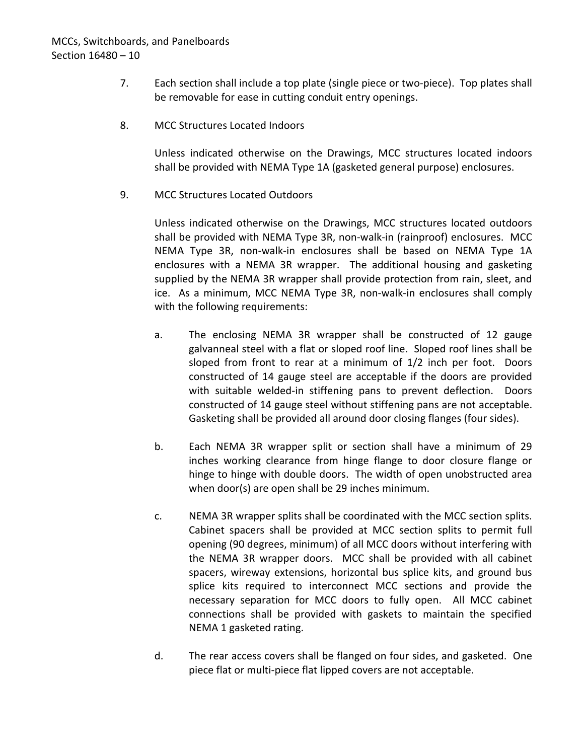7. Each section shall include a top plate (single piece or two-piece). Top plates shall be removable for ease in cutting conduit entry openings.

8. MCC Structures Located Indoors

   Unless indicated otherwise on the Drawings, MCC structures located indoors shall be provided with NEMA Type 1A (gasketed general purpose) enclosures.

9. MCC Structures Located Outdoors

   Unless indicated otherwise on the Drawings, MCC structures located outdoors shall be provided with NEMA Type 3R, non-walk-in (rainproof) enclosures. MCC NEMA Type 3R, non-walk-in enclosures shall be based on NEMA Type 1A enclosures with a NEMA 3R wrapper. The additional housing and gasketing supplied by the NEMA 3R wrapper shall provide protection from rain, sleet, and ice. As a minimum, MCC NEMA Type 3R, non-walk-in enclosures shall comply with the following requirements:

   a. The enclosing NEMA 3R wrapper shall be constructed of 12 gauge galvanneal steel with a flat or sloped roof line. Sloped roof lines shall be sloped from front to rear at a minimum of 1/2 inch per foot. Doors constructed of 14 gauge steel are acceptable if the doors are provided with suitable welded-in stiffening pans to prevent deflection. Doors constructed of 14 gauge steel without stiffening pans are not acceptable. Gasketing shall be provided all around door closing flanges (four sides).

   b. Each NEMA 3R wrapper split or section shall have a minimum of 29 inches working clearance from hinge flange to door closure flange or hinge to hinge with double doors. The width of open unobstructed area when door(s) are open shall be 29 inches minimum.

   c. NEMA 3R wrapper splits shall be coordinated with the MCC section splits. Cabinet spacers shall be provided at MCC section splits to permit full opening (90 degrees, minimum) of all MCC doors without interfering with the NEMA 3R wrapper doors. MCC shall be provided with all cabinet spacers, wireway extensions, horizontal bus splice kits, and ground bus splice kits required to interconnect MCC sections and provide the necessary separation for MCC doors to fully open. All MCC cabinet connections shall be provided with gaskets to maintain the specified NEMA 1 gasketed rating.

   d. The rear access covers shall be flanged on four sides, and gasketed. One piece flat or multi-piece flat lipped covers are not acceptable.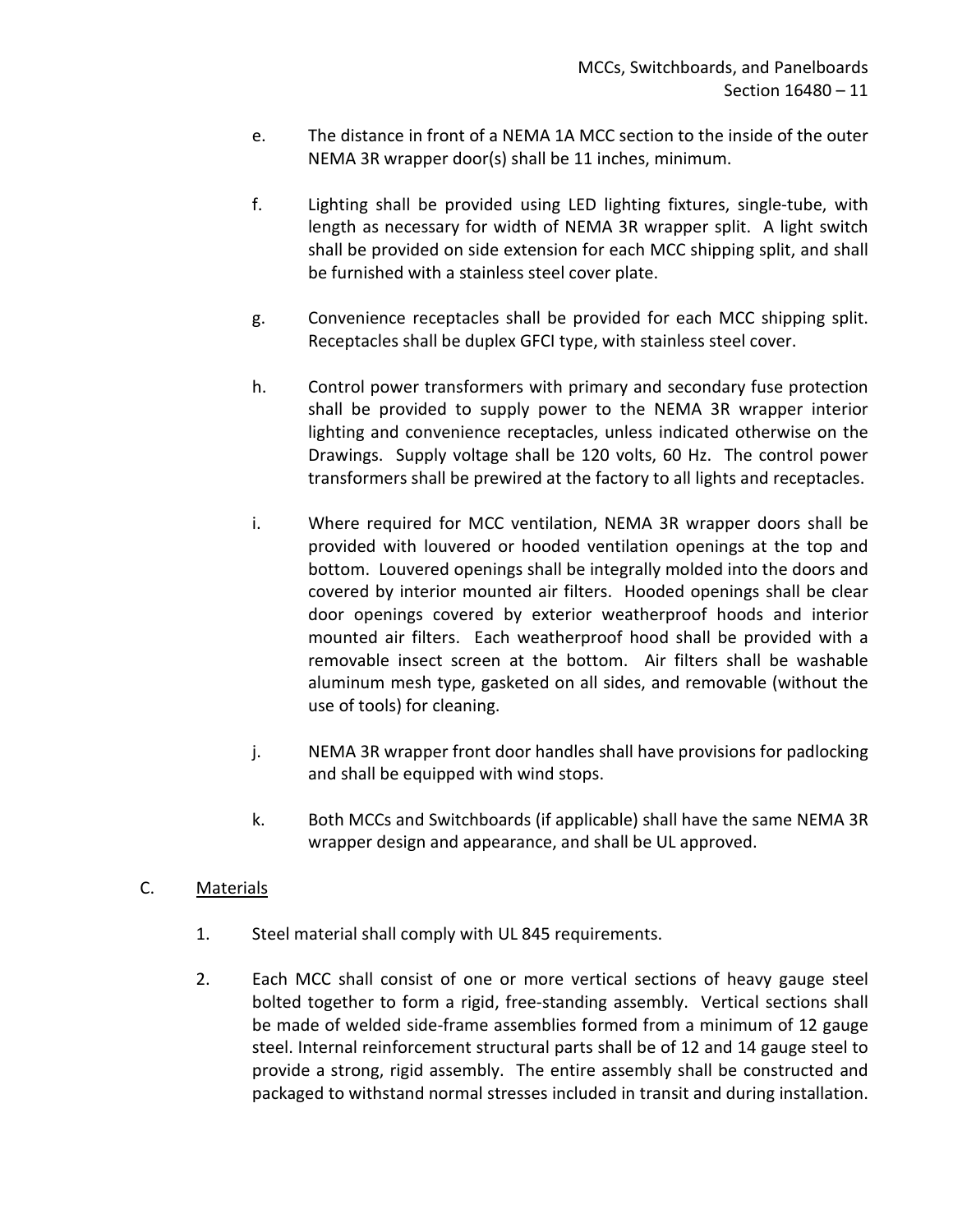e. The distance in front of a NEMA 1A MCC section to the inside of the outer NEMA 3R wrapper door(s) shall be 11 inches, minimum.

f. Lighting shall be provided using LED lighting fixtures, single-tube, with length as necessary for width of NEMA 3R wrapper split. A light switch shall be provided on side extension for each MCC shipping split, and shall be furnished with a stainless steel cover plate.

g. Convenience receptacles shall be provided for each MCC shipping split. Receptacles shall be duplex GFCI type, with stainless steel cover.

h. Control power transformers with primary and secondary fuse protection shall be provided to supply power to the NEMA 3R wrapper interior lighting and convenience receptacles, unless indicated otherwise on the Drawings. Supply voltage shall be 120 volts, 60 Hz. The control power transformers shall be prewired at the factory to all lights and receptacles.

i. Where required for MCC ventilation, NEMA 3R wrapper doors shall be provided with louvered or hooded ventilation openings at the top and bottom. Louvered openings shall be integrally molded into the doors and covered by interior mounted air filters. Hooded openings shall be clear door openings covered by exterior weatherproof hoods and interior mounted air filters. Each weatherproof hood shall be provided with a removable insect screen at the bottom. Air filters shall be washable aluminum mesh type, gasketed on all sides, and removable (without the use of tools) for cleaning.

j. NEMA 3R wrapper front door handles shall have provisions for padlocking and shall be equipped with wind stops.

k. Both MCCs and Switchboards (if applicable) shall have the same NEMA 3R wrapper design and appearance, and shall be UL approved.

C. <u>Materials</u>

1. Steel material shall comply with UL 845 requirements.

2. Each MCC shall consist of one or more vertical sections of heavy gauge steel bolted together to form a rigid, free-standing assembly. Vertical sections shall be made of welded side-frame assemblies formed from a minimum of 12 gauge steel. Internal reinforcement structural parts shall be of 12 and 14 gauge steel to provide a strong, rigid assembly. The entire assembly shall be constructed and packaged to withstand normal stresses included in transit and during installation.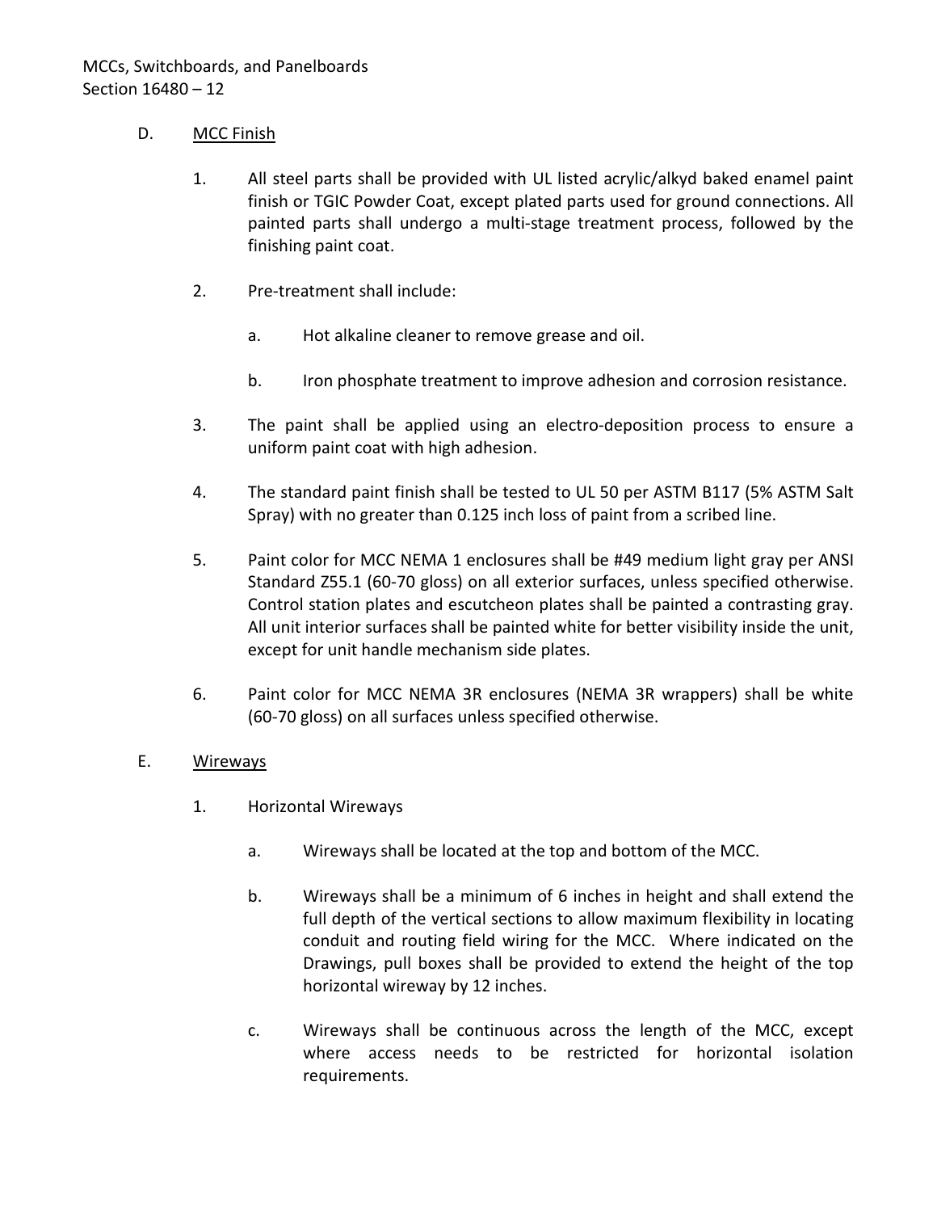D. <u>MCC Finish</u>

1. All steel parts shall be provided with UL listed acrylic/alkyd baked enamel paint finish or TGIC Powder Coat, except plated parts used for ground connections. All painted parts shall undergo a multi-stage treatment process, followed by the finishing paint coat.

2. Pre-treatment shall include:

   a. Hot alkaline cleaner to remove grease and oil.

   b. Iron phosphate treatment to improve adhesion and corrosion resistance.

3. The paint shall be applied using an electro-deposition process to ensure a uniform paint coat with high adhesion.

4. The standard paint finish shall be tested to UL 50 per ASTM B117 (5% ASTM Salt Spray) with no greater than 0.125 inch loss of paint from a scribed line.

5. Paint color for MCC NEMA 1 enclosures shall be #49 medium light gray per ANSI Standard Z55.1 (60-70 gloss) on all exterior surfaces, unless specified otherwise. Control station plates and escutcheon plates shall be painted a contrasting gray. All unit interior surfaces shall be painted white for better visibility inside the unit, except for unit handle mechanism side plates.

6. Paint color for MCC NEMA 3R enclosures (NEMA 3R wrappers) shall be white (60-70 gloss) on all surfaces unless specified otherwise.

E. <u>Wireways</u>

1. Horizontal Wireways

   a. Wireways shall be located at the top and bottom of the MCC.

   b. Wireways shall be a minimum of 6 inches in height and shall extend the full depth of the vertical sections to allow maximum flexibility in locating conduit and routing field wiring for the MCC. Where indicated on the Drawings, pull boxes shall be provided to extend the height of the top horizontal wireway by 12 inches.

   c. Wireways shall be continuous across the length of the MCC, except where access needs to be restricted for horizontal isolation requirements.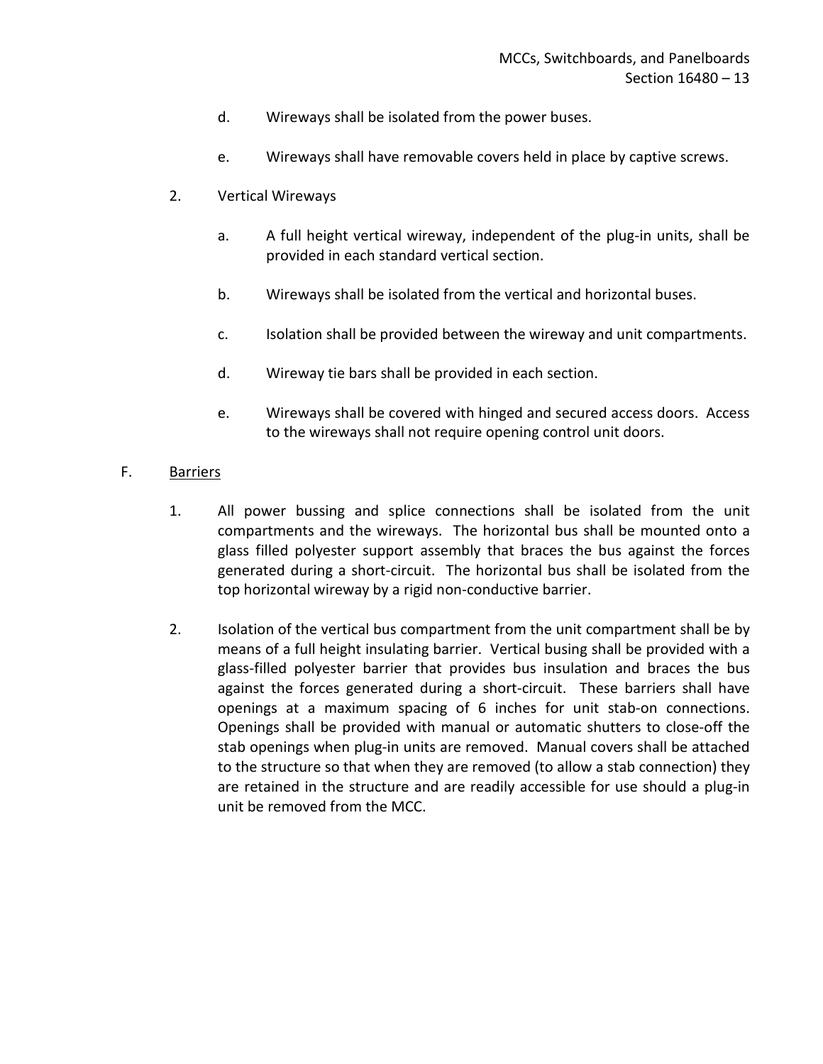d. Wireways shall be isolated from the power buses.

e. Wireways shall have removable covers held in place by captive screws.

2. Vertical Wireways

a. A full height vertical wireway, independent of the plug-in units, shall be provided in each standard vertical section.

b. Wireways shall be isolated from the vertical and horizontal buses.

c. Isolation shall be provided between the wireway and unit compartments.

d. Wireway tie bars shall be provided in each section.

e. Wireways shall be covered with hinged and secured access doors. Access to the wireways shall not require opening control unit doors.

F. Barriers

1. All power bussing and splice connections shall be isolated from the unit compartments and the wireways. The horizontal bus shall be mounted onto a glass filled polyester support assembly that braces the bus against the forces generated during a short-circuit. The horizontal bus shall be isolated from the top horizontal wireway by a rigid non-conductive barrier.

2. Isolation of the vertical bus compartment from the unit compartment shall be by means of a full height insulating barrier. Vertical busing shall be provided with a glass-filled polyester barrier that provides bus insulation and braces the bus against the forces generated during a short-circuit. These barriers shall have openings at a maximum spacing of 6 inches for unit stab-on connections. Openings shall be provided with manual or automatic shutters to close-off the stab openings when plug-in units are removed. Manual covers shall be attached to the structure so that when they are removed (to allow a stab connection) they are retained in the structure and are readily accessible for use should a plug-in unit be removed from the MCC.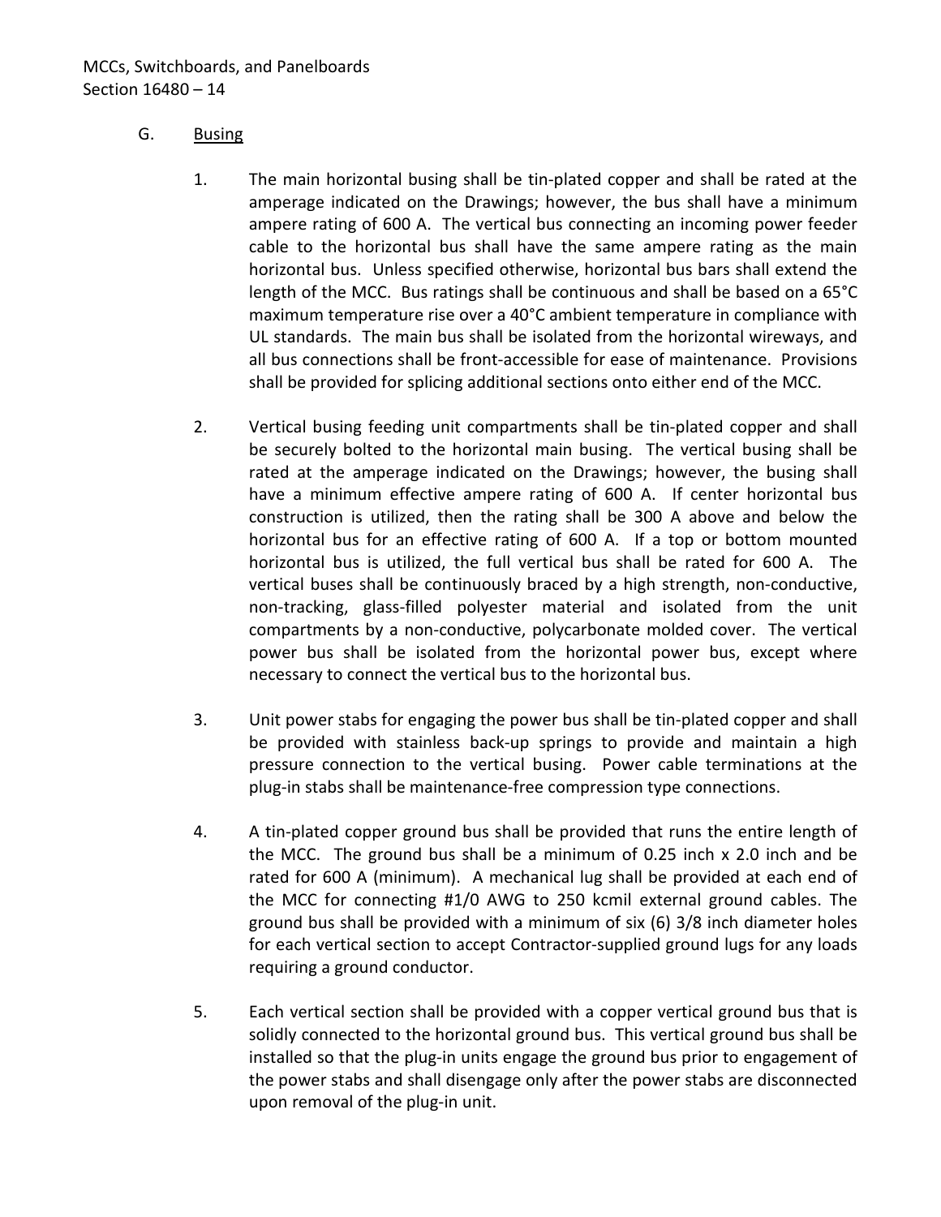G. Busing

1. The main horizontal busing shall be tin-plated copper and shall be rated at the amperage indicated on the Drawings; however, the bus shall have a minimum ampere rating of 600 A. The vertical bus connecting an incoming power feeder cable to the horizontal bus shall have the same ampere rating as the main horizontal bus. Unless specified otherwise, horizontal bus bars shall extend the length of the MCC. Bus ratings shall be continuous and shall be based on a 65°C maximum temperature rise over a 40°C ambient temperature in compliance with UL standards. The main bus shall be isolated from the horizontal wireways, and all bus connections shall be front-accessible for ease of maintenance. Provisions shall be provided for splicing additional sections onto either end of the MCC.

2. Vertical busing feeding unit compartments shall be tin-plated copper and shall be securely bolted to the horizontal main busing. The vertical busing shall be rated at the amperage indicated on the Drawings; however, the busing shall have a minimum effective ampere rating of 600 A. If center horizontal bus construction is utilized, then the rating shall be 300 A above and below the horizontal bus for an effective rating of 600 A. If a top or bottom mounted horizontal bus is utilized, the full vertical bus shall be rated for 600 A. The vertical buses shall be continuously braced by a high strength, non-conductive, non-tracking, glass-filled polyester material and isolated from the unit compartments by a non-conductive, polycarbonate molded cover. The vertical power bus shall be isolated from the horizontal power bus, except where necessary to connect the vertical bus to the horizontal bus.

3. Unit power stabs for engaging the power bus shall be tin-plated copper and shall be provided with stainless back-up springs to provide and maintain a high pressure connection to the vertical busing. Power cable terminations at the plug-in stabs shall be maintenance-free compression type connections.

4. A tin-plated copper ground bus shall be provided that runs the entire length of the MCC. The ground bus shall be a minimum of 0.25 inch x 2.0 inch and be rated for 600 A (minimum). A mechanical lug shall be provided at each end of the MCC for connecting #1/0 AWG to 250 kcmil external ground cables. The ground bus shall be provided with a minimum of six (6) 3/8 inch diameter holes for each vertical section to accept Contractor-supplied ground lugs for any loads requiring a ground conductor.

5. Each vertical section shall be provided with a copper vertical ground bus that is solidly connected to the horizontal ground bus. This vertical ground bus shall be installed so that the plug-in units engage the ground bus prior to engagement of the power stabs and shall disengage only after the power stabs are disconnected upon removal of the plug-in unit.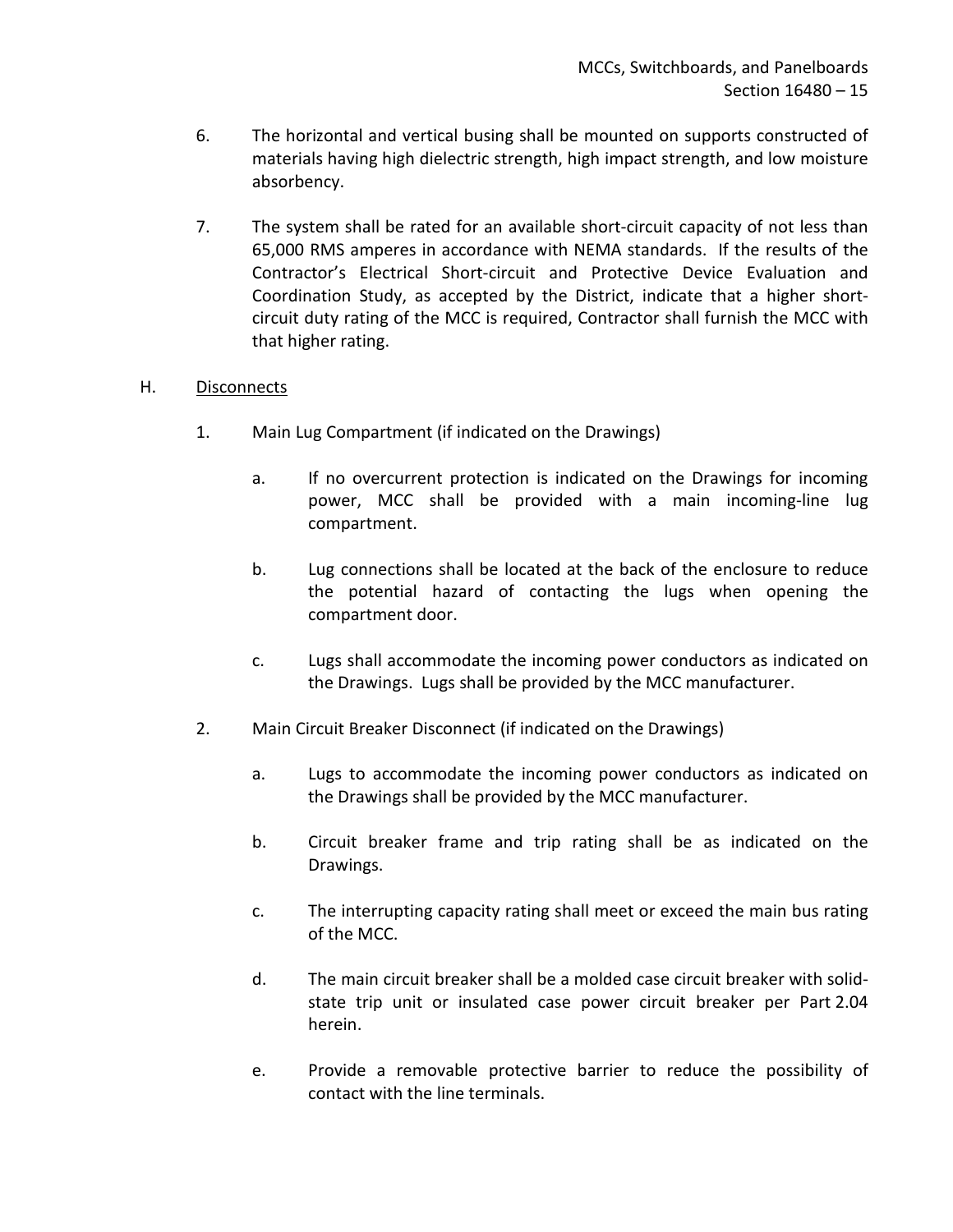6. The horizontal and vertical busing shall be mounted on supports constructed of materials having high dielectric strength, high impact strength, and low moisture absorbency.

7. The system shall be rated for an available short-circuit capacity of not less than 65,000 RMS amperes in accordance with NEMA standards. If the results of the Contractor's Electrical Short-circuit and Protective Device Evaluation and Coordination Study, as accepted by the District, indicate that a higher short-circuit duty rating of the MCC is required, Contractor shall furnish the MCC with that higher rating.

H. Disconnects

1. Main Lug Compartment (if indicated on the Drawings)

   a. If no overcurrent protection is indicated on the Drawings for incoming power, MCC shall be provided with a main incoming-line lug compartment.

   b. Lug connections shall be located at the back of the enclosure to reduce the potential hazard of contacting the lugs when opening the compartment door.

   c. Lugs shall accommodate the incoming power conductors as indicated on the Drawings. Lugs shall be provided by the MCC manufacturer.

2. Main Circuit Breaker Disconnect (if indicated on the Drawings)

   a. Lugs to accommodate the incoming power conductors as indicated on the Drawings shall be provided by the MCC manufacturer.

   b. Circuit breaker frame and trip rating shall be as indicated on the Drawings.

   c. The interrupting capacity rating shall meet or exceed the main bus rating of the MCC.

   d. The main circuit breaker shall be a molded case circuit breaker with solid-state trip unit or insulated case power circuit breaker per Part 2.04 herein.

   e. Provide a removable protective barrier to reduce the possibility of contact with the line terminals.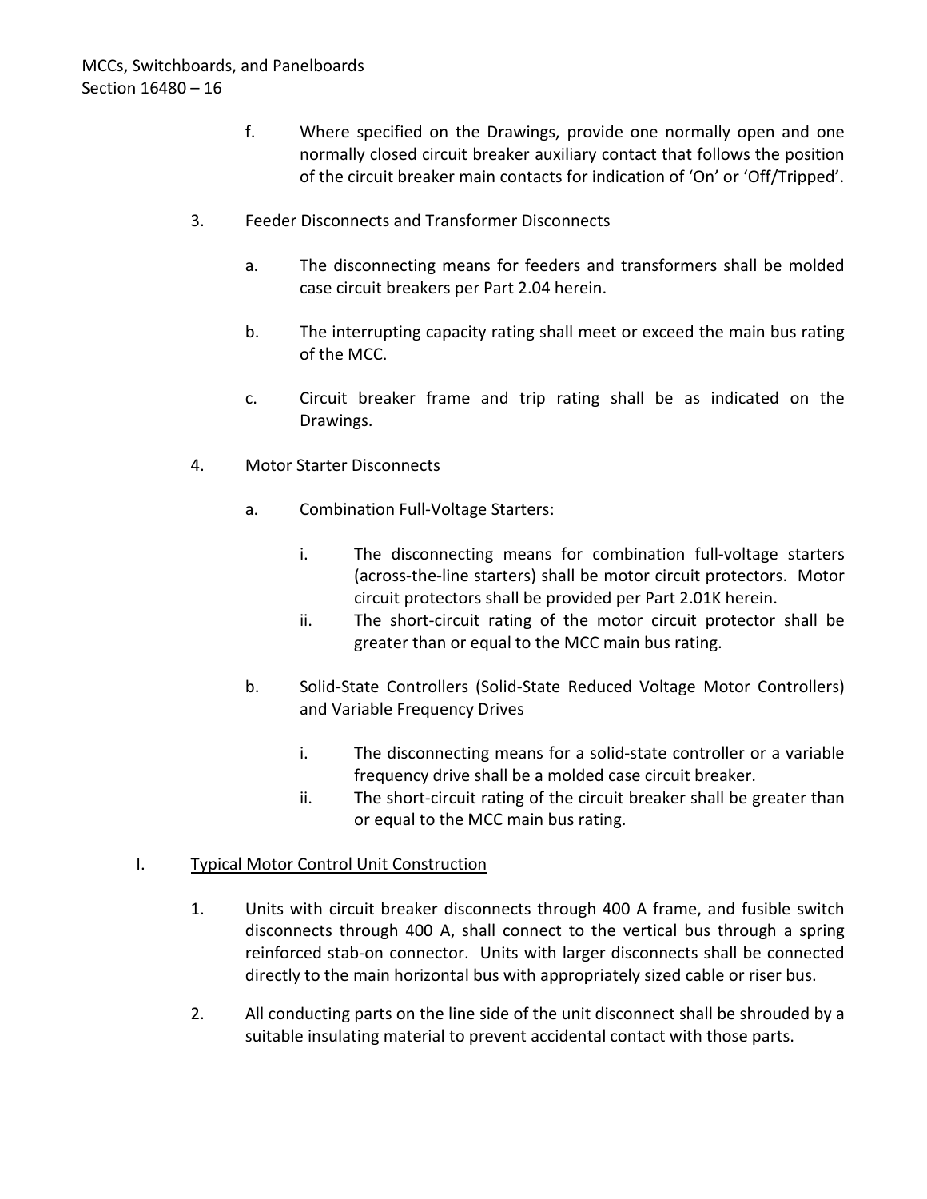f. Where specified on the Drawings, provide one normally open and one normally closed circuit breaker auxiliary contact that follows the position of the circuit breaker main contacts for indication of 'On' or 'Off/Tripped'.

3. Feeder Disconnects and Transformer Disconnects

   a. The disconnecting means for feeders and transformers shall be molded case circuit breakers per Part 2.04 herein.

   b. The interrupting capacity rating shall meet or exceed the main bus rating of the MCC.

   c. Circuit breaker frame and trip rating shall be as indicated on the Drawings.

4. Motor Starter Disconnects

   a. Combination Full-Voltage Starters:

      i. The disconnecting means for combination full-voltage starters (across-the-line starters) shall be motor circuit protectors. Motor circuit protectors shall be provided per Part 2.01K herein.
      ii. The short-circuit rating of the motor circuit protector shall be greater than or equal to the MCC main bus rating.

   b. Solid-State Controllers (Solid-State Reduced Voltage Motor Controllers) and Variable Frequency Drives

      i. The disconnecting means for a solid-state controller or a variable frequency drive shall be a molded case circuit breaker.
      ii. The short-circuit rating of the circuit breaker shall be greater than or equal to the MCC main bus rating.

I. <u>Typical Motor Control Unit Construction</u>

1. Units with circuit breaker disconnects through 400 A frame, and fusible switch disconnects through 400 A, shall connect to the vertical bus through a spring reinforced stab-on connector. Units with larger disconnects shall be connected directly to the main horizontal bus with appropriately sized cable or riser bus.

2. All conducting parts on the line side of the unit disconnect shall be shrouded by a suitable insulating material to prevent accidental contact with those parts.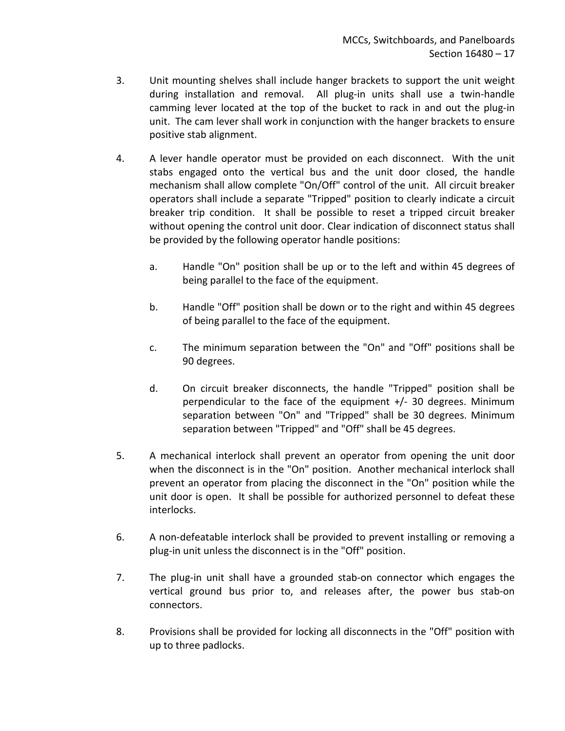3. Unit mounting shelves shall include hanger brackets to support the unit weight during installation and removal. All plug-in units shall use a twin-handle camming lever located at the top of the bucket to rack in and out the plug-in unit. The cam lever shall work in conjunction with the hanger brackets to ensure positive stab alignment.

4. A lever handle operator must be provided on each disconnect. With the unit stabs engaged onto the vertical bus and the unit door closed, the handle mechanism shall allow complete "On/Off" control of the unit. All circuit breaker operators shall include a separate "Tripped" position to clearly indicate a circuit breaker trip condition. It shall be possible to reset a tripped circuit breaker without opening the control unit door. Clear indication of disconnect status shall be provided by the following operator handle positions:

   a. Handle "On" position shall be up or to the left and within 45 degrees of being parallel to the face of the equipment.

   b. Handle "Off" position shall be down or to the right and within 45 degrees of being parallel to the face of the equipment.

   c. The minimum separation between the "On" and "Off" positions shall be 90 degrees.

   d. On circuit breaker disconnects, the handle "Tripped" position shall be perpendicular to the face of the equipment +/- 30 degrees. Minimum separation between "On" and "Tripped" shall be 30 degrees. Minimum separation between "Tripped" and "Off" shall be 45 degrees.

5. A mechanical interlock shall prevent an operator from opening the unit door when the disconnect is in the "On" position. Another mechanical interlock shall prevent an operator from placing the disconnect in the "On" position while the unit door is open. It shall be possible for authorized personnel to defeat these interlocks.

6. A non-defeatable interlock shall be provided to prevent installing or removing a plug-in unit unless the disconnect is in the "Off" position.

7. The plug-in unit shall have a grounded stab-on connector which engages the vertical ground bus prior to, and releases after, the power bus stab-on connectors.

8. Provisions shall be provided for locking all disconnects in the "Off" position with up to three padlocks.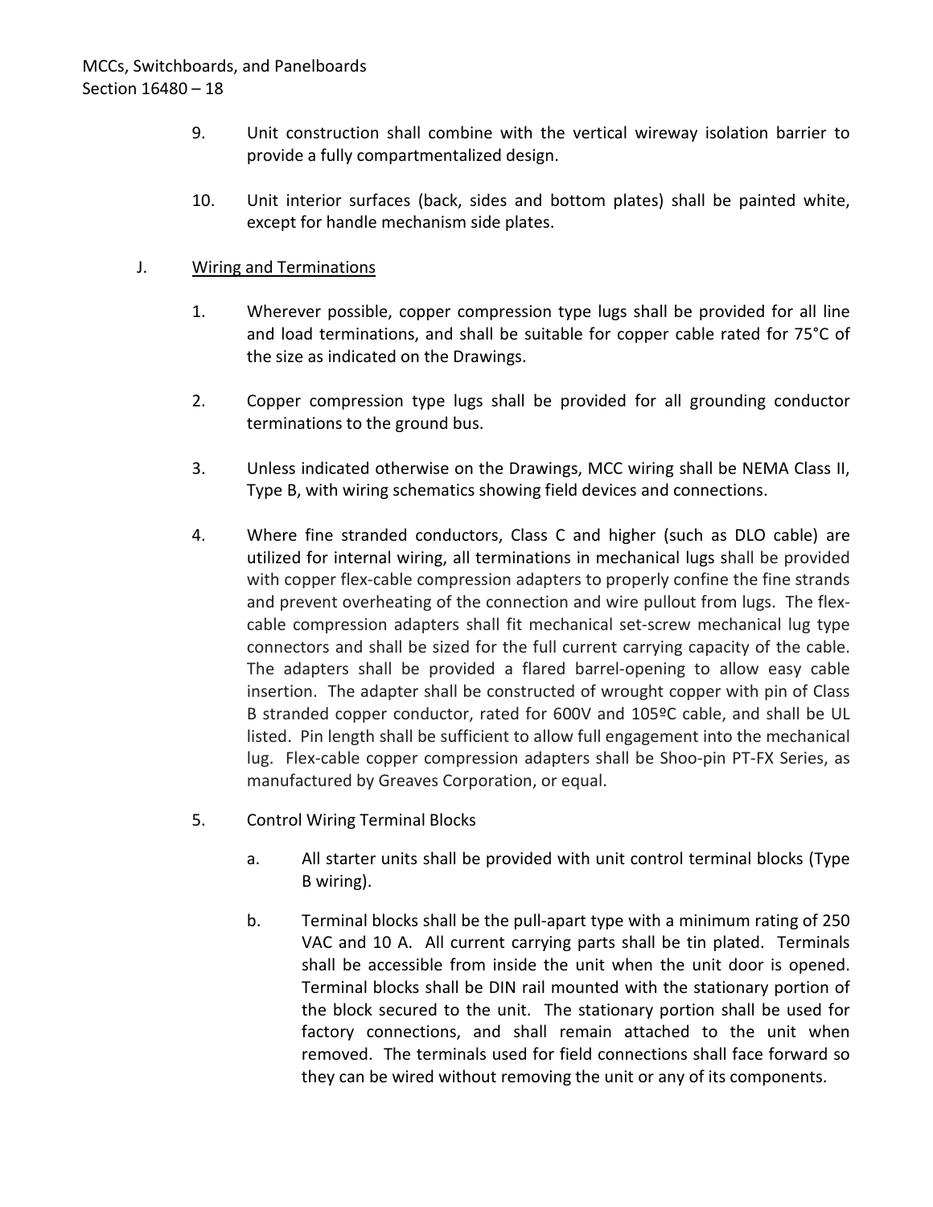9. Unit construction shall combine with the vertical wireway isolation barrier to provide a fully compartmentalized design.

10. Unit interior surfaces (back, sides and bottom plates) shall be painted white, except for handle mechanism side plates.

J. Wiring and Terminations

1. Wherever possible, copper compression type lugs shall be provided for all line and load terminations, and shall be suitable for copper cable rated for 75°C of the size as indicated on the Drawings.

2. Copper compression type lugs shall be provided for all grounding conductor terminations to the ground bus.

3. Unless indicated otherwise on the Drawings, MCC wiring shall be NEMA Class II, Type B, with wiring schematics showing field devices and connections.

4. Where fine stranded conductors, Class C and higher (such as DLO cable) are utilized for internal wiring, all terminations in mechanical lugs shall be provided with copper flex-cable compression adapters to properly confine the fine strands and prevent overheating of the connection and wire pullout from lugs. The flex-cable compression adapters shall fit mechanical set-screw mechanical lug type connectors and shall be sized for the full current carrying capacity of the cable. The adapters shall be provided a flared barrel-opening to allow easy cable insertion. The adapter shall be constructed of wrought copper with pin of Class B stranded copper conductor, rated for 600V and 105ºC cable, and shall be UL listed. Pin length shall be sufficient to allow full engagement into the mechanical lug. Flex-cable copper compression adapters shall be Shoo-pin PT-FX Series, as manufactured by Greaves Corporation, or equal.

5. Control Wiring Terminal Blocks

   a. All starter units shall be provided with unit control terminal blocks (Type B wiring).

   b. Terminal blocks shall be the pull-apart type with a minimum rating of 250 VAC and 10 A. All current carrying parts shall be tin plated. Terminals shall be accessible from inside the unit when the unit door is opened. Terminal blocks shall be DIN rail mounted with the stationary portion of the block secured to the unit. The stationary portion shall be used for factory connections, and shall remain attached to the unit when removed. The terminals used for field connections shall face forward so they can be wired without removing the unit or any of its components.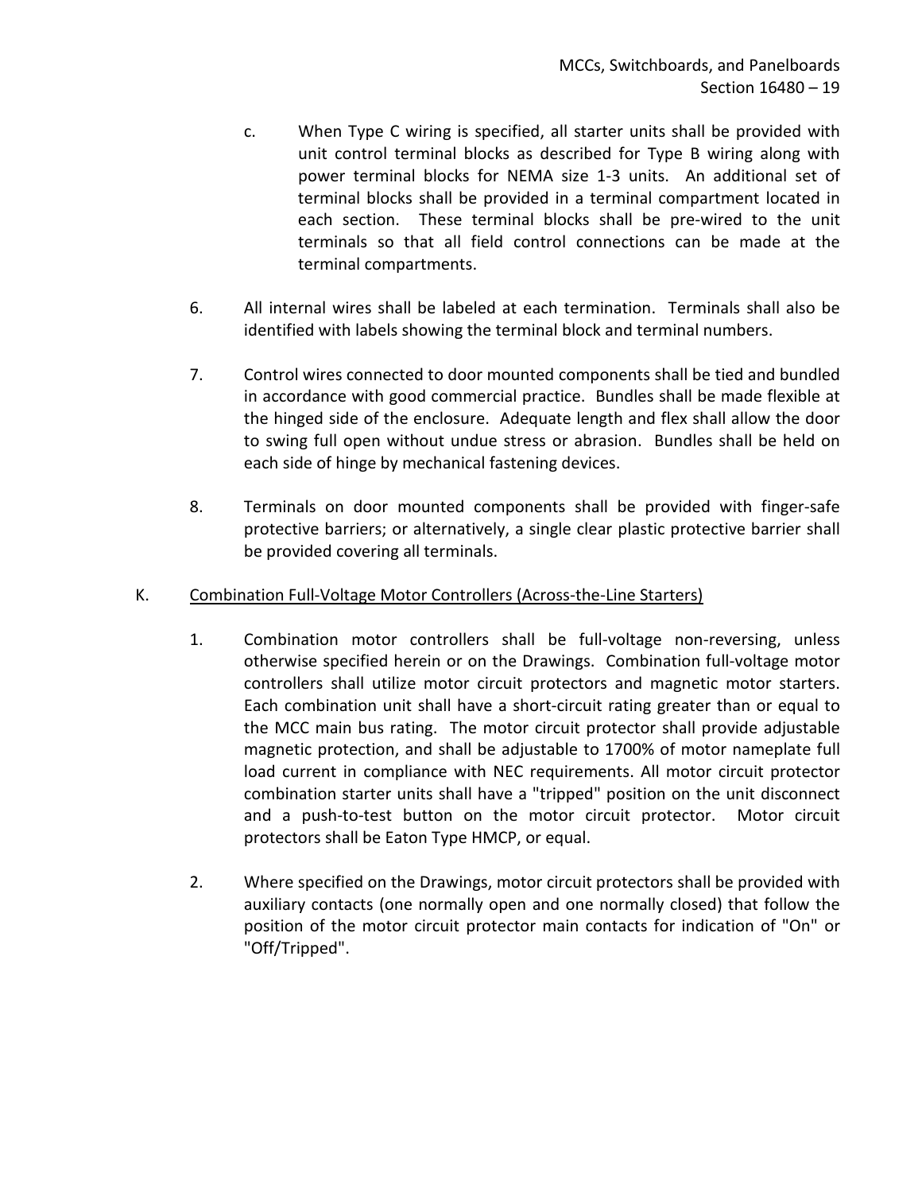c. When Type C wiring is specified, all starter units shall be provided with unit control terminal blocks as described for Type B wiring along with power terminal blocks for NEMA size 1-3 units. An additional set of terminal blocks shall be provided in a terminal compartment located in each section. These terminal blocks shall be pre-wired to the unit terminals so that all field control connections can be made at the terminal compartments.

6. All internal wires shall be labeled at each termination. Terminals shall also be identified with labels showing the terminal block and terminal numbers.

7. Control wires connected to door mounted components shall be tied and bundled in accordance with good commercial practice. Bundles shall be made flexible at the hinged side of the enclosure. Adequate length and flex shall allow the door to swing full open without undue stress or abrasion. Bundles shall be held on each side of hinge by mechanical fastening devices.

8. Terminals on door mounted components shall be provided with finger-safe protective barriers; or alternatively, a single clear plastic protective barrier shall be provided covering all terminals.

K. <u>Combination Full-Voltage Motor Controllers (Across-the-Line Starters)</u>

1. Combination motor controllers shall be full-voltage non-reversing, unless otherwise specified herein or on the Drawings. Combination full-voltage motor controllers shall utilize motor circuit protectors and magnetic motor starters. Each combination unit shall have a short-circuit rating greater than or equal to the MCC main bus rating. The motor circuit protector shall provide adjustable magnetic protection, and shall be adjustable to 1700% of motor nameplate full load current in compliance with NEC requirements. All motor circuit protector combination starter units shall have a "tripped" position on the unit disconnect and a push-to-test button on the motor circuit protector. Motor circuit protectors shall be Eaton Type HMCP, or equal.

2. Where specified on the Drawings, motor circuit protectors shall be provided with auxiliary contacts (one normally open and one normally closed) that follow the position of the motor circuit protector main contacts for indication of "On" or "Off/Tripped".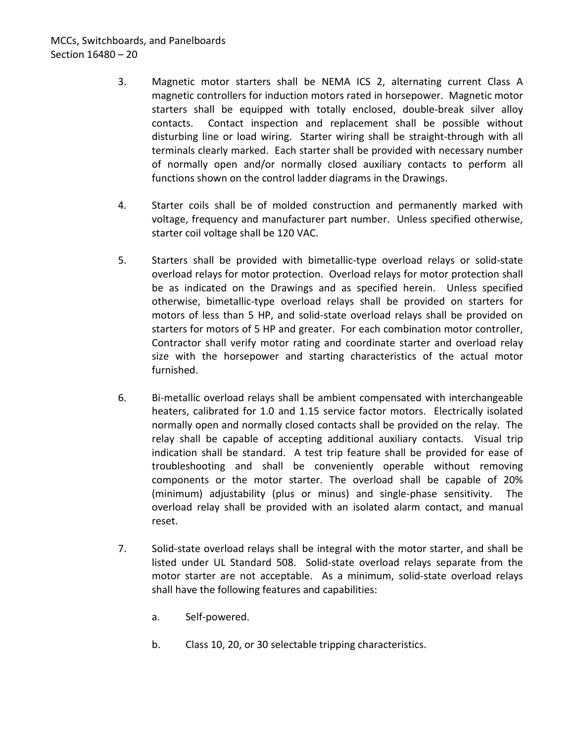3. Magnetic motor starters shall be NEMA ICS 2, alternating current Class A magnetic controllers for induction motors rated in horsepower. Magnetic motor starters shall be equipped with totally enclosed, double-break silver alloy contacts. Contact inspection and replacement shall be possible without disturbing line or load wiring. Starter wiring shall be straight-through with all terminals clearly marked. Each starter shall be provided with necessary number of normally open and/or normally closed auxiliary contacts to perform all functions shown on the control ladder diagrams in the Drawings.

4. Starter coils shall be of molded construction and permanently marked with voltage, frequency and manufacturer part number. Unless specified otherwise, starter coil voltage shall be 120 VAC.

5. Starters shall be provided with bimetallic-type overload relays or solid-state overload relays for motor protection. Overload relays for motor protection shall be as indicated on the Drawings and as specified herein. Unless specified otherwise, bimetallic-type overload relays shall be provided on starters for motors of less than 5 HP, and solid-state overload relays shall be provided on starters for motors of 5 HP and greater. For each combination motor controller, Contractor shall verify motor rating and coordinate starter and overload relay size with the horsepower and starting characteristics of the actual motor furnished.

6. Bi-metallic overload relays shall be ambient compensated with interchangeable heaters, calibrated for 1.0 and 1.15 service factor motors. Electrically isolated normally open and normally closed contacts shall be provided on the relay. The relay shall be capable of accepting additional auxiliary contacts. Visual trip indication shall be standard. A test trip feature shall be provided for ease of troubleshooting and shall be conveniently operable without removing components or the motor starter. The overload shall be capable of 20% (minimum) adjustability (plus or minus) and single-phase sensitivity. The overload relay shall be provided with an isolated alarm contact, and manual reset.

7. Solid-state overload relays shall be integral with the motor starter, and shall be listed under UL Standard 508. Solid-state overload relays separate from the motor starter are not acceptable. As a minimum, solid-state overload relays shall have the following features and capabilities:

   a. Self-powered.

   b. Class 10, 20, or 30 selectable tripping characteristics.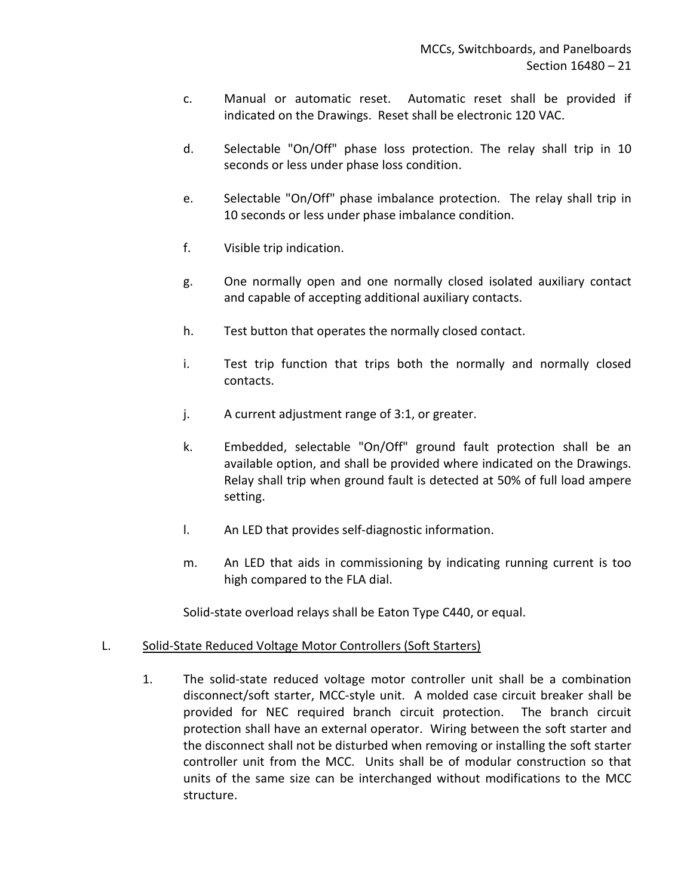c. Manual or automatic reset. Automatic reset shall be provided if indicated on the Drawings. Reset shall be electronic 120 VAC.

d. Selectable "On/Off" phase loss protection. The relay shall trip in 10 seconds or less under phase loss condition.

e. Selectable "On/Off" phase imbalance protection. The relay shall trip in 10 seconds or less under phase imbalance condition.

f. Visible trip indication.

g. One normally open and one normally closed isolated auxiliary contact and capable of accepting additional auxiliary contacts.

h. Test button that operates the normally closed contact.

i. Test trip function that trips both the normally and normally closed contacts.

j. A current adjustment range of 3:1, or greater.

k. Embedded, selectable "On/Off" ground fault protection shall be an available option, and shall be provided where indicated on the Drawings. Relay shall trip when ground fault is detected at 50% of full load ampere setting.

l. An LED that provides self-diagnostic information.

m. An LED that aids in commissioning by indicating running current is too high compared to the FLA dial.

Solid-state overload relays shall be Eaton Type C440, or equal.

L. Solid-State Reduced Voltage Motor Controllers (Soft Starters)

1. The solid-state reduced voltage motor controller unit shall be a combination disconnect/soft starter, MCC-style unit. A molded case circuit breaker shall be provided for NEC required branch circuit protection. The branch circuit protection shall have an external operator. Wiring between the soft starter and the disconnect shall not be disturbed when removing or installing the soft starter controller unit from the MCC. Units shall be of modular construction so that units of the same size can be interchanged without modifications to the MCC structure.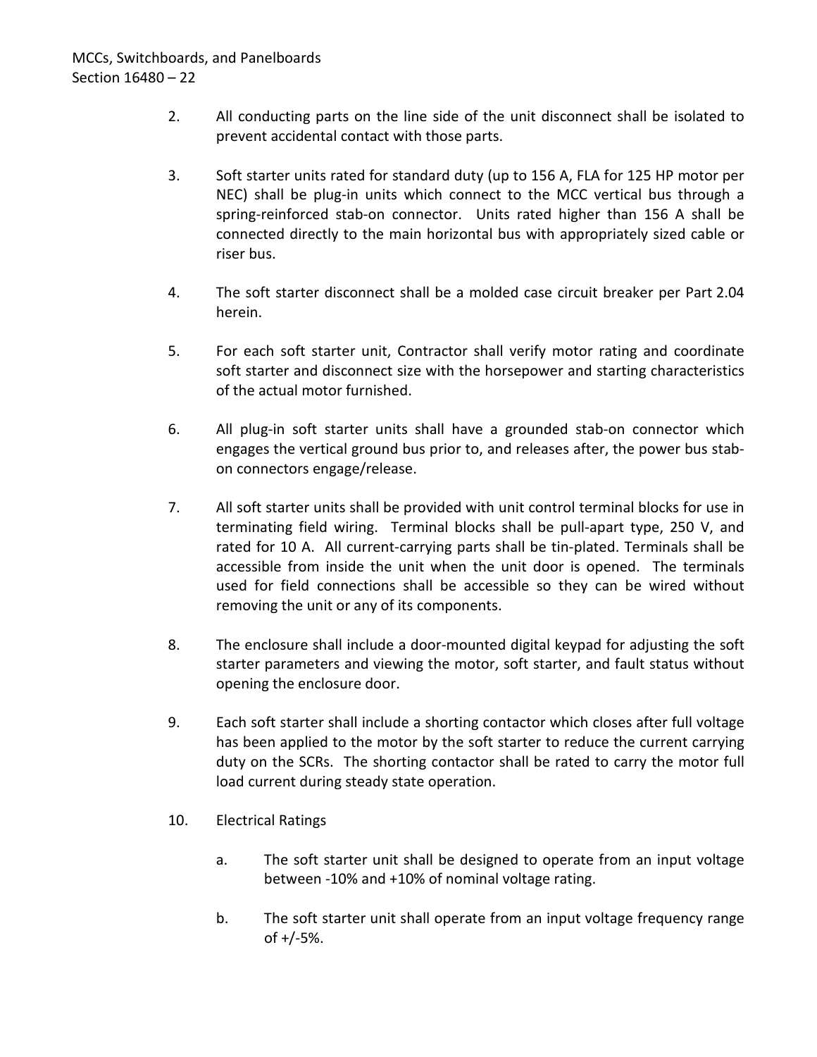2. All conducting parts on the line side of the unit disconnect shall be isolated to prevent accidental contact with those parts.

3. Soft starter units rated for standard duty (up to 156 A, FLA for 125 HP motor per NEC) shall be plug-in units which connect to the MCC vertical bus through a spring-reinforced stab-on connector. Units rated higher than 156 A shall be connected directly to the main horizontal bus with appropriately sized cable or riser bus.

4. The soft starter disconnect shall be a molded case circuit breaker per Part 2.04 herein.

5. For each soft starter unit, Contractor shall verify motor rating and coordinate soft starter and disconnect size with the horsepower and starting characteristics of the actual motor furnished.

6. All plug-in soft starter units shall have a grounded stab-on connector which engages the vertical ground bus prior to, and releases after, the power bus stab-on connectors engage/release.

7. All soft starter units shall be provided with unit control terminal blocks for use in terminating field wiring. Terminal blocks shall be pull-apart type, 250 V, and rated for 10 A. All current-carrying parts shall be tin-plated. Terminals shall be accessible from inside the unit when the unit door is opened. The terminals used for field connections shall be accessible so they can be wired without removing the unit or any of its components.

8. The enclosure shall include a door-mounted digital keypad for adjusting the soft starter parameters and viewing the motor, soft starter, and fault status without opening the enclosure door.

9. Each soft starter shall include a shorting contactor which closes after full voltage has been applied to the motor by the soft starter to reduce the current carrying duty on the SCRs. The shorting contactor shall be rated to carry the motor full load current during steady state operation.

10. Electrical Ratings

    a. The soft starter unit shall be designed to operate from an input voltage between -10% and +10% of nominal voltage rating.

    b. The soft starter unit shall operate from an input voltage frequency range of +/-5%.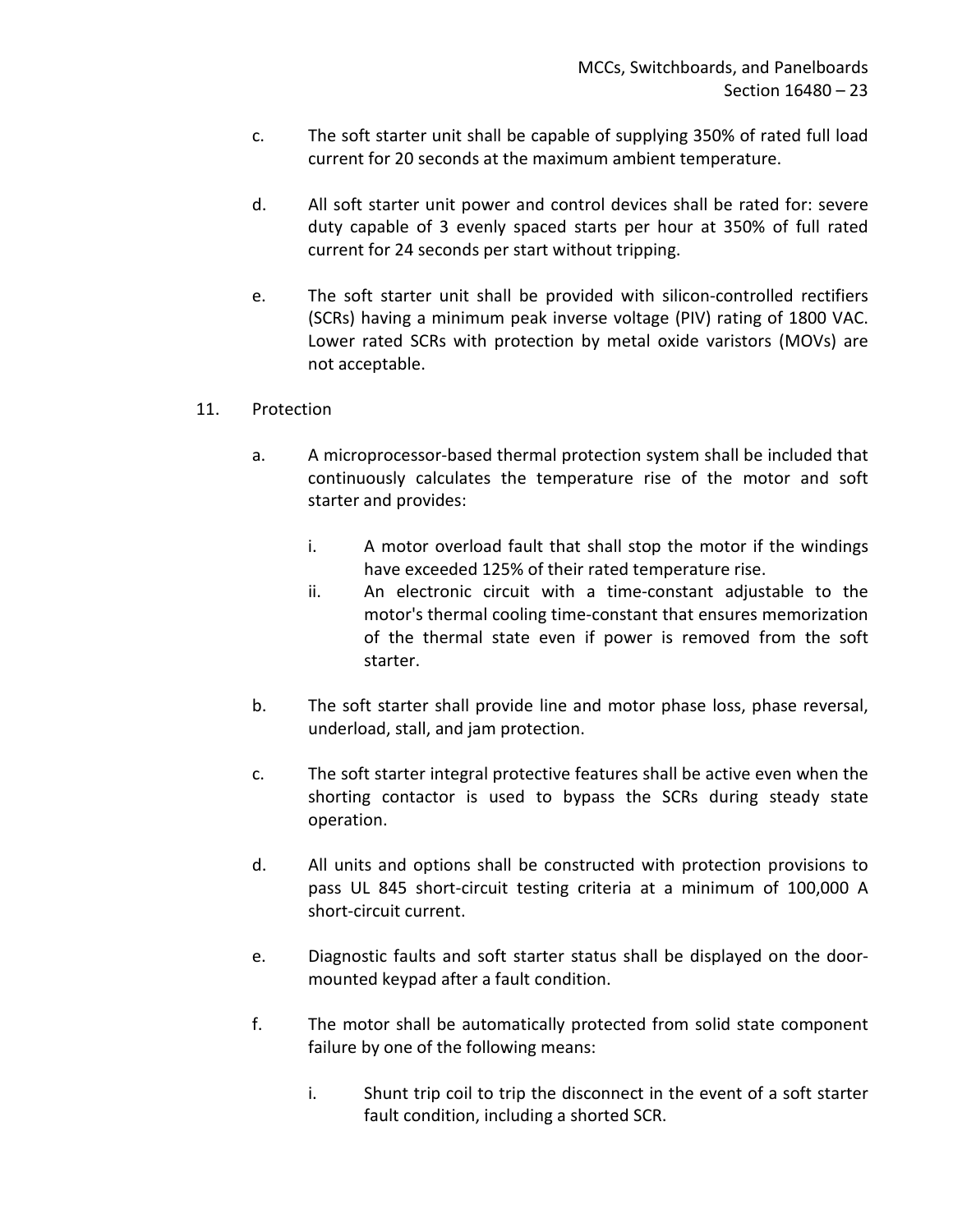c. The soft starter unit shall be capable of supplying 350% of rated full load current for 20 seconds at the maximum ambient temperature.

d. All soft starter unit power and control devices shall be rated for: severe duty capable of 3 evenly spaced starts per hour at 350% of full rated current for 24 seconds per start without tripping.

e. The soft starter unit shall be provided with silicon-controlled rectifiers (SCRs) having a minimum peak inverse voltage (PIV) rating of 1800 VAC. Lower rated SCRs with protection by metal oxide varistors (MOVs) are not acceptable.

11. Protection

    a. A microprocessor-based thermal protection system shall be included that continuously calculates the temperature rise of the motor and soft starter and provides:

        i. A motor overload fault that shall stop the motor if the windings have exceeded 125% of their rated temperature rise.
        ii. An electronic circuit with a time-constant adjustable to the motor's thermal cooling time-constant that ensures memorization of the thermal state even if power is removed from the soft starter.

    b. The soft starter shall provide line and motor phase loss, phase reversal, underload, stall, and jam protection.

    c. The soft starter integral protective features shall be active even when the shorting contactor is used to bypass the SCRs during steady state operation.

    d. All units and options shall be constructed with protection provisions to pass UL 845 short-circuit testing criteria at a minimum of 100,000 A short-circuit current.

    e. Diagnostic faults and soft starter status shall be displayed on the door-mounted keypad after a fault condition.

    f. The motor shall be automatically protected from solid state component failure by one of the following means:

        i. Shunt trip coil to trip the disconnect in the event of a soft starter fault condition, including a shorted SCR.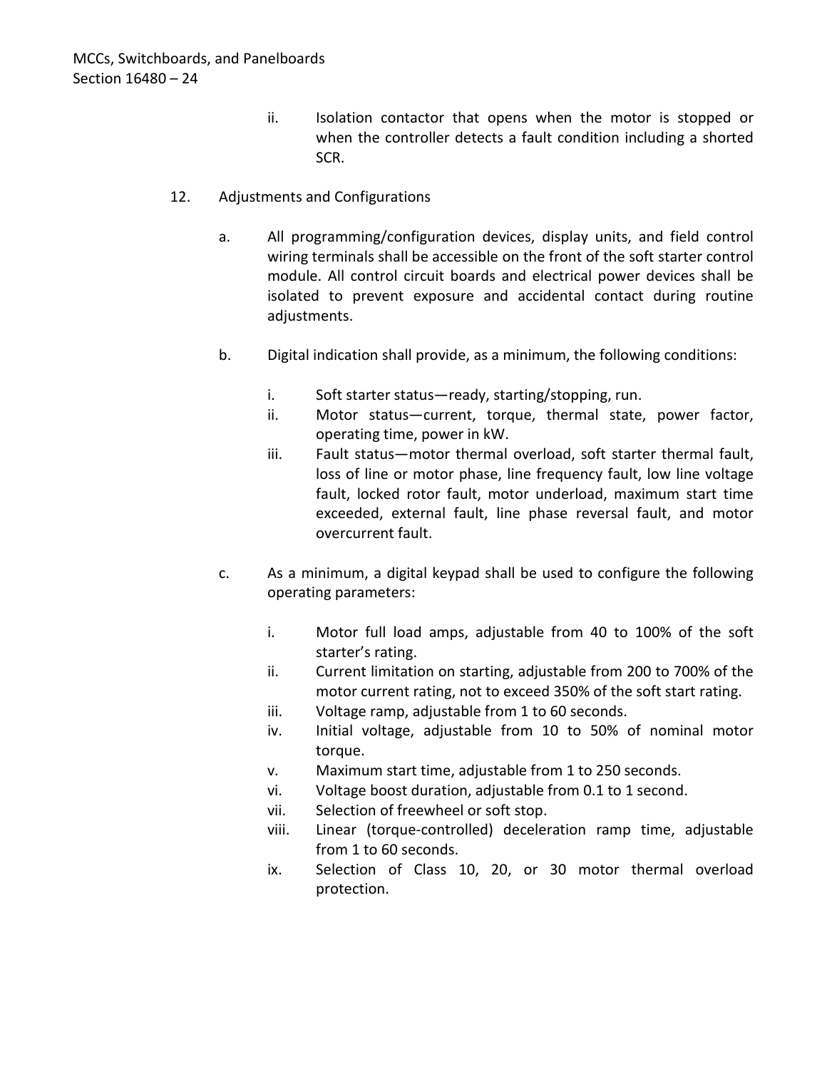ii. Isolation contactor that opens when the motor is stopped or when the controller detects a fault condition including a shorted SCR.

12. Adjustments and Configurations

    a. All programming/configuration devices, display units, and field control wiring terminals shall be accessible on the front of the soft starter control module. All control circuit boards and electrical power devices shall be isolated to prevent exposure and accidental contact during routine adjustments.

    b. Digital indication shall provide, as a minimum, the following conditions:

        i. Soft starter status—ready, starting/stopping, run.
        ii. Motor status—current, torque, thermal state, power factor, operating time, power in kW.
        iii. Fault status—motor thermal overload, soft starter thermal fault, loss of line or motor phase, line frequency fault, low line voltage fault, locked rotor fault, motor underload, maximum start time exceeded, external fault, line phase reversal fault, and motor overcurrent fault.

    c. As a minimum, a digital keypad shall be used to configure the following operating parameters:

        i. Motor full load amps, adjustable from 40 to 100% of the soft starter's rating.
        ii. Current limitation on starting, adjustable from 200 to 700% of the motor current rating, not to exceed 350% of the soft start rating.
        iii. Voltage ramp, adjustable from 1 to 60 seconds.
        iv. Initial voltage, adjustable from 10 to 50% of nominal motor torque.
        v. Maximum start time, adjustable from 1 to 250 seconds.
        vi. Voltage boost duration, adjustable from 0.1 to 1 second.
        vii. Selection of freewheel or soft stop.
        viii. Linear (torque-controlled) deceleration ramp time, adjustable from 1 to 60 seconds.
        ix. Selection of Class 10, 20, or 30 motor thermal overload protection.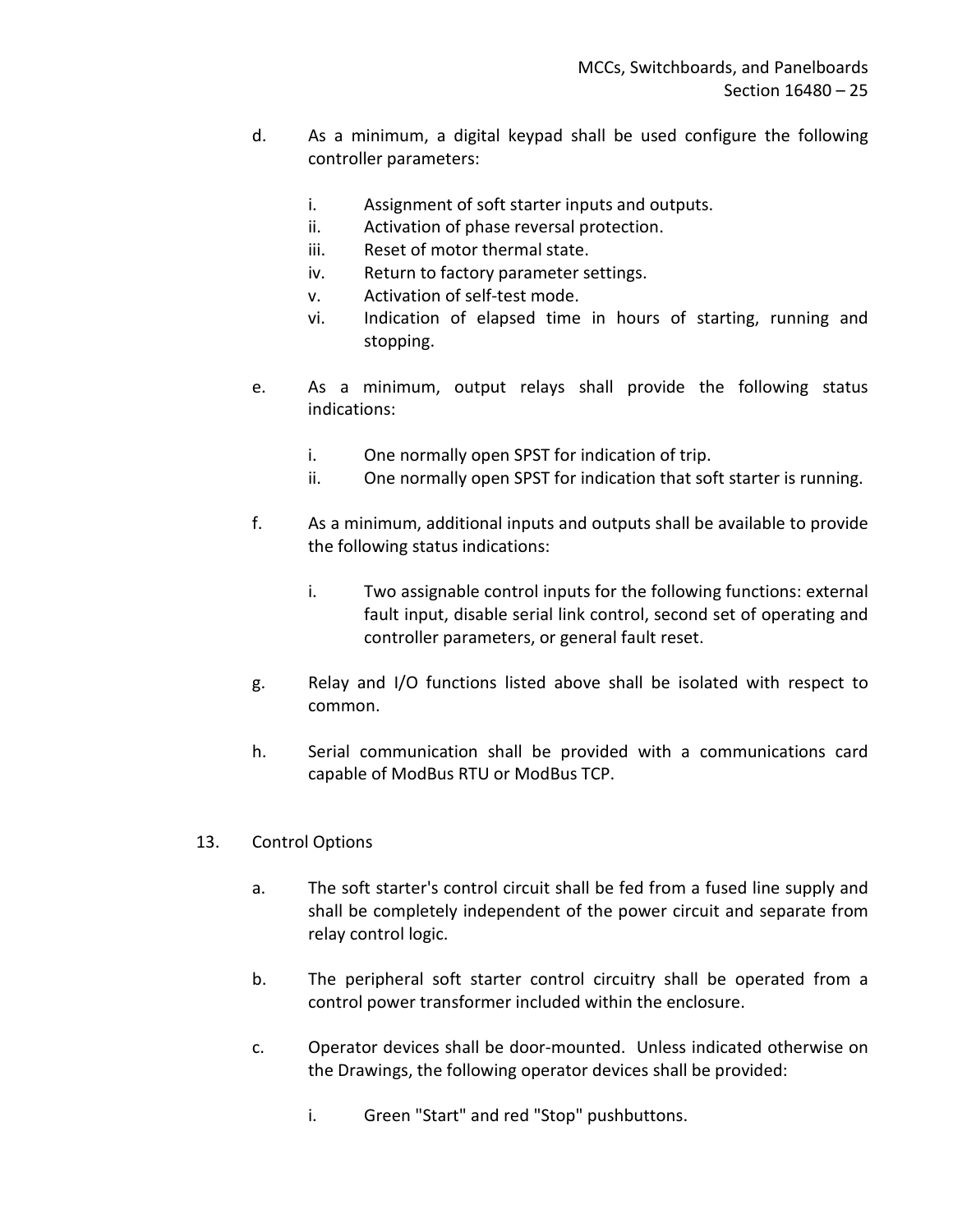d. As a minimum, a digital keypad shall be used configure the following controller parameters:

    i. Assignment of soft starter inputs and outputs.
    ii. Activation of phase reversal protection.
    iii. Reset of motor thermal state.
    iv. Return to factory parameter settings.
    v. Activation of self-test mode.
    vi. Indication of elapsed time in hours of starting, running and stopping.

e. As a minimum, output relays shall provide the following status indications:

    i. One normally open SPST for indication of trip.
    ii. One normally open SPST for indication that soft starter is running.

f. As a minimum, additional inputs and outputs shall be available to provide the following status indications:

    i. Two assignable control inputs for the following functions: external fault input, disable serial link control, second set of operating and controller parameters, or general fault reset.

g. Relay and I/O functions listed above shall be isolated with respect to common.

h. Serial communication shall be provided with a communications card capable of ModBus RTU or ModBus TCP.

13. Control Options

    a. The soft starter's control circuit shall be fed from a fused line supply and shall be completely independent of the power circuit and separate from relay control logic.

    b. The peripheral soft starter control circuitry shall be operated from a control power transformer included within the enclosure.

    c. Operator devices shall be door-mounted. Unless indicated otherwise on the Drawings, the following operator devices shall be provided:

        i. Green "Start" and red "Stop" pushbuttons.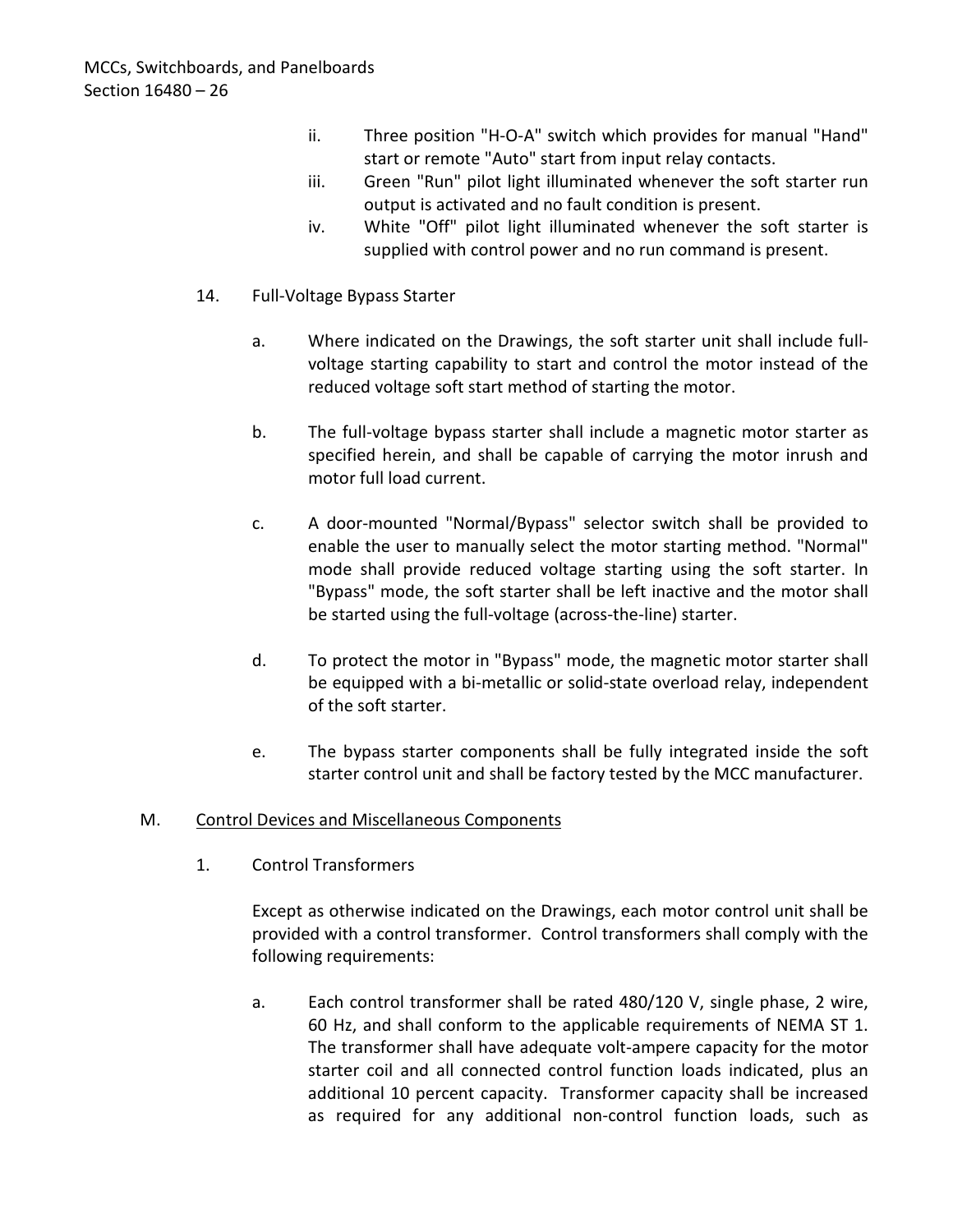ii. Three position "H-O-A" switch which provides for manual "Hand" start or remote "Auto" start from input relay contacts.

iii. Green "Run" pilot light illuminated whenever the soft starter run output is activated and no fault condition is present.

iv. White "Off" pilot light illuminated whenever the soft starter is supplied with control power and no run command is present.

14. Full-Voltage Bypass Starter

a. Where indicated on the Drawings, the soft starter unit shall include full-voltage starting capability to start and control the motor instead of the reduced voltage soft start method of starting the motor.

b. The full-voltage bypass starter shall include a magnetic motor starter as specified herein, and shall be capable of carrying the motor inrush and motor full load current.

c. A door-mounted "Normal/Bypass" selector switch shall be provided to enable the user to manually select the motor starting method. "Normal" mode shall provide reduced voltage starting using the soft starter. In "Bypass" mode, the soft starter shall be left inactive and the motor shall be started using the full-voltage (across-the-line) starter.

d. To protect the motor in "Bypass" mode, the magnetic motor starter shall be equipped with a bi-metallic or solid-state overload relay, independent of the soft starter.

e. The bypass starter components shall be fully integrated inside the soft starter control unit and shall be factory tested by the MCC manufacturer.

M. Control Devices and Miscellaneous Components

1. Control Transformers

Except as otherwise indicated on the Drawings, each motor control unit shall be provided with a control transformer. Control transformers shall comply with the following requirements:

a. Each control transformer shall be rated 480/120 V, single phase, 2 wire, 60 Hz, and shall conform to the applicable requirements of NEMA ST 1. The transformer shall have adequate volt-ampere capacity for the motor starter coil and all connected control function loads indicated, plus an additional 10 percent capacity. Transformer capacity shall be increased as required for any additional non-control function loads, such as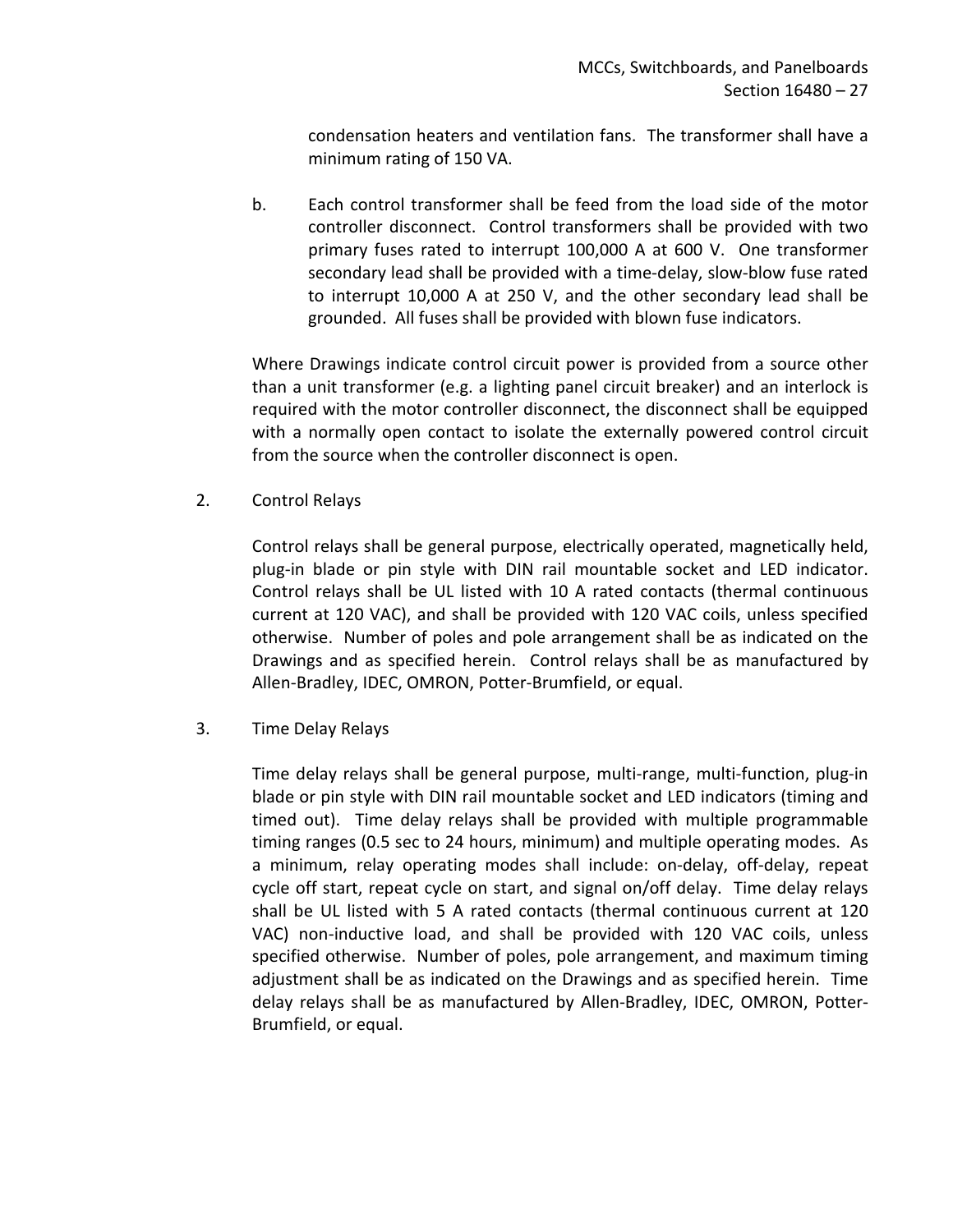condensation heaters and ventilation fans. The transformer shall have a minimum rating of 150 VA.

b. Each control transformer shall be feed from the load side of the motor controller disconnect. Control transformers shall be provided with two primary fuses rated to interrupt 100,000 A at 600 V. One transformer secondary lead shall be provided with a time-delay, slow-blow fuse rated to interrupt 10,000 A at 250 V, and the other secondary lead shall be grounded. All fuses shall be provided with blown fuse indicators.

Where Drawings indicate control circuit power is provided from a source other than a unit transformer (e.g. a lighting panel circuit breaker) and an interlock is required with the motor controller disconnect, the disconnect shall be equipped with a normally open contact to isolate the externally powered control circuit from the source when the controller disconnect is open.

2. Control Relays

Control relays shall be general purpose, electrically operated, magnetically held, plug-in blade or pin style with DIN rail mountable socket and LED indicator. Control relays shall be UL listed with 10 A rated contacts (thermal continuous current at 120 VAC), and shall be provided with 120 VAC coils, unless specified otherwise. Number of poles and pole arrangement shall be as indicated on the Drawings and as specified herein. Control relays shall be as manufactured by Allen-Bradley, IDEC, OMRON, Potter-Brumfield, or equal.

3. Time Delay Relays

Time delay relays shall be general purpose, multi-range, multi-function, plug-in blade or pin style with DIN rail mountable socket and LED indicators (timing and timed out). Time delay relays shall be provided with multiple programmable timing ranges (0.5 sec to 24 hours, minimum) and multiple operating modes. As a minimum, relay operating modes shall include: on-delay, off-delay, repeat cycle off start, repeat cycle on start, and signal on/off delay. Time delay relays shall be UL listed with 5 A rated contacts (thermal continuous current at 120 VAC) non-inductive load, and shall be provided with 120 VAC coils, unless specified otherwise. Number of poles, pole arrangement, and maximum timing adjustment shall be as indicated on the Drawings and as specified herein. Time delay relays shall be as manufactured by Allen-Bradley, IDEC, OMRON, Potter-Brumfield, or equal.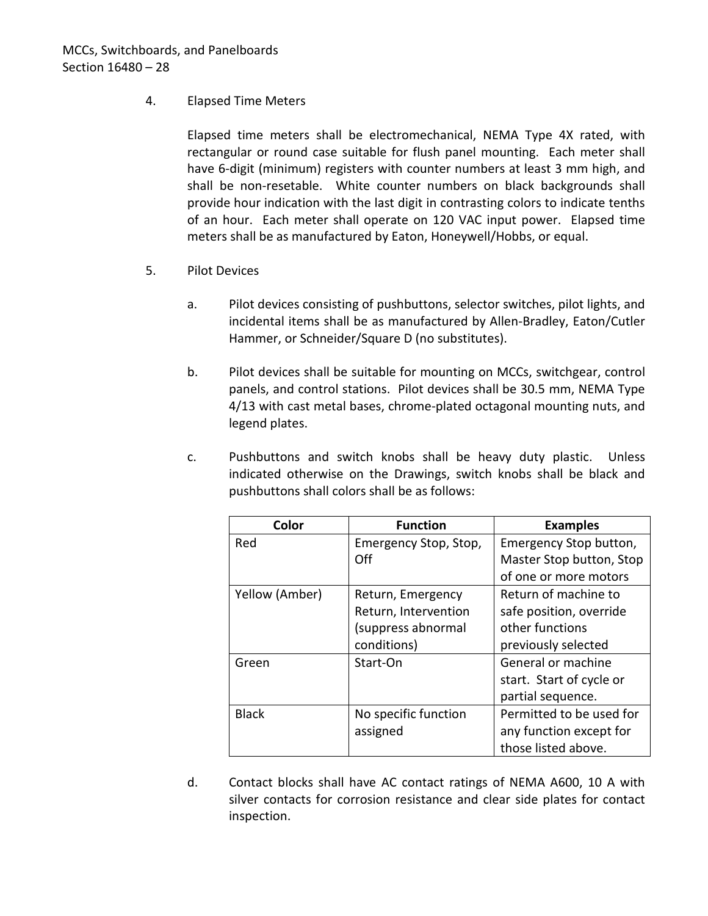4. Elapsed Time Meters

   Elapsed time meters shall be electromechanical, NEMA Type 4X rated, with rectangular or round case suitable for flush panel mounting. Each meter shall have 6-digit (minimum) registers with counter numbers at least 3 mm high, and shall be non-resetable. White counter numbers on black backgrounds shall provide hour indication with the last digit in contrasting colors to indicate tenths of an hour. Each meter shall operate on 120 VAC input power. Elapsed time meters shall be as manufactured by Eaton, Honeywell/Hobbs, or equal.

5. Pilot Devices

   a. Pilot devices consisting of pushbuttons, selector switches, pilot lights, and incidental items shall be as manufactured by Allen-Bradley, Eaton/Cutler Hammer, or Schneider/Square D (no substitutes).

   b. Pilot devices shall be suitable for mounting on MCCs, switchgear, control panels, and control stations. Pilot devices shall be 30.5 mm, NEMA Type 4/13 with cast metal bases, chrome-plated octagonal mounting nuts, and legend plates.

   c. Pushbuttons and switch knobs shall be heavy duty plastic. Unless indicated otherwise on the Drawings, switch knobs shall be black and pushbuttons shall colors shall be as follows:

| Color | Function | Examples |
|---|---|---|
| Red | Emergency Stop, Stop, Off | Emergency Stop button, Master Stop button, Stop of one or more motors |
| Yellow (Amber) | Return, Emergency Return, Intervention (suppress abnormal conditions) | Return of machine to safe position, override other functions previously selected |
| Green | Start-On | General or machine start. Start of cycle or partial sequence. |
| Black | No specific function assigned | Permitted to be used for any function except for those listed above. |

   d. Contact blocks shall have AC contact ratings of NEMA A600, 10 A with silver contacts for corrosion resistance and clear side plates for contact inspection.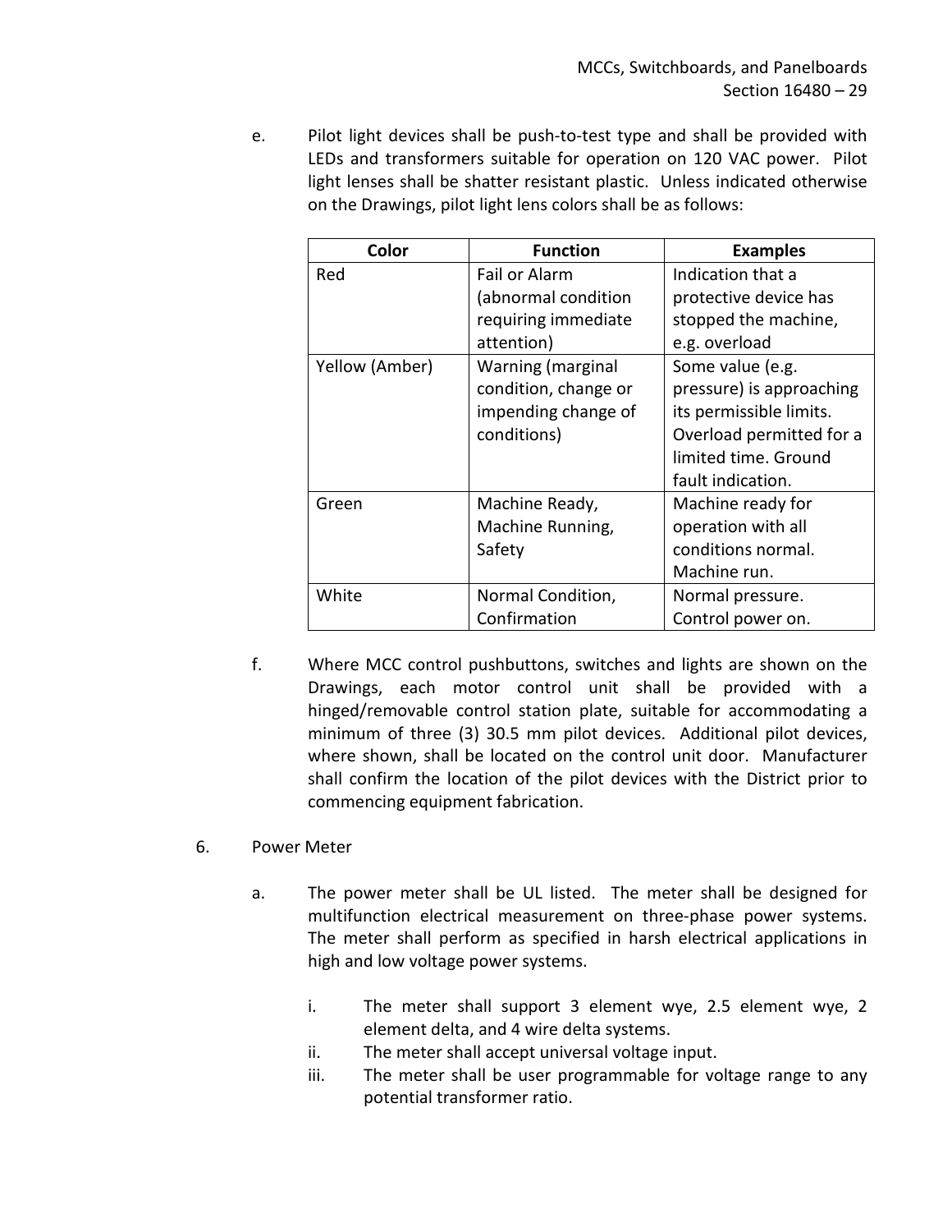e. Pilot light devices shall be push-to-test type and shall be provided with LEDs and transformers suitable for operation on 120 VAC power. Pilot light lenses shall be shatter resistant plastic. Unless indicated otherwise on the Drawings, pilot light lens colors shall be as follows:

| Color | Function | Examples |
|---|---|---|
| Red | Fail or Alarm (abnormal condition requiring immediate attention) | Indication that a protective device has stopped the machine, e.g. overload |
| Yellow (Amber) | Warning (marginal condition, change or impending change of conditions) | Some value (e.g. pressure) is approaching its permissible limits. Overload permitted for a limited time. Ground fault indication. |
| Green | Machine Ready, Machine Running, Safety | Machine ready for operation with all conditions normal. Machine run. |
| White | Normal Condition, Confirmation | Normal pressure. Control power on. |

f. Where MCC control pushbuttons, switches and lights are shown on the Drawings, each motor control unit shall be provided with a hinged/removable control station plate, suitable for accommodating a minimum of three (3) 30.5 mm pilot devices. Additional pilot devices, where shown, shall be located on the control unit door. Manufacturer shall confirm the location of the pilot devices with the District prior to commencing equipment fabrication.

6. Power Meter

a. The power meter shall be UL listed. The meter shall be designed for multifunction electrical measurement on three-phase power systems. The meter shall perform as specified in harsh electrical applications in high and low voltage power systems.

i. The meter shall support 3 element wye, 2.5 element wye, 2 element delta, and 4 wire delta systems.

ii. The meter shall accept universal voltage input.

iii. The meter shall be user programmable for voltage range to any potential transformer ratio.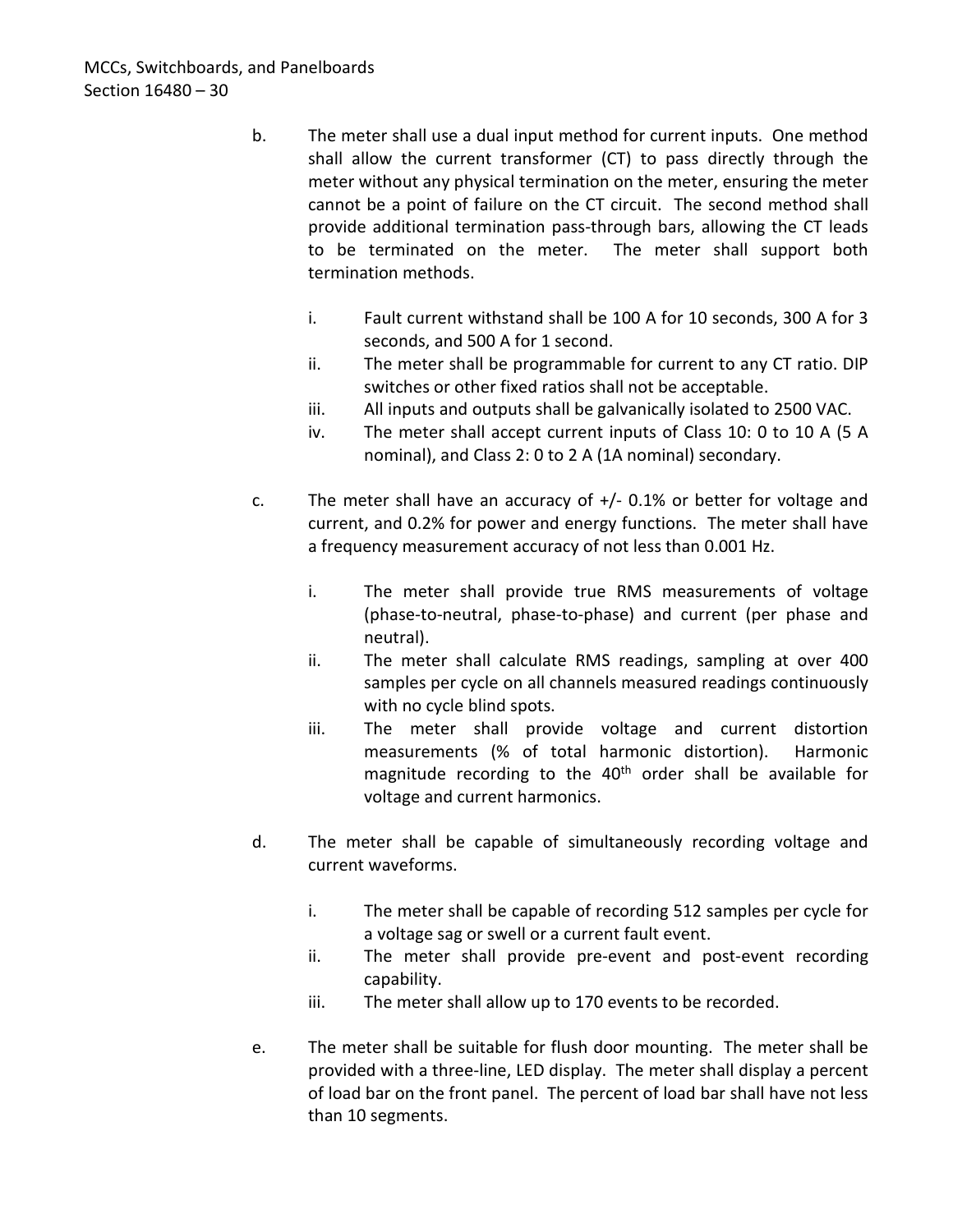b. The meter shall use a dual input method for current inputs. One method shall allow the current transformer (CT) to pass directly through the meter without any physical termination on the meter, ensuring the meter cannot be a point of failure on the CT circuit. The second method shall provide additional termination pass-through bars, allowing the CT leads to be terminated on the meter. The meter shall support both termination methods.

   i. Fault current withstand shall be 100 A for 10 seconds, 300 A for 3 seconds, and 500 A for 1 second.
   ii. The meter shall be programmable for current to any CT ratio. DIP switches or other fixed ratios shall not be acceptable.
   iii. All inputs and outputs shall be galvanically isolated to 2500 VAC.
   iv. The meter shall accept current inputs of Class 10: 0 to 10 A (5 A nominal), and Class 2: 0 to 2 A (1A nominal) secondary.

c. The meter shall have an accuracy of +/- 0.1% or better for voltage and current, and 0.2% for power and energy functions. The meter shall have a frequency measurement accuracy of not less than 0.001 Hz.

   i. The meter shall provide true RMS measurements of voltage (phase-to-neutral, phase-to-phase) and current (per phase and neutral).
   ii. The meter shall calculate RMS readings, sampling at over 400 samples per cycle on all channels measured readings continuously with no cycle blind spots.
   iii. The meter shall provide voltage and current distortion measurements (% of total harmonic distortion). Harmonic magnitude recording to the 40th order shall be available for voltage and current harmonics.

d. The meter shall be capable of simultaneously recording voltage and current waveforms.

   i. The meter shall be capable of recording 512 samples per cycle for a voltage sag or swell or a current fault event.
   ii. The meter shall provide pre-event and post-event recording capability.
   iii. The meter shall allow up to 170 events to be recorded.

e. The meter shall be suitable for flush door mounting. The meter shall be provided with a three-line, LED display. The meter shall display a percent of load bar on the front panel. The percent of load bar shall have not less than 10 segments.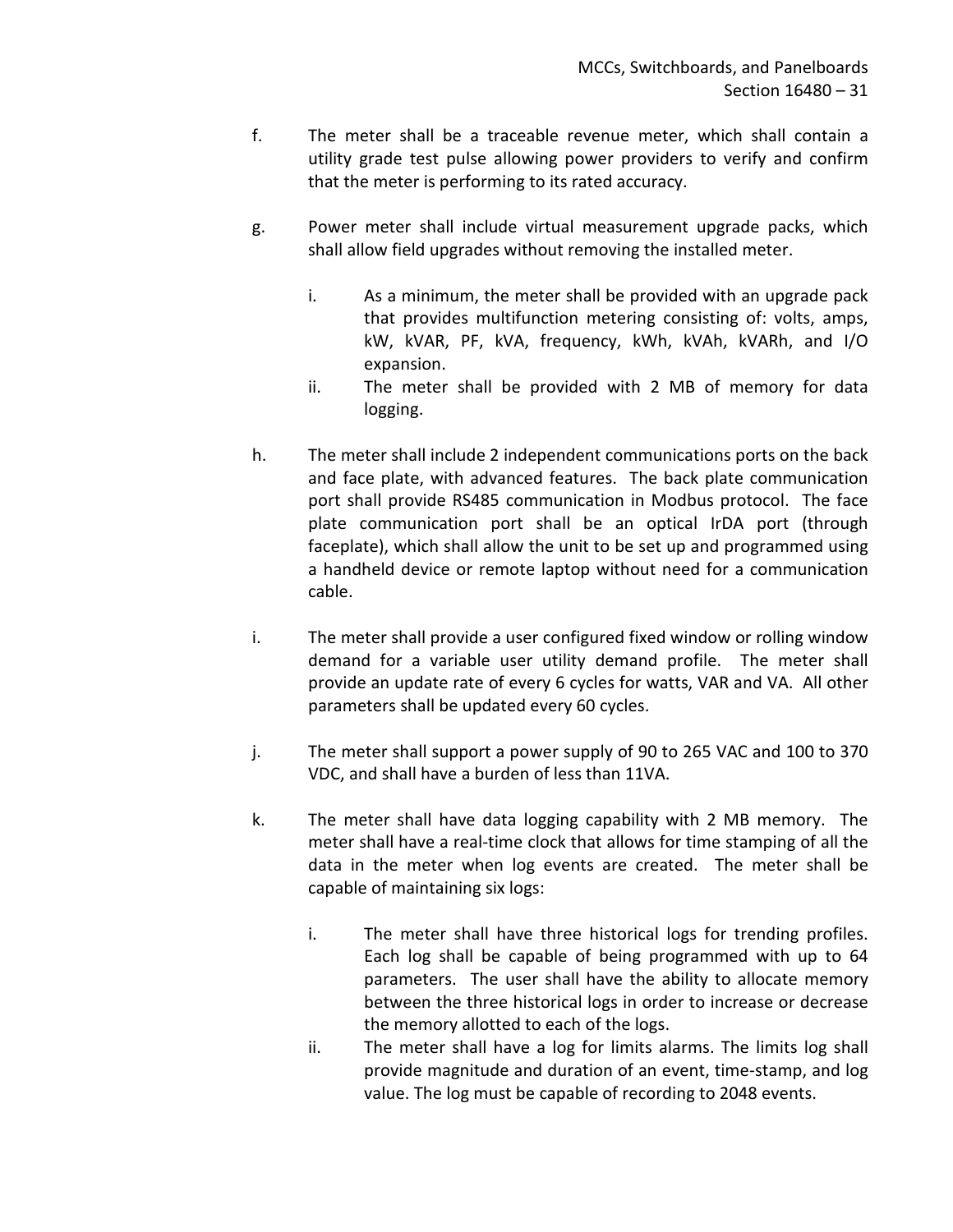f. The meter shall be a traceable revenue meter, which shall contain a utility grade test pulse allowing power providers to verify and confirm that the meter is performing to its rated accuracy.

g. Power meter shall include virtual measurement upgrade packs, which shall allow field upgrades without removing the installed meter.

   i. As a minimum, the meter shall be provided with an upgrade pack that provides multifunction metering consisting of: volts, amps, kW, kVAR, PF, kVA, frequency, kWh, kVAh, kVARh, and I/O expansion.

   ii. The meter shall be provided with 2 MB of memory for data logging.

h. The meter shall include 2 independent communications ports on the back and face plate, with advanced features. The back plate communication port shall provide RS485 communication in Modbus protocol. The face plate communication port shall be an optical IrDA port (through faceplate), which shall allow the unit to be set up and programmed using a handheld device or remote laptop without need for a communication cable.

i. The meter shall provide a user configured fixed window or rolling window demand for a variable user utility demand profile. The meter shall provide an update rate of every 6 cycles for watts, VAR and VA. All other parameters shall be updated every 60 cycles.

j. The meter shall support a power supply of 90 to 265 VAC and 100 to 370 VDC, and shall have a burden of less than 11VA.

k. The meter shall have data logging capability with 2 MB memory. The meter shall have a real-time clock that allows for time stamping of all the data in the meter when log events are created. The meter shall be capable of maintaining six logs:

   i. The meter shall have three historical logs for trending profiles. Each log shall be capable of being programmed with up to 64 parameters. The user shall have the ability to allocate memory between the three historical logs in order to increase or decrease the memory allotted to each of the logs.

   ii. The meter shall have a log for limits alarms. The limits log shall provide magnitude and duration of an event, time-stamp, and log value. The log must be capable of recording to 2048 events.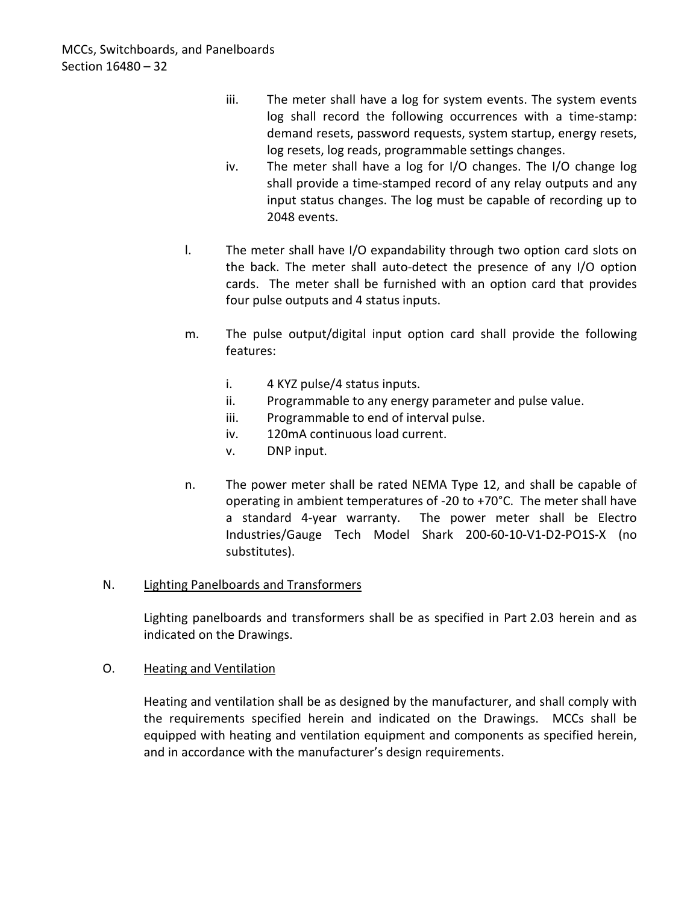iii. The meter shall have a log for system events. The system events log shall record the following occurrences with a time-stamp: demand resets, password requests, system startup, energy resets, log resets, log reads, programmable settings changes.

iv. The meter shall have a log for I/O changes. The I/O change log shall provide a time-stamped record of any relay outputs and any input status changes. The log must be capable of recording up to 2048 events.

l. The meter shall have I/O expandability through two option card slots on the back. The meter shall auto-detect the presence of any I/O option cards. The meter shall be furnished with an option card that provides four pulse outputs and 4 status inputs.

m. The pulse output/digital input option card shall provide the following features:

   i. 4 KYZ pulse/4 status inputs.
   ii. Programmable to any energy parameter and pulse value.
   iii. Programmable to end of interval pulse.
   iv. 120mA continuous load current.
   v. DNP input.

n. The power meter shall be rated NEMA Type 12, and shall be capable of operating in ambient temperatures of -20 to +70°C. The meter shall have a standard 4-year warranty. The power meter shall be Electro Industries/Gauge Tech Model Shark 200-60-10-V1-D2-PO1S-X (no substitutes).

N. <u>Lighting Panelboards and Transformers</u>

Lighting panelboards and transformers shall be as specified in Part 2.03 herein and as indicated on the Drawings.

O. <u>Heating and Ventilation</u>

Heating and ventilation shall be as designed by the manufacturer, and shall comply with the requirements specified herein and indicated on the Drawings. MCCs shall be equipped with heating and ventilation equipment and components as specified herein, and in accordance with the manufacturer's design requirements.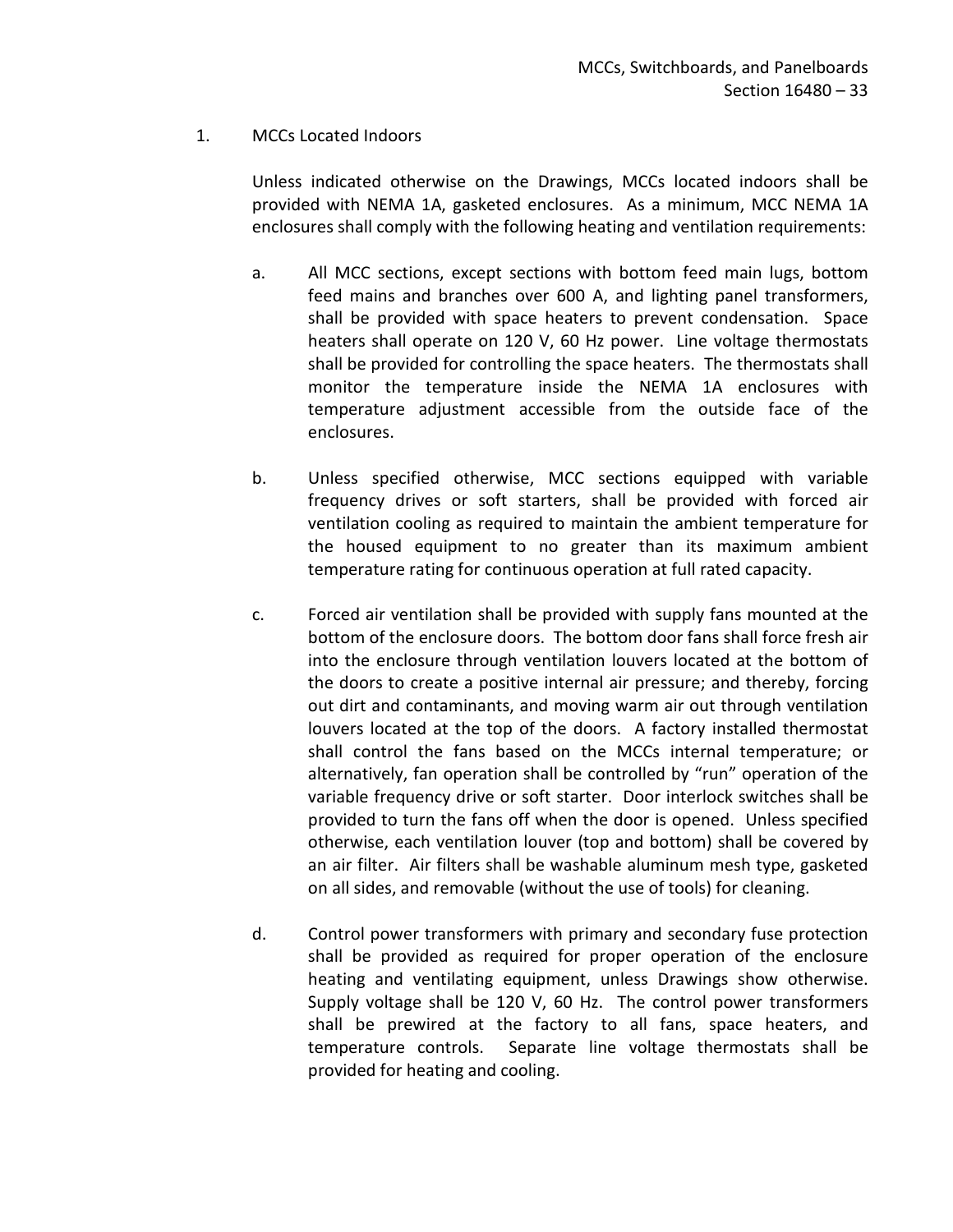1. MCCs Located Indoors

Unless indicated otherwise on the Drawings, MCCs located indoors shall be provided with NEMA 1A, gasketed enclosures. As a minimum, MCC NEMA 1A enclosures shall comply with the following heating and ventilation requirements:

a. All MCC sections, except sections with bottom feed main lugs, bottom feed mains and branches over 600 A, and lighting panel transformers, shall be provided with space heaters to prevent condensation. Space heaters shall operate on 120 V, 60 Hz power. Line voltage thermostats shall be provided for controlling the space heaters. The thermostats shall monitor the temperature inside the NEMA 1A enclosures with temperature adjustment accessible from the outside face of the enclosures.

b. Unless specified otherwise, MCC sections equipped with variable frequency drives or soft starters, shall be provided with forced air ventilation cooling as required to maintain the ambient temperature for the housed equipment to no greater than its maximum ambient temperature rating for continuous operation at full rated capacity.

c. Forced air ventilation shall be provided with supply fans mounted at the bottom of the enclosure doors. The bottom door fans shall force fresh air into the enclosure through ventilation louvers located at the bottom of the doors to create a positive internal air pressure; and thereby, forcing out dirt and contaminants, and moving warm air out through ventilation louvers located at the top of the doors. A factory installed thermostat shall control the fans based on the MCCs internal temperature; or alternatively, fan operation shall be controlled by "run" operation of the variable frequency drive or soft starter. Door interlock switches shall be provided to turn the fans off when the door is opened. Unless specified otherwise, each ventilation louver (top and bottom) shall be covered by an air filter. Air filters shall be washable aluminum mesh type, gasketed on all sides, and removable (without the use of tools) for cleaning.

d. Control power transformers with primary and secondary fuse protection shall be provided as required for proper operation of the enclosure heating and ventilating equipment, unless Drawings show otherwise. Supply voltage shall be 120 V, 60 Hz. The control power transformers shall be prewired at the factory to all fans, space heaters, and temperature controls. Separate line voltage thermostats shall be provided for heating and cooling.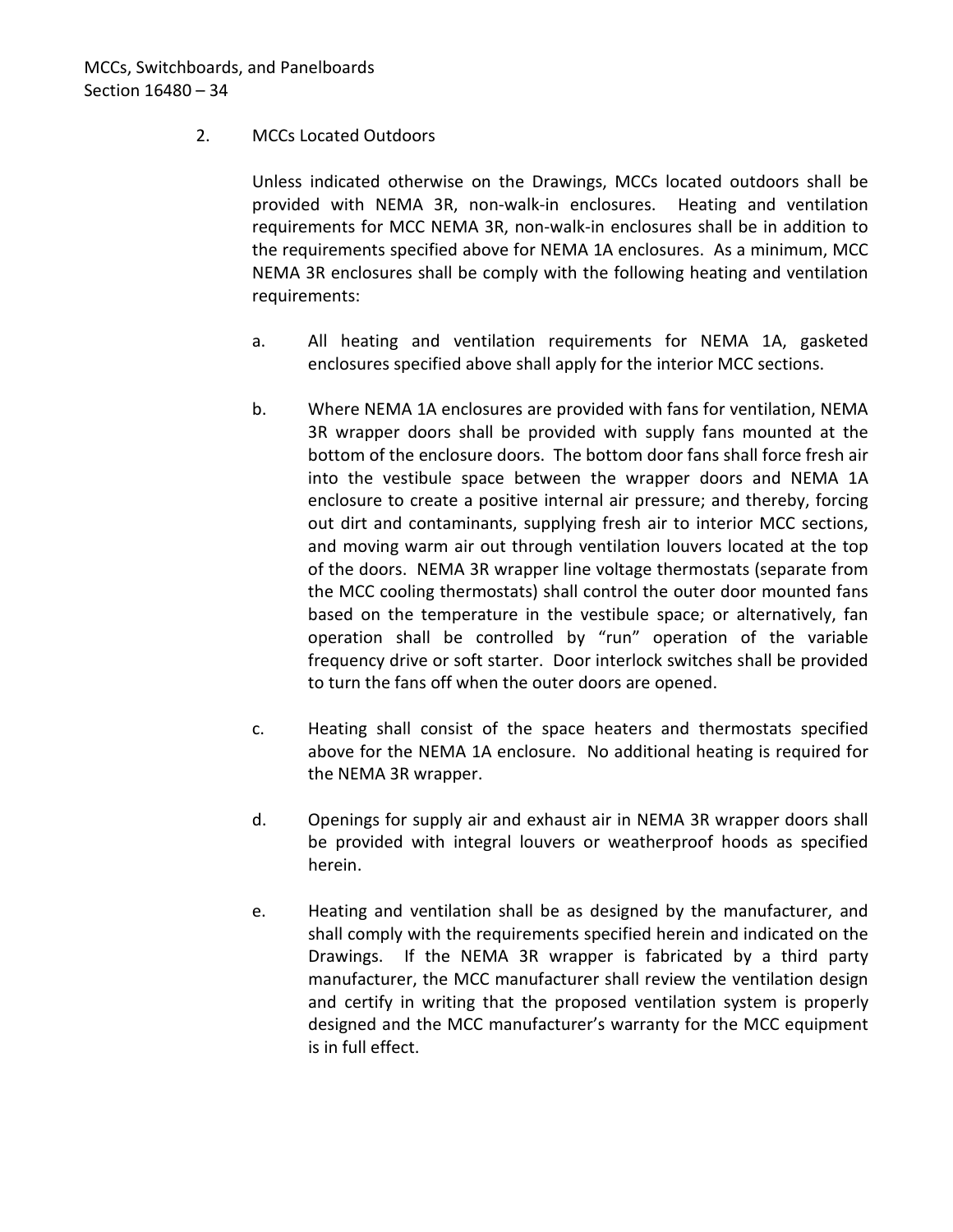2. MCCs Located Outdoors

Unless indicated otherwise on the Drawings, MCCs located outdoors shall be provided with NEMA 3R, non-walk-in enclosures. Heating and ventilation requirements for MCC NEMA 3R, non-walk-in enclosures shall be in addition to the requirements specified above for NEMA 1A enclosures. As a minimum, MCC NEMA 3R enclosures shall be comply with the following heating and ventilation requirements:

a. All heating and ventilation requirements for NEMA 1A, gasketed enclosures specified above shall apply for the interior MCC sections.

b. Where NEMA 1A enclosures are provided with fans for ventilation, NEMA 3R wrapper doors shall be provided with supply fans mounted at the bottom of the enclosure doors. The bottom door fans shall force fresh air into the vestibule space between the wrapper doors and NEMA 1A enclosure to create a positive internal air pressure; and thereby, forcing out dirt and contaminants, supplying fresh air to interior MCC sections, and moving warm air out through ventilation louvers located at the top of the doors. NEMA 3R wrapper line voltage thermostats (separate from the MCC cooling thermostats) shall control the outer door mounted fans based on the temperature in the vestibule space; or alternatively, fan operation shall be controlled by "run" operation of the variable frequency drive or soft starter. Door interlock switches shall be provided to turn the fans off when the outer doors are opened.

c. Heating shall consist of the space heaters and thermostats specified above for the NEMA 1A enclosure. No additional heating is required for the NEMA 3R wrapper.

d. Openings for supply air and exhaust air in NEMA 3R wrapper doors shall be provided with integral louvers or weatherproof hoods as specified herein.

e. Heating and ventilation shall be as designed by the manufacturer, and shall comply with the requirements specified herein and indicated on the Drawings. If the NEMA 3R wrapper is fabricated by a third party manufacturer, the MCC manufacturer shall review the ventilation design and certify in writing that the proposed ventilation system is properly designed and the MCC manufacturer's warranty for the MCC equipment is in full effect.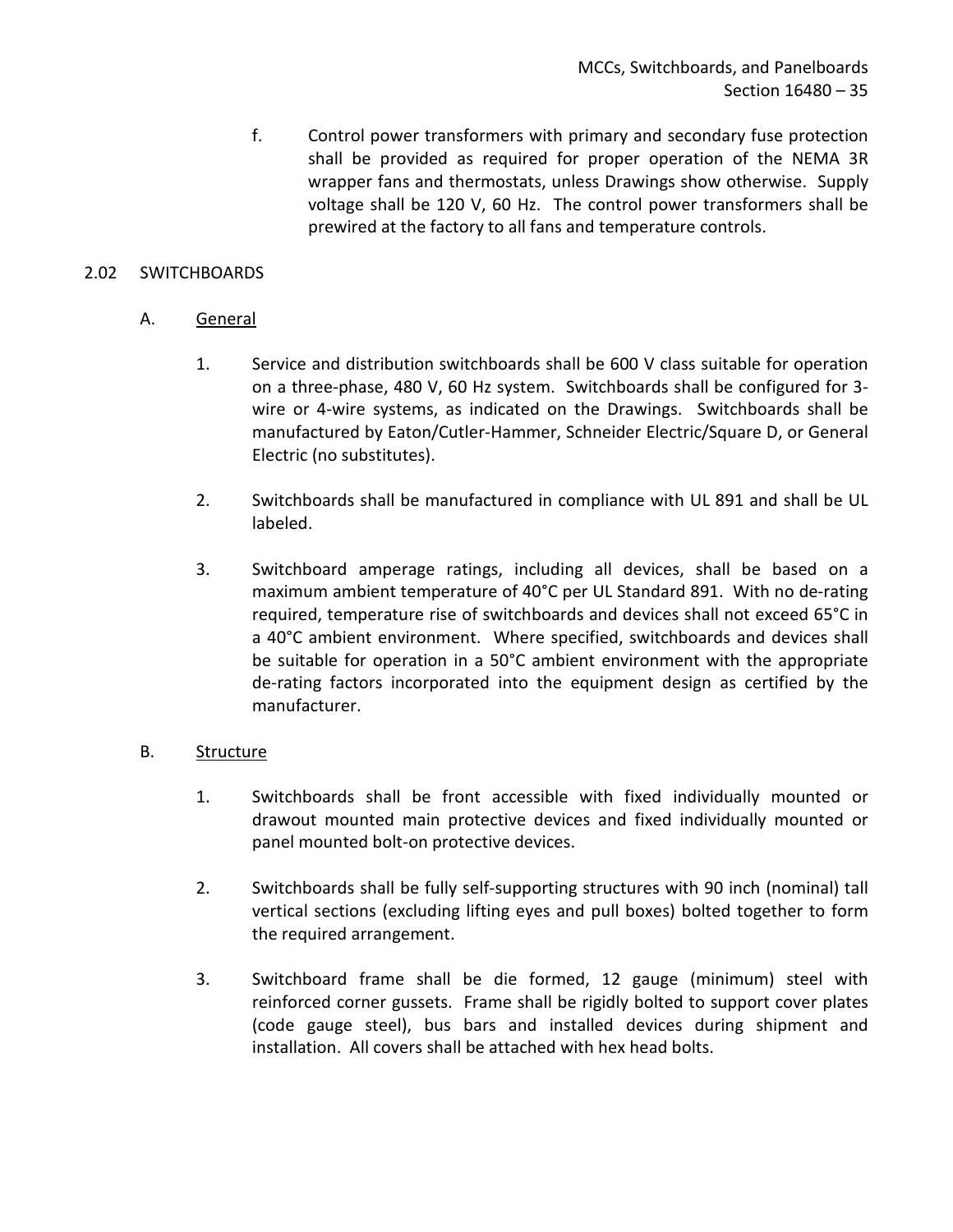f. Control power transformers with primary and secondary fuse protection shall be provided as required for proper operation of the NEMA 3R wrapper fans and thermostats, unless Drawings show otherwise. Supply voltage shall be 120 V, 60 Hz. The control power transformers shall be prewired at the factory to all fans and temperature controls.

## 2.02 SWITCHBOARDS

### A. General

1. Service and distribution switchboards shall be 600 V class suitable for operation on a three-phase, 480 V, 60 Hz system. Switchboards shall be configured for 3-wire or 4-wire systems, as indicated on the Drawings. Switchboards shall be manufactured by Eaton/Cutler-Hammer, Schneider Electric/Square D, or General Electric (no substitutes).

2. Switchboards shall be manufactured in compliance with UL 891 and shall be UL labeled.

3. Switchboard amperage ratings, including all devices, shall be based on a maximum ambient temperature of 40°C per UL Standard 891. With no de-rating required, temperature rise of switchboards and devices shall not exceed 65°C in a 40°C ambient environment. Where specified, switchboards and devices shall be suitable for operation in a 50°C ambient environment with the appropriate de-rating factors incorporated into the equipment design as certified by the manufacturer.

### B. Structure

1. Switchboards shall be front accessible with fixed individually mounted or drawout mounted main protective devices and fixed individually mounted or panel mounted bolt-on protective devices.

2. Switchboards shall be fully self-supporting structures with 90 inch (nominal) tall vertical sections (excluding lifting eyes and pull boxes) bolted together to form the required arrangement.

3. Switchboard frame shall be die formed, 12 gauge (minimum) steel with reinforced corner gussets. Frame shall be rigidly bolted to support cover plates (code gauge steel), bus bars and installed devices during shipment and installation. All covers shall be attached with hex head bolts.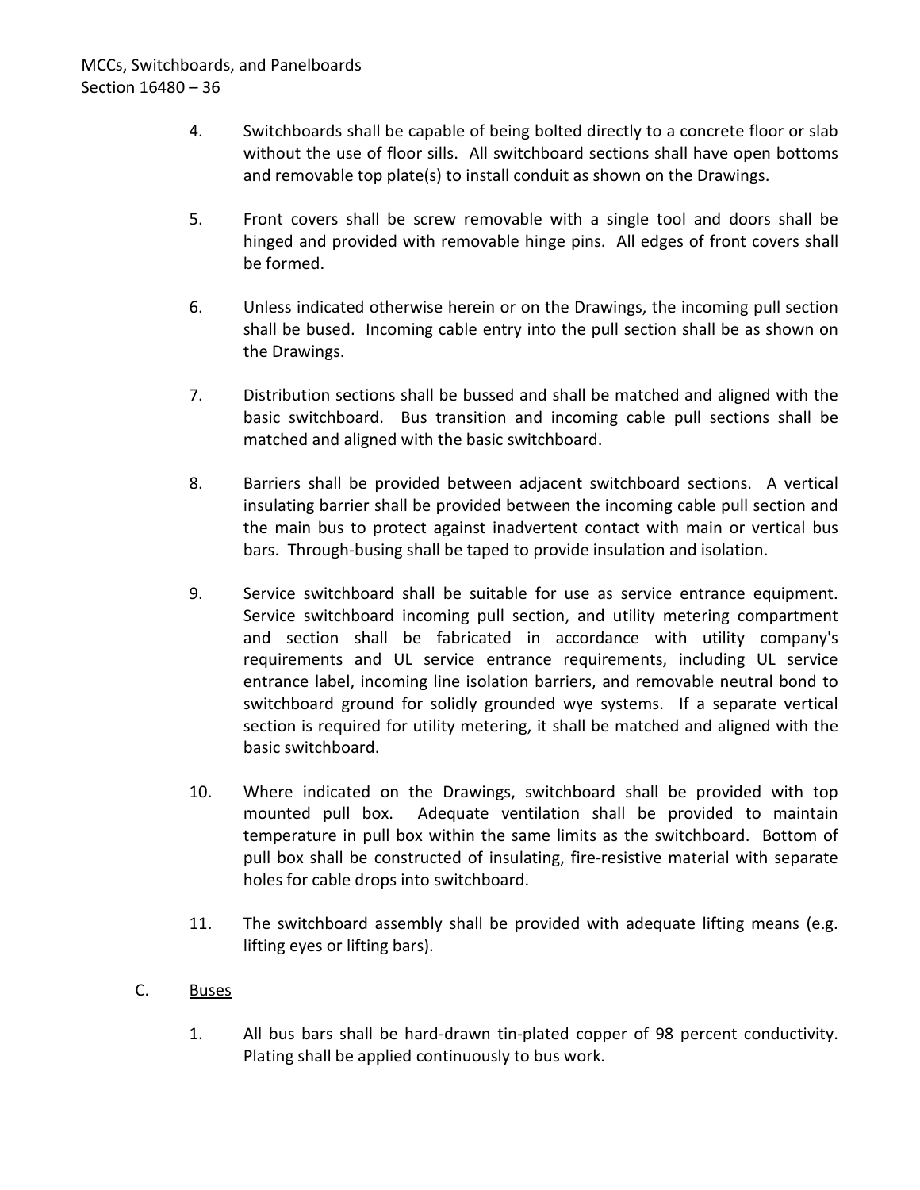4. Switchboards shall be capable of being bolted directly to a concrete floor or slab without the use of floor sills. All switchboard sections shall have open bottoms and removable top plate(s) to install conduit as shown on the Drawings.

5. Front covers shall be screw removable with a single tool and doors shall be hinged and provided with removable hinge pins. All edges of front covers shall be formed.

6. Unless indicated otherwise herein or on the Drawings, the incoming pull section shall be bused. Incoming cable entry into the pull section shall be as shown on the Drawings.

7. Distribution sections shall be bussed and shall be matched and aligned with the basic switchboard. Bus transition and incoming cable pull sections shall be matched and aligned with the basic switchboard.

8. Barriers shall be provided between adjacent switchboard sections. A vertical insulating barrier shall be provided between the incoming cable pull section and the main bus to protect against inadvertent contact with main or vertical bus bars. Through-busing shall be taped to provide insulation and isolation.

9. Service switchboard shall be suitable for use as service entrance equipment. Service switchboard incoming pull section, and utility metering compartment and section shall be fabricated in accordance with utility company's requirements and UL service entrance requirements, including UL service entrance label, incoming line isolation barriers, and removable neutral bond to switchboard ground for solidly grounded wye systems. If a separate vertical section is required for utility metering, it shall be matched and aligned with the basic switchboard.

10. Where indicated on the Drawings, switchboard shall be provided with top mounted pull box. Adequate ventilation shall be provided to maintain temperature in pull box within the same limits as the switchboard. Bottom of pull box shall be constructed of insulating, fire-resistive material with separate holes for cable drops into switchboard.

11. The switchboard assembly shall be provided with adequate lifting means (e.g. lifting eyes or lifting bars).

C. <u>Buses</u>

1. All bus bars shall be hard-drawn tin-plated copper of 98 percent conductivity. Plating shall be applied continuously to bus work.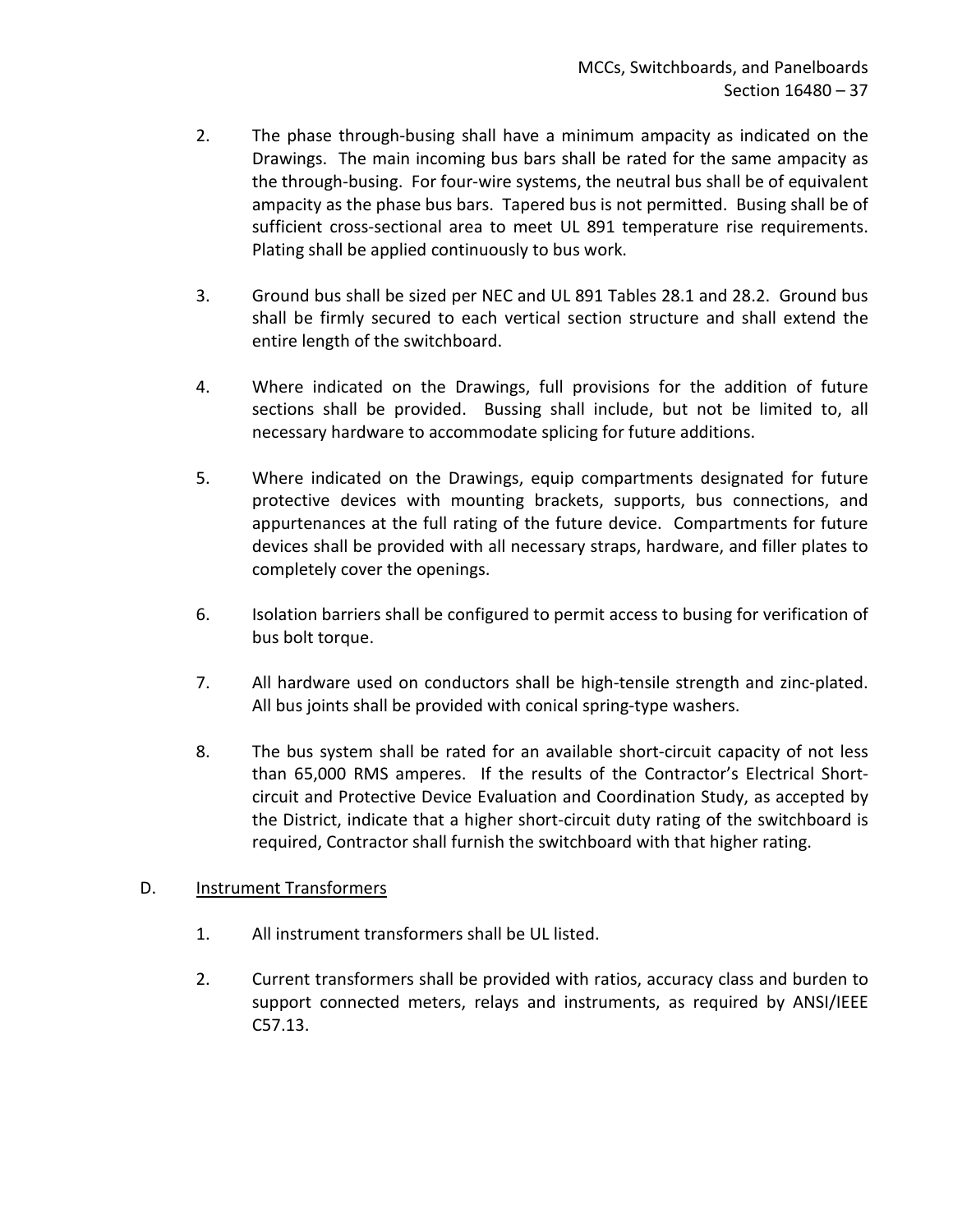2. The phase through-busing shall have a minimum ampacity as indicated on the Drawings. The main incoming bus bars shall be rated for the same ampacity as the through-busing. For four-wire systems, the neutral bus shall be of equivalent ampacity as the phase bus bars. Tapered bus is not permitted. Busing shall be of sufficient cross-sectional area to meet UL 891 temperature rise requirements. Plating shall be applied continuously to bus work.

3. Ground bus shall be sized per NEC and UL 891 Tables 28.1 and 28.2. Ground bus shall be firmly secured to each vertical section structure and shall extend the entire length of the switchboard.

4. Where indicated on the Drawings, full provisions for the addition of future sections shall be provided. Bussing shall include, but not be limited to, all necessary hardware to accommodate splicing for future additions.

5. Where indicated on the Drawings, equip compartments designated for future protective devices with mounting brackets, supports, bus connections, and appurtenances at the full rating of the future device. Compartments for future devices shall be provided with all necessary straps, hardware, and filler plates to completely cover the openings.

6. Isolation barriers shall be configured to permit access to busing for verification of bus bolt torque.

7. All hardware used on conductors shall be high-tensile strength and zinc-plated. All bus joints shall be provided with conical spring-type washers.

8. The bus system shall be rated for an available short-circuit capacity of not less than 65,000 RMS amperes. If the results of the Contractor's Electrical Short-circuit and Protective Device Evaluation and Coordination Study, as accepted by the District, indicate that a higher short-circuit duty rating of the switchboard is required, Contractor shall furnish the switchboard with that higher rating.

D. <u>Instrument Transformers</u>

1. All instrument transformers shall be UL listed.

2. Current transformers shall be provided with ratios, accuracy class and burden to support connected meters, relays and instruments, as required by ANSI/IEEE C57.13.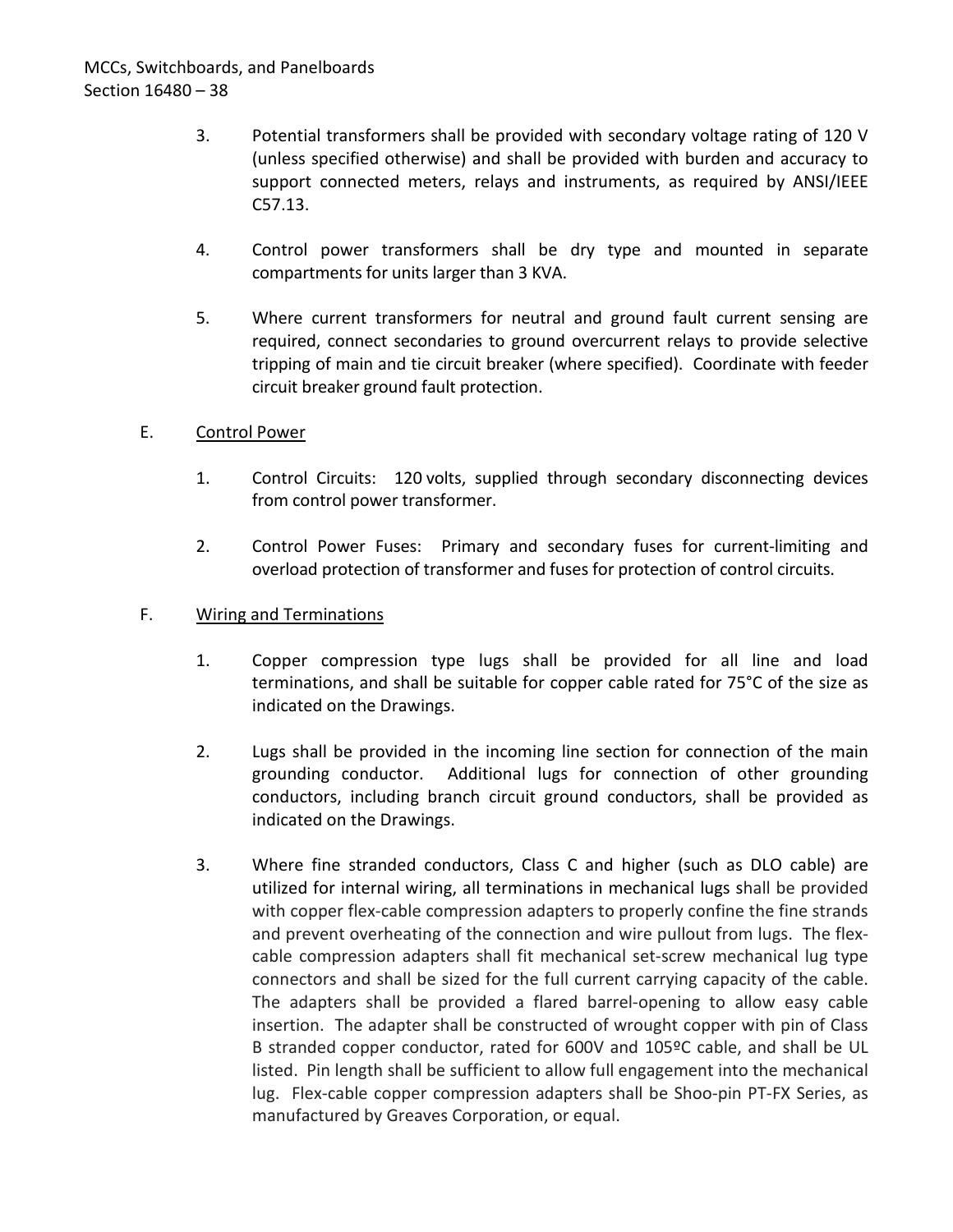3. Potential transformers shall be provided with secondary voltage rating of 120 V (unless specified otherwise) and shall be provided with burden and accuracy to support connected meters, relays and instruments, as required by ANSI/IEEE C57.13.

4. Control power transformers shall be dry type and mounted in separate compartments for units larger than 3 KVA.

5. Where current transformers for neutral and ground fault current sensing are required, connect secondaries to ground overcurrent relays to provide selective tripping of main and tie circuit breaker (where specified). Coordinate with feeder circuit breaker ground fault protection.

E. <u>Control Power</u>

1. Control Circuits: 120 volts, supplied through secondary disconnecting devices from control power transformer.

2. Control Power Fuses: Primary and secondary fuses for current-limiting and overload protection of transformer and fuses for protection of control circuits.

F. <u>Wiring and Terminations</u>

1. Copper compression type lugs shall be provided for all line and load terminations, and shall be suitable for copper cable rated for 75°C of the size as indicated on the Drawings.

2. Lugs shall be provided in the incoming line section for connection of the main grounding conductor. Additional lugs for connection of other grounding conductors, including branch circuit ground conductors, shall be provided as indicated on the Drawings.

3. Where fine stranded conductors, Class C and higher (such as DLO cable) are utilized for internal wiring, all terminations in mechanical lugs shall be provided with copper flex-cable compression adapters to properly confine the fine strands and prevent overheating of the connection and wire pullout from lugs. The flex-cable compression adapters shall fit mechanical set-screw mechanical lug type connectors and shall be sized for the full current carrying capacity of the cable. The adapters shall be provided a flared barrel-opening to allow easy cable insertion. The adapter shall be constructed of wrought copper with pin of Class B stranded copper conductor, rated for 600V and 105ºC cable, and shall be UL listed. Pin length shall be sufficient to allow full engagement into the mechanical lug. Flex-cable copper compression adapters shall be Shoo-pin PT-FX Series, as manufactured by Greaves Corporation, or equal.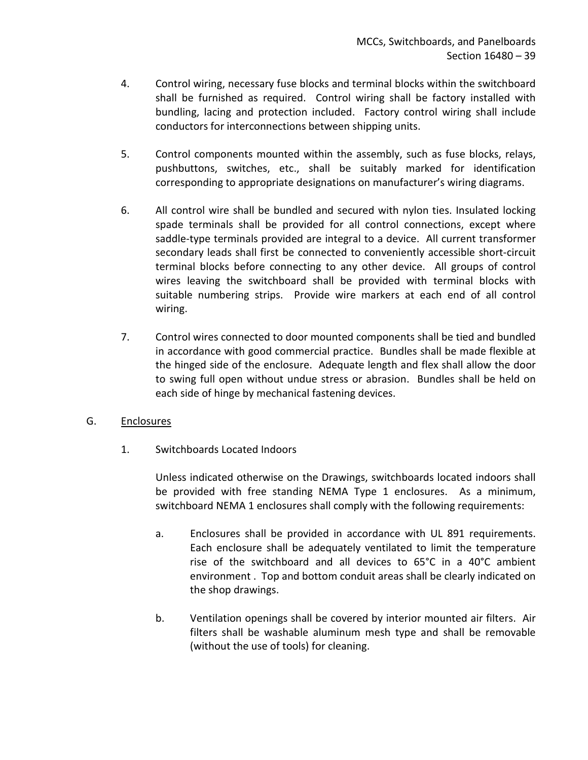4. Control wiring, necessary fuse blocks and terminal blocks within the switchboard shall be furnished as required. Control wiring shall be factory installed with bundling, lacing and protection included. Factory control wiring shall include conductors for interconnections between shipping units.

5. Control components mounted within the assembly, such as fuse blocks, relays, pushbuttons, switches, etc., shall be suitably marked for identification corresponding to appropriate designations on manufacturer's wiring diagrams.

6. All control wire shall be bundled and secured with nylon ties. Insulated locking spade terminals shall be provided for all control connections, except where saddle-type terminals provided are integral to a device. All current transformer secondary leads shall first be connected to conveniently accessible short-circuit terminal blocks before connecting to any other device. All groups of control wires leaving the switchboard shall be provided with terminal blocks with suitable numbering strips. Provide wire markers at each end of all control wiring.

7. Control wires connected to door mounted components shall be tied and bundled in accordance with good commercial practice. Bundles shall be made flexible at the hinged side of the enclosure. Adequate length and flex shall allow the door to swing full open without undue stress or abrasion. Bundles shall be held on each side of hinge by mechanical fastening devices.

G. <u>Enclosures</u>

1. Switchboards Located Indoors

   Unless indicated otherwise on the Drawings, switchboards located indoors shall be provided with free standing NEMA Type 1 enclosures. As a minimum, switchboard NEMA 1 enclosures shall comply with the following requirements:

   a. Enclosures shall be provided in accordance with UL 891 requirements. Each enclosure shall be adequately ventilated to limit the temperature rise of the switchboard and all devices to 65°C in a 40°C ambient environment . Top and bottom conduit areas shall be clearly indicated on the shop drawings.

   b. Ventilation openings shall be covered by interior mounted air filters. Air filters shall be washable aluminum mesh type and shall be removable (without the use of tools) for cleaning.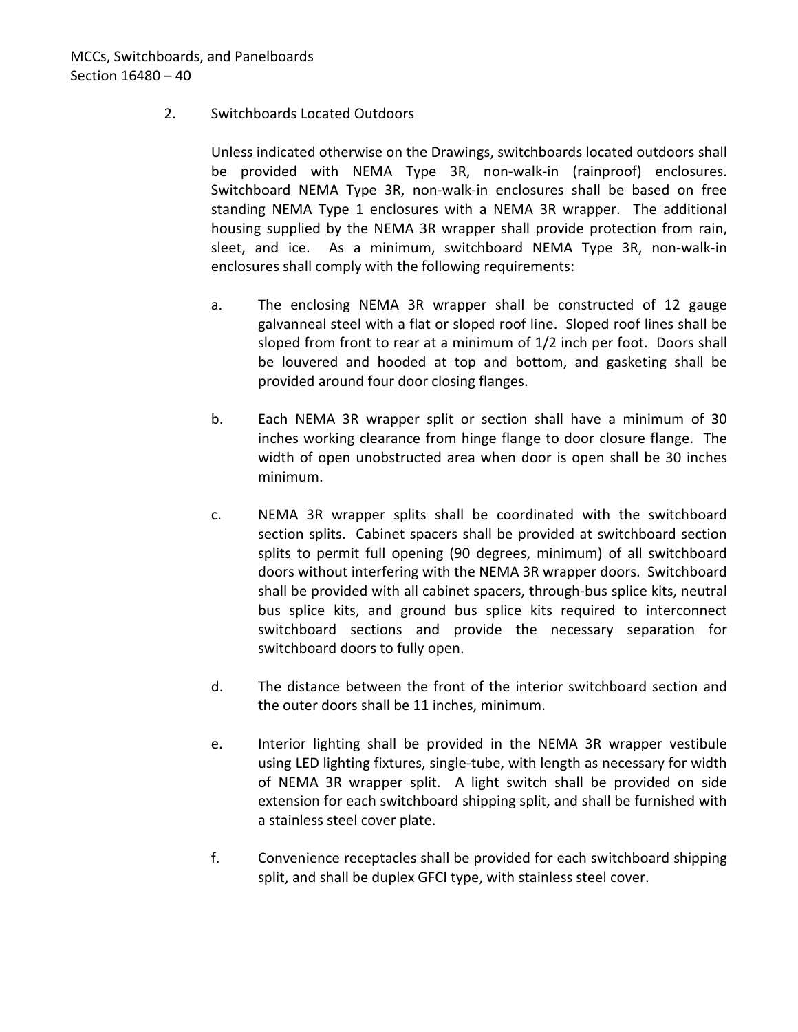2. Switchboards Located Outdoors

Unless indicated otherwise on the Drawings, switchboards located outdoors shall be provided with NEMA Type 3R, non-walk-in (rainproof) enclosures. Switchboard NEMA Type 3R, non-walk-in enclosures shall be based on free standing NEMA Type 1 enclosures with a NEMA 3R wrapper. The additional housing supplied by the NEMA 3R wrapper shall provide protection from rain, sleet, and ice. As a minimum, switchboard NEMA Type 3R, non-walk-in enclosures shall comply with the following requirements:

a. The enclosing NEMA 3R wrapper shall be constructed of 12 gauge galvanneal steel with a flat or sloped roof line. Sloped roof lines shall be sloped from front to rear at a minimum of 1/2 inch per foot. Doors shall be louvered and hooded at top and bottom, and gasketing shall be provided around four door closing flanges.

b. Each NEMA 3R wrapper split or section shall have a minimum of 30 inches working clearance from hinge flange to door closure flange. The width of open unobstructed area when door is open shall be 30 inches minimum.

c. NEMA 3R wrapper splits shall be coordinated with the switchboard section splits. Cabinet spacers shall be provided at switchboard section splits to permit full opening (90 degrees, minimum) of all switchboard doors without interfering with the NEMA 3R wrapper doors. Switchboard shall be provided with all cabinet spacers, through-bus splice kits, neutral bus splice kits, and ground bus splice kits required to interconnect switchboard sections and provide the necessary separation for switchboard doors to fully open.

d. The distance between the front of the interior switchboard section and the outer doors shall be 11 inches, minimum.

e. Interior lighting shall be provided in the NEMA 3R wrapper vestibule using LED lighting fixtures, single-tube, with length as necessary for width of NEMA 3R wrapper split. A light switch shall be provided on side extension for each switchboard shipping split, and shall be furnished with a stainless steel cover plate.

f. Convenience receptacles shall be provided for each switchboard shipping split, and shall be duplex GFCI type, with stainless steel cover.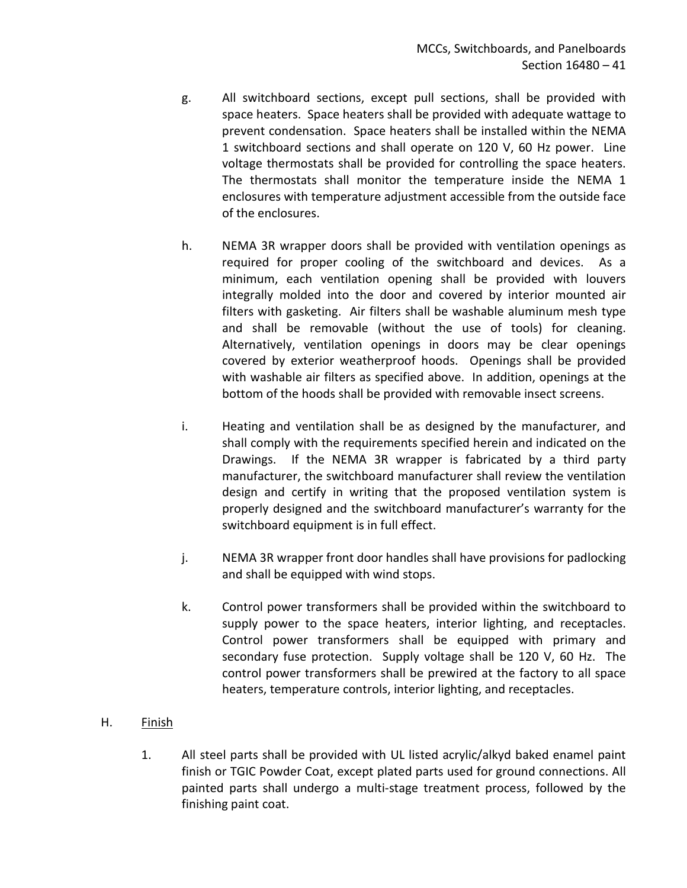g. All switchboard sections, except pull sections, shall be provided with space heaters. Space heaters shall be provided with adequate wattage to prevent condensation. Space heaters shall be installed within the NEMA 1 switchboard sections and shall operate on 120 V, 60 Hz power. Line voltage thermostats shall be provided for controlling the space heaters. The thermostats shall monitor the temperature inside the NEMA 1 enclosures with temperature adjustment accessible from the outside face of the enclosures.

h. NEMA 3R wrapper doors shall be provided with ventilation openings as required for proper cooling of the switchboard and devices. As a minimum, each ventilation opening shall be provided with louvers integrally molded into the door and covered by interior mounted air filters with gasketing. Air filters shall be washable aluminum mesh type and shall be removable (without the use of tools) for cleaning. Alternatively, ventilation openings in doors may be clear openings covered by exterior weatherproof hoods. Openings shall be provided with washable air filters as specified above. In addition, openings at the bottom of the hoods shall be provided with removable insect screens.

i. Heating and ventilation shall be as designed by the manufacturer, and shall comply with the requirements specified herein and indicated on the Drawings. If the NEMA 3R wrapper is fabricated by a third party manufacturer, the switchboard manufacturer shall review the ventilation design and certify in writing that the proposed ventilation system is properly designed and the switchboard manufacturer's warranty for the switchboard equipment is in full effect.

j. NEMA 3R wrapper front door handles shall have provisions for padlocking and shall be equipped with wind stops.

k. Control power transformers shall be provided within the switchboard to supply power to the space heaters, interior lighting, and receptacles. Control power transformers shall be equipped with primary and secondary fuse protection. Supply voltage shall be 120 V, 60 Hz. The control power transformers shall be prewired at the factory to all space heaters, temperature controls, interior lighting, and receptacles.

H. <u>Finish</u>

1. All steel parts shall be provided with UL listed acrylic/alkyd baked enamel paint finish or TGIC Powder Coat, except plated parts used for ground connections. All painted parts shall undergo a multi-stage treatment process, followed by the finishing paint coat.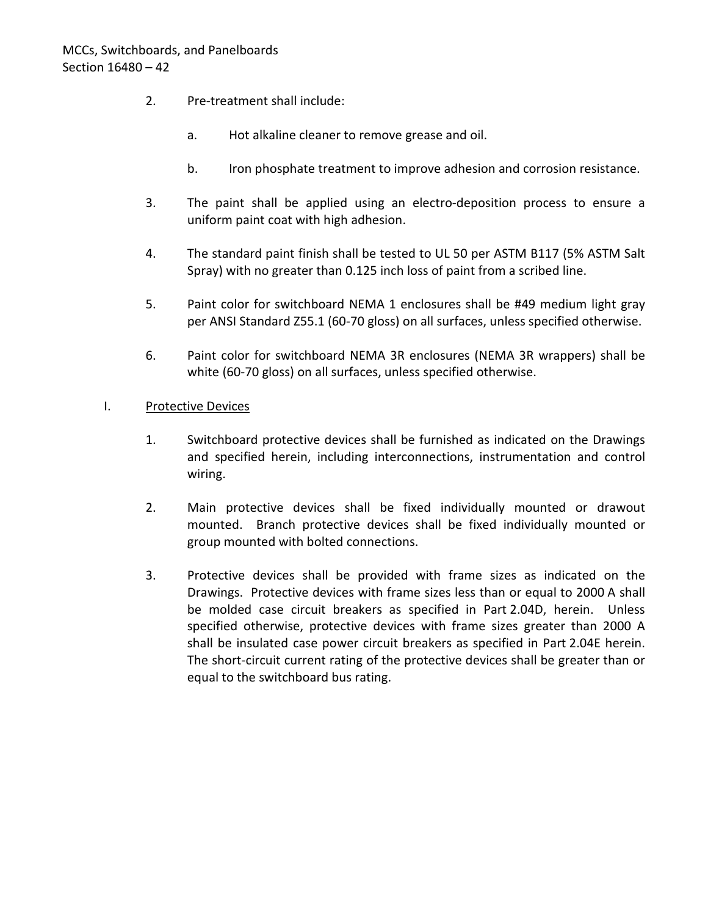2. Pre-treatment shall include:

    a. Hot alkaline cleaner to remove grease and oil.

    b. Iron phosphate treatment to improve adhesion and corrosion resistance.

3. The paint shall be applied using an electro-deposition process to ensure a uniform paint coat with high adhesion.

4. The standard paint finish shall be tested to UL 50 per ASTM B117 (5% ASTM Salt Spray) with no greater than 0.125 inch loss of paint from a scribed line.

5. Paint color for switchboard NEMA 1 enclosures shall be #49 medium light gray per ANSI Standard Z55.1 (60-70 gloss) on all surfaces, unless specified otherwise.

6. Paint color for switchboard NEMA 3R enclosures (NEMA 3R wrappers) shall be white (60-70 gloss) on all surfaces, unless specified otherwise.

I. <u>Protective Devices</u>

1. Switchboard protective devices shall be furnished as indicated on the Drawings and specified herein, including interconnections, instrumentation and control wiring.

2. Main protective devices shall be fixed individually mounted or drawout mounted. Branch protective devices shall be fixed individually mounted or group mounted with bolted connections.

3. Protective devices shall be provided with frame sizes as indicated on the Drawings. Protective devices with frame sizes less than or equal to 2000 A shall be molded case circuit breakers as specified in Part 2.04D, herein. Unless specified otherwise, protective devices with frame sizes greater than 2000 A shall be insulated case power circuit breakers as specified in Part 2.04E herein. The short-circuit current rating of the protective devices shall be greater than or equal to the switchboard bus rating.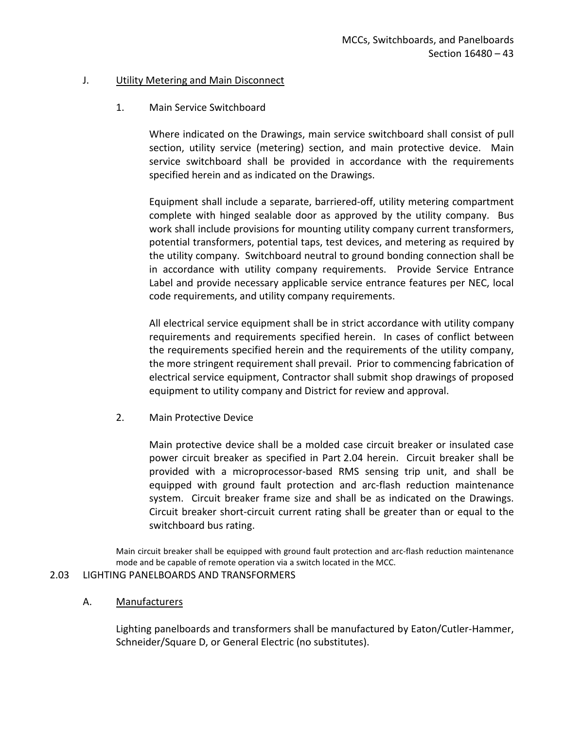J. Utility Metering and Main Disconnect

1. Main Service Switchboard

Where indicated on the Drawings, main service switchboard shall consist of pull section, utility service (metering) section, and main protective device. Main service switchboard shall be provided in accordance with the requirements specified herein and as indicated on the Drawings.

Equipment shall include a separate, barriered-off, utility metering compartment complete with hinged sealable door as approved by the utility company. Bus work shall include provisions for mounting utility company current transformers, potential transformers, potential taps, test devices, and metering as required by the utility company. Switchboard neutral to ground bonding connection shall be in accordance with utility company requirements. Provide Service Entrance Label and provide necessary applicable service entrance features per NEC, local code requirements, and utility company requirements.

All electrical service equipment shall be in strict accordance with utility company requirements and requirements specified herein. In cases of conflict between the requirements specified herein and the requirements of the utility company, the more stringent requirement shall prevail. Prior to commencing fabrication of electrical service equipment, Contractor shall submit shop drawings of proposed equipment to utility company and District for review and approval.

2. Main Protective Device

Main protective device shall be a molded case circuit breaker or insulated case power circuit breaker as specified in Part 2.04 herein. Circuit breaker shall be provided with a microprocessor-based RMS sensing trip unit, and shall be equipped with ground fault protection and arc-flash reduction maintenance system. Circuit breaker frame size and shall be as indicated on the Drawings. Circuit breaker short-circuit current rating shall be greater than or equal to the switchboard bus rating.

Main circuit breaker shall be equipped with ground fault protection and arc-flash reduction maintenance mode and be capable of remote operation via a switch located in the MCC.

## 2.03 LIGHTING PANELBOARDS AND TRANSFORMERS

A. Manufacturers

Lighting panelboards and transformers shall be manufactured by Eaton/Cutler-Hammer, Schneider/Square D, or General Electric (no substitutes).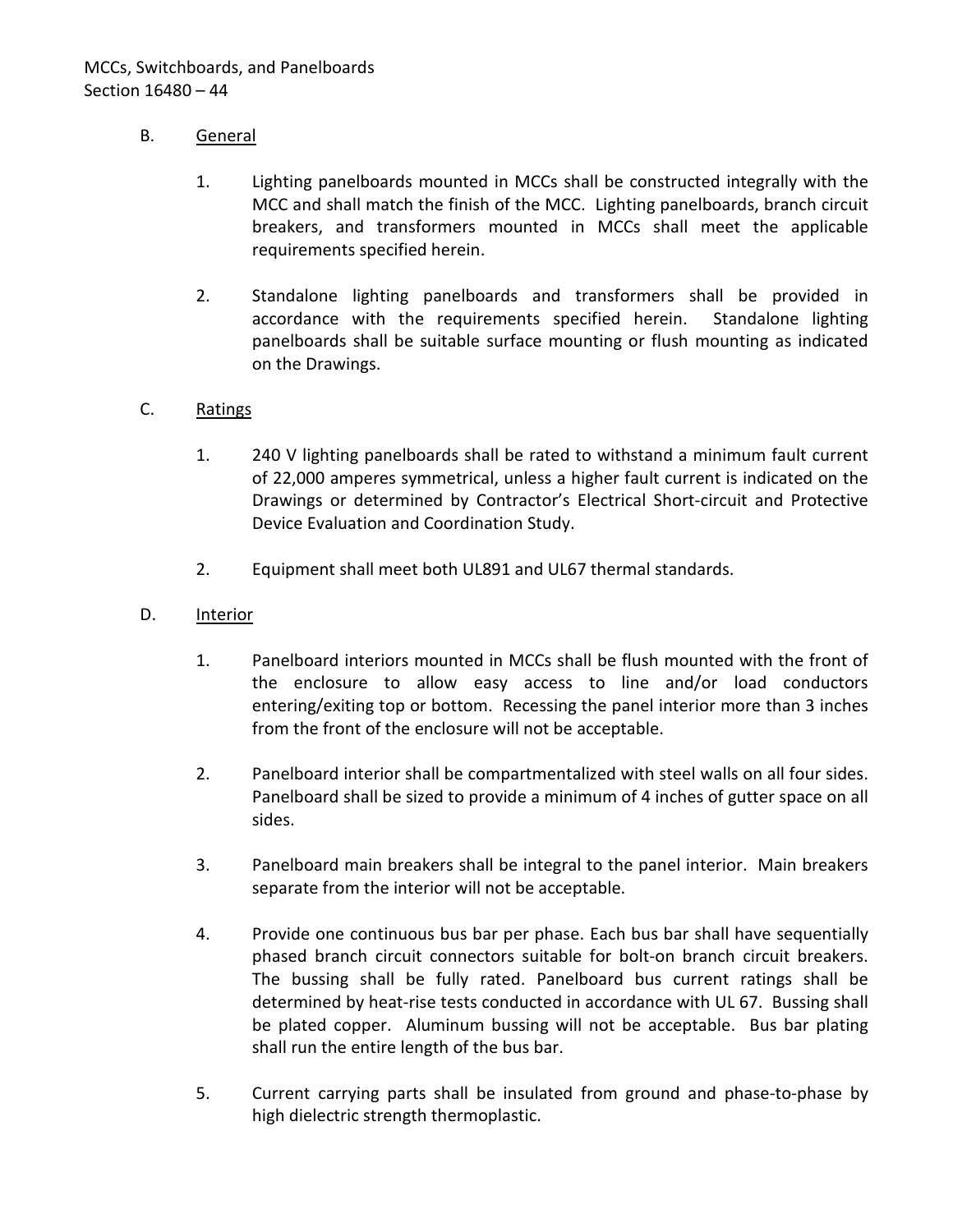B. General

1. Lighting panelboards mounted in MCCs shall be constructed integrally with the MCC and shall match the finish of the MCC. Lighting panelboards, branch circuit breakers, and transformers mounted in MCCs shall meet the applicable requirements specified herein.

2. Standalone lighting panelboards and transformers shall be provided in accordance with the requirements specified herein. Standalone lighting panelboards shall be suitable surface mounting or flush mounting as indicated on the Drawings.

C. Ratings

1. 240 V lighting panelboards shall be rated to withstand a minimum fault current of 22,000 amperes symmetrical, unless a higher fault current is indicated on the Drawings or determined by Contractor's Electrical Short-circuit and Protective Device Evaluation and Coordination Study.

2. Equipment shall meet both UL891 and UL67 thermal standards.

D. Interior

1. Panelboard interiors mounted in MCCs shall be flush mounted with the front of the enclosure to allow easy access to line and/or load conductors entering/exiting top or bottom. Recessing the panel interior more than 3 inches from the front of the enclosure will not be acceptable.

2. Panelboard interior shall be compartmentalized with steel walls on all four sides. Panelboard shall be sized to provide a minimum of 4 inches of gutter space on all sides.

3. Panelboard main breakers shall be integral to the panel interior. Main breakers separate from the interior will not be acceptable.

4. Provide one continuous bus bar per phase. Each bus bar shall have sequentially phased branch circuit connectors suitable for bolt-on branch circuit breakers. The bussing shall be fully rated. Panelboard bus current ratings shall be determined by heat-rise tests conducted in accordance with UL 67. Bussing shall be plated copper. Aluminum bussing will not be acceptable. Bus bar plating shall run the entire length of the bus bar.

5. Current carrying parts shall be insulated from ground and phase-to-phase by high dielectric strength thermoplastic.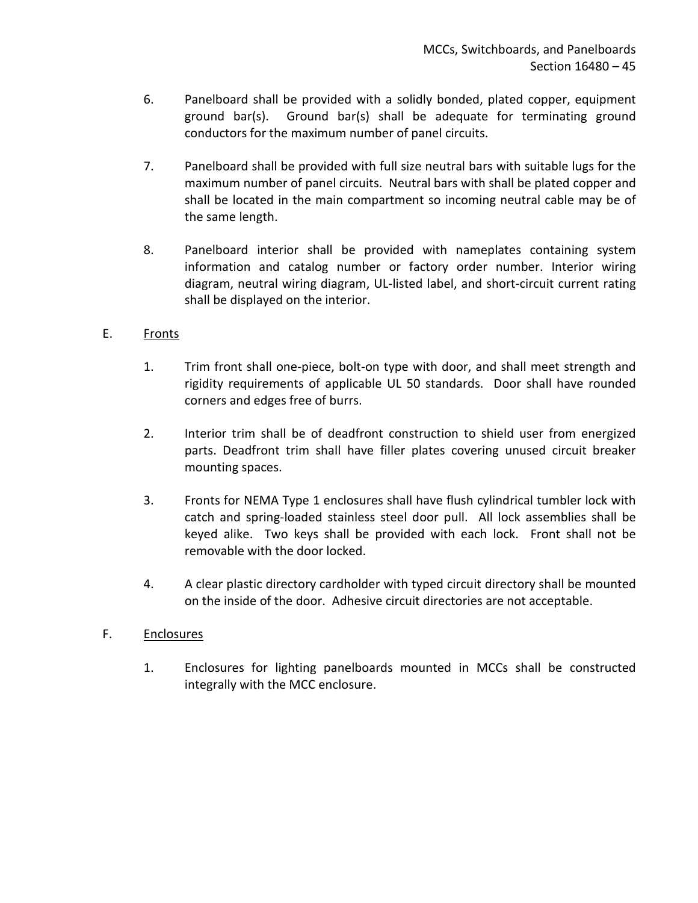6. Panelboard shall be provided with a solidly bonded, plated copper, equipment ground bar(s). Ground bar(s) shall be adequate for terminating ground conductors for the maximum number of panel circuits.

7. Panelboard shall be provided with full size neutral bars with suitable lugs for the maximum number of panel circuits. Neutral bars with shall be plated copper and shall be located in the main compartment so incoming neutral cable may be of the same length.

8. Panelboard interior shall be provided with nameplates containing system information and catalog number or factory order number. Interior wiring diagram, neutral wiring diagram, UL-listed label, and short-circuit current rating shall be displayed on the interior.

E. <u>Fronts</u>

1. Trim front shall one-piece, bolt-on type with door, and shall meet strength and rigidity requirements of applicable UL 50 standards. Door shall have rounded corners and edges free of burrs.

2. Interior trim shall be of deadfront construction to shield user from energized parts. Deadfront trim shall have filler plates covering unused circuit breaker mounting spaces.

3. Fronts for NEMA Type 1 enclosures shall have flush cylindrical tumbler lock with catch and spring-loaded stainless steel door pull. All lock assemblies shall be keyed alike. Two keys shall be provided with each lock. Front shall not be removable with the door locked.

4. A clear plastic directory cardholder with typed circuit directory shall be mounted on the inside of the door. Adhesive circuit directories are not acceptable.

F. <u>Enclosures</u>

1. Enclosures for lighting panelboards mounted in MCCs shall be constructed integrally with the MCC enclosure.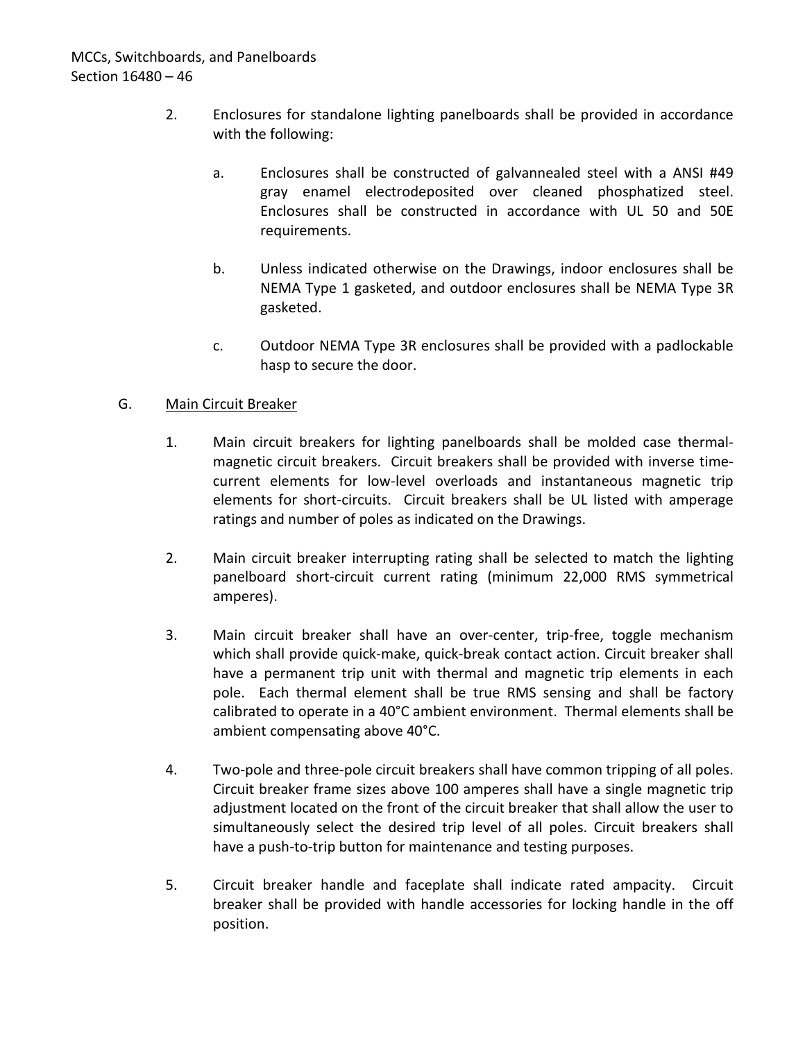2. Enclosures for standalone lighting panelboards shall be provided in accordance with the following:

    a. Enclosures shall be constructed of galvannealed steel with a ANSI #49 gray enamel electrodeposited over cleaned phosphatized steel. Enclosures shall be constructed in accordance with UL 50 and 50E requirements.

    b. Unless indicated otherwise on the Drawings, indoor enclosures shall be NEMA Type 1 gasketed, and outdoor enclosures shall be NEMA Type 3R gasketed.

    c. Outdoor NEMA Type 3R enclosures shall be provided with a padlockable hasp to secure the door.

G. Main Circuit Breaker

1. Main circuit breakers for lighting panelboards shall be molded case thermal-magnetic circuit breakers. Circuit breakers shall be provided with inverse time-current elements for low-level overloads and instantaneous magnetic trip elements for short-circuits. Circuit breakers shall be UL listed with amperage ratings and number of poles as indicated on the Drawings.

2. Main circuit breaker interrupting rating shall be selected to match the lighting panelboard short-circuit current rating (minimum 22,000 RMS symmetrical amperes).

3. Main circuit breaker shall have an over-center, trip-free, toggle mechanism which shall provide quick-make, quick-break contact action. Circuit breaker shall have a permanent trip unit with thermal and magnetic trip elements in each pole. Each thermal element shall be true RMS sensing and shall be factory calibrated to operate in a 40°C ambient environment. Thermal elements shall be ambient compensating above 40°C.

4. Two-pole and three-pole circuit breakers shall have common tripping of all poles. Circuit breaker frame sizes above 100 amperes shall have a single magnetic trip adjustment located on the front of the circuit breaker that shall allow the user to simultaneously select the desired trip level of all poles. Circuit breakers shall have a push-to-trip button for maintenance and testing purposes.

5. Circuit breaker handle and faceplate shall indicate rated ampacity. Circuit breaker shall be provided with handle accessories for locking handle in the off position.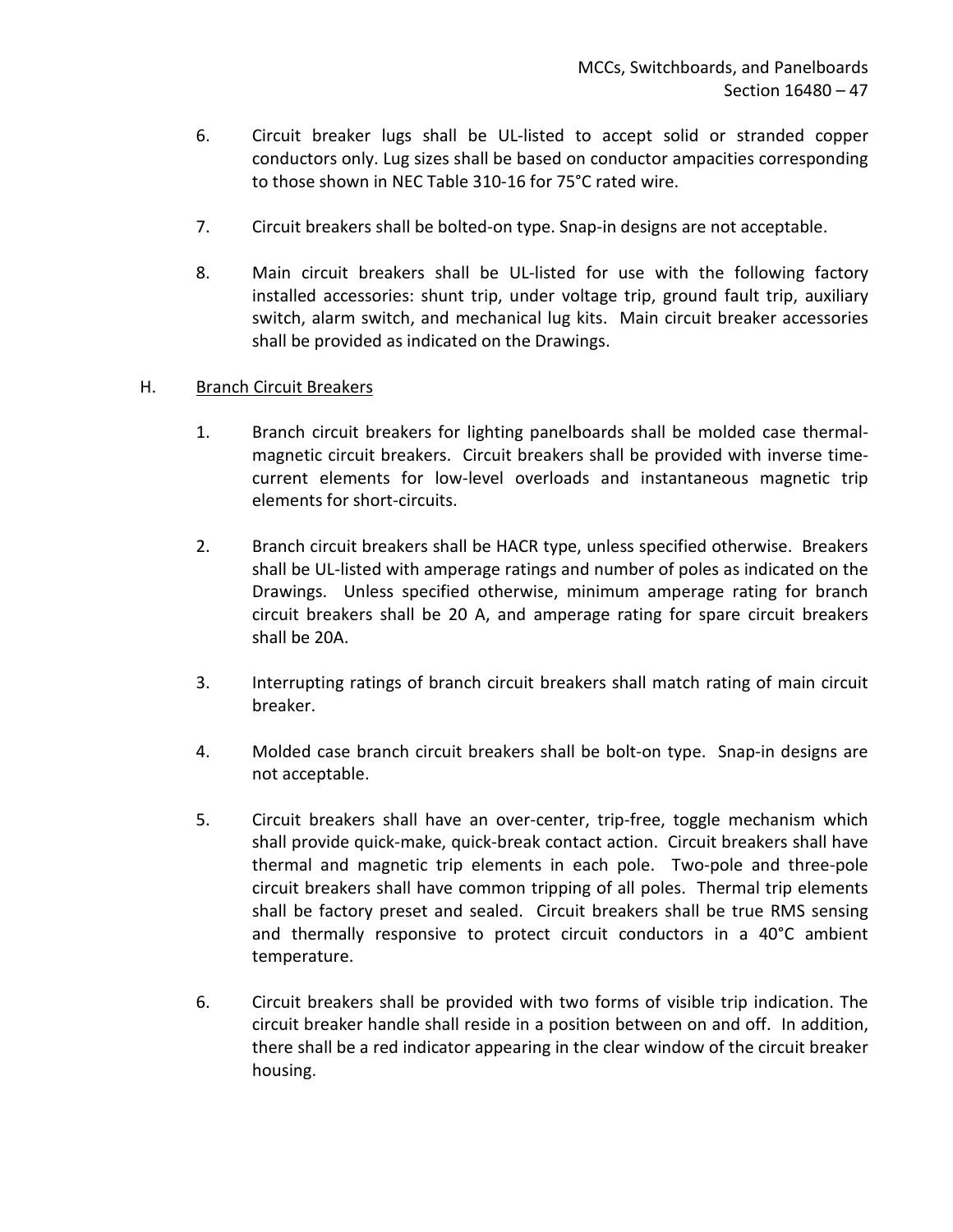6. Circuit breaker lugs shall be UL-listed to accept solid or stranded copper conductors only. Lug sizes shall be based on conductor ampacities corresponding to those shown in NEC Table 310-16 for 75°C rated wire.

7. Circuit breakers shall be bolted-on type. Snap-in designs are not acceptable.

8. Main circuit breakers shall be UL-listed for use with the following factory installed accessories: shunt trip, under voltage trip, ground fault trip, auxiliary switch, alarm switch, and mechanical lug kits. Main circuit breaker accessories shall be provided as indicated on the Drawings.

H. <u>Branch Circuit Breakers</u>

1. Branch circuit breakers for lighting panelboards shall be molded case thermal-magnetic circuit breakers. Circuit breakers shall be provided with inverse time-current elements for low-level overloads and instantaneous magnetic trip elements for short-circuits.

2. Branch circuit breakers shall be HACR type, unless specified otherwise. Breakers shall be UL-listed with amperage ratings and number of poles as indicated on the Drawings. Unless specified otherwise, minimum amperage rating for branch circuit breakers shall be 20 A, and amperage rating for spare circuit breakers shall be 20A.

3. Interrupting ratings of branch circuit breakers shall match rating of main circuit breaker.

4. Molded case branch circuit breakers shall be bolt-on type. Snap-in designs are not acceptable.

5. Circuit breakers shall have an over-center, trip-free, toggle mechanism which shall provide quick-make, quick-break contact action. Circuit breakers shall have thermal and magnetic trip elements in each pole. Two-pole and three-pole circuit breakers shall have common tripping of all poles. Thermal trip elements shall be factory preset and sealed. Circuit breakers shall be true RMS sensing and thermally responsive to protect circuit conductors in a 40°C ambient temperature.

6. Circuit breakers shall be provided with two forms of visible trip indication. The circuit breaker handle shall reside in a position between on and off. In addition, there shall be a red indicator appearing in the clear window of the circuit breaker housing.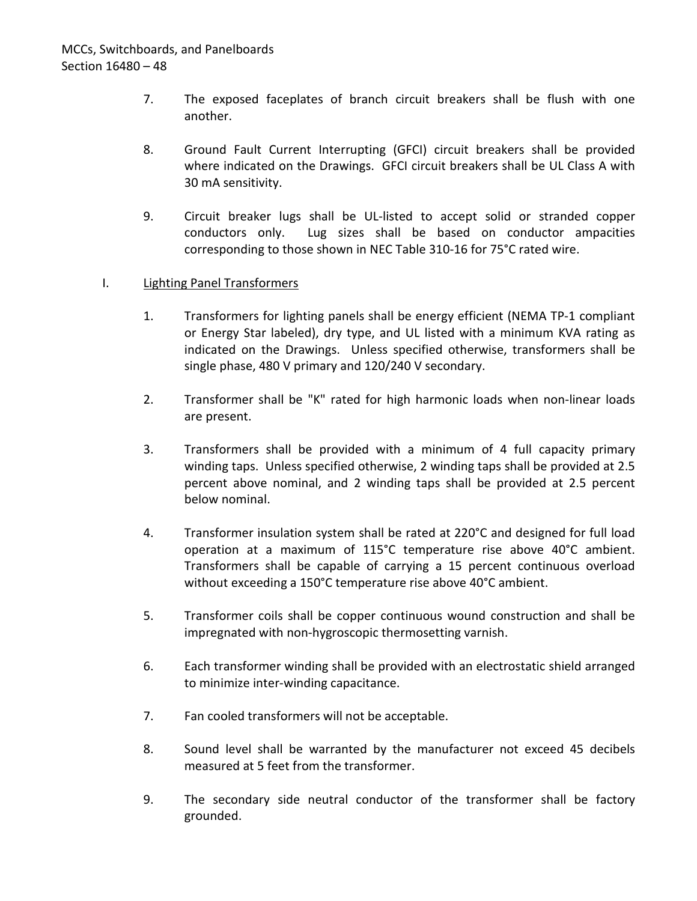7. The exposed faceplates of branch circuit breakers shall be flush with one another.

8. Ground Fault Current Interrupting (GFCI) circuit breakers shall be provided where indicated on the Drawings. GFCI circuit breakers shall be UL Class A with 30 mA sensitivity.

9. Circuit breaker lugs shall be UL-listed to accept solid or stranded copper conductors only. Lug sizes shall be based on conductor ampacities corresponding to those shown in NEC Table 310-16 for 75°C rated wire.

I. <u>Lighting Panel Transformers</u>

1. Transformers for lighting panels shall be energy efficient (NEMA TP-1 compliant or Energy Star labeled), dry type, and UL listed with a minimum KVA rating as indicated on the Drawings. Unless specified otherwise, transformers shall be single phase, 480 V primary and 120/240 V secondary.

2. Transformer shall be "K" rated for high harmonic loads when non-linear loads are present.

3. Transformers shall be provided with a minimum of 4 full capacity primary winding taps. Unless specified otherwise, 2 winding taps shall be provided at 2.5 percent above nominal, and 2 winding taps shall be provided at 2.5 percent below nominal.

4. Transformer insulation system shall be rated at 220°C and designed for full load operation at a maximum of 115°C temperature rise above 40°C ambient. Transformers shall be capable of carrying a 15 percent continuous overload without exceeding a 150°C temperature rise above 40°C ambient.

5. Transformer coils shall be copper continuous wound construction and shall be impregnated with non-hygroscopic thermosetting varnish.

6. Each transformer winding shall be provided with an electrostatic shield arranged to minimize inter-winding capacitance.

7. Fan cooled transformers will not be acceptable.

8. Sound level shall be warranted by the manufacturer not exceed 45 decibels measured at 5 feet from the transformer.

9. The secondary side neutral conductor of the transformer shall be factory grounded.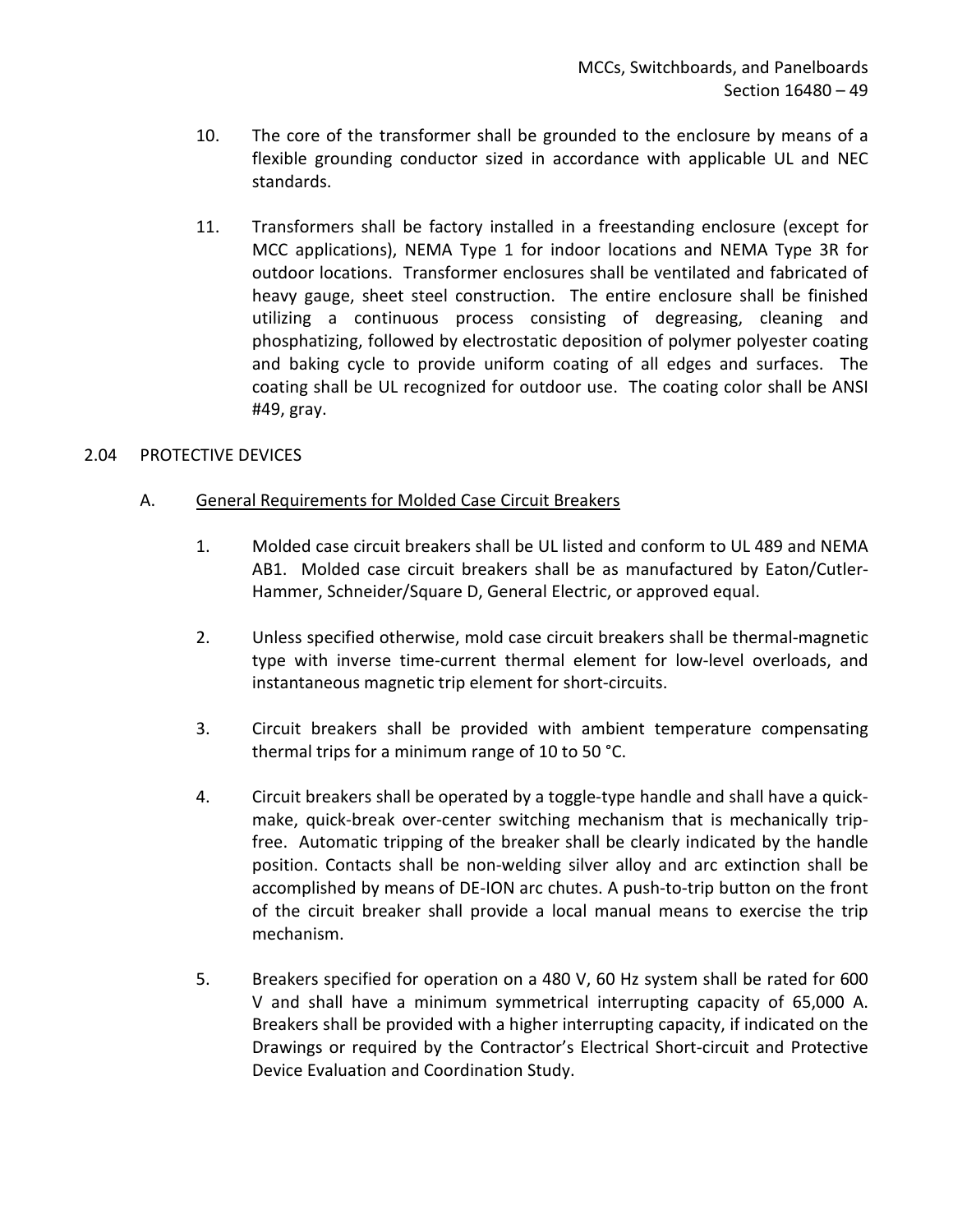10. The core of the transformer shall be grounded to the enclosure by means of a flexible grounding conductor sized in accordance with applicable UL and NEC standards.

11. Transformers shall be factory installed in a freestanding enclosure (except for MCC applications), NEMA Type 1 for indoor locations and NEMA Type 3R for outdoor locations. Transformer enclosures shall be ventilated and fabricated of heavy gauge, sheet steel construction. The entire enclosure shall be finished utilizing a continuous process consisting of degreasing, cleaning and phosphatizing, followed by electrostatic deposition of polymer polyester coating and baking cycle to provide uniform coating of all edges and surfaces. The coating shall be UL recognized for outdoor use. The coating color shall be ANSI #49, gray.

## 2.04 PROTECTIVE DEVICES

### A. General Requirements for Molded Case Circuit Breakers

1. Molded case circuit breakers shall be UL listed and conform to UL 489 and NEMA AB1. Molded case circuit breakers shall be as manufactured by Eaton/Cutler-Hammer, Schneider/Square D, General Electric, or approved equal.

2. Unless specified otherwise, mold case circuit breakers shall be thermal-magnetic type with inverse time-current thermal element for low-level overloads, and instantaneous magnetic trip element for short-circuits.

3. Circuit breakers shall be provided with ambient temperature compensating thermal trips for a minimum range of 10 to 50 °C.

4. Circuit breakers shall be operated by a toggle-type handle and shall have a quick-make, quick-break over-center switching mechanism that is mechanically trip-free. Automatic tripping of the breaker shall be clearly indicated by the handle position. Contacts shall be non-welding silver alloy and arc extinction shall be accomplished by means of DE-ION arc chutes. A push-to-trip button on the front of the circuit breaker shall provide a local manual means to exercise the trip mechanism.

5. Breakers specified for operation on a 480 V, 60 Hz system shall be rated for 600 V and shall have a minimum symmetrical interrupting capacity of 65,000 A. Breakers shall be provided with a higher interrupting capacity, if indicated on the Drawings or required by the Contractor's Electrical Short-circuit and Protective Device Evaluation and Coordination Study.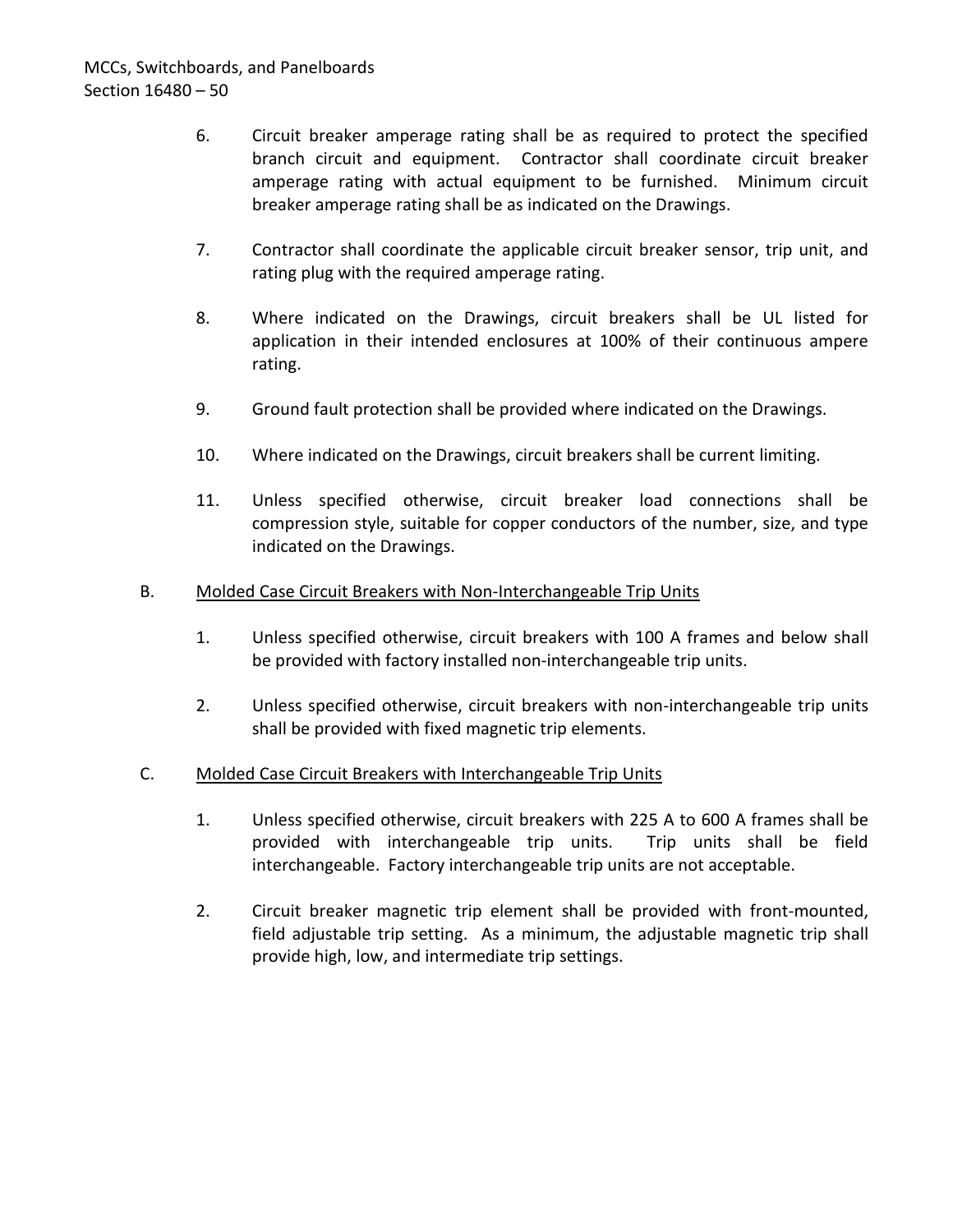6. Circuit breaker amperage rating shall be as required to protect the specified branch circuit and equipment. Contractor shall coordinate circuit breaker amperage rating with actual equipment to be furnished. Minimum circuit breaker amperage rating shall be as indicated on the Drawings.

7. Contractor shall coordinate the applicable circuit breaker sensor, trip unit, and rating plug with the required amperage rating.

8. Where indicated on the Drawings, circuit breakers shall be UL listed for application in their intended enclosures at 100% of their continuous ampere rating.

9. Ground fault protection shall be provided where indicated on the Drawings.

10. Where indicated on the Drawings, circuit breakers shall be current limiting.

11. Unless specified otherwise, circuit breaker load connections shall be compression style, suitable for copper conductors of the number, size, and type indicated on the Drawings.

B. <u>Molded Case Circuit Breakers with Non-Interchangeable Trip Units</u>

1. Unless specified otherwise, circuit breakers with 100 A frames and below shall be provided with factory installed non-interchangeable trip units.

2. Unless specified otherwise, circuit breakers with non-interchangeable trip units shall be provided with fixed magnetic trip elements.

C. <u>Molded Case Circuit Breakers with Interchangeable Trip Units</u>

1. Unless specified otherwise, circuit breakers with 225 A to 600 A frames shall be provided with interchangeable trip units. Trip units shall be field interchangeable. Factory interchangeable trip units are not acceptable.

2. Circuit breaker magnetic trip element shall be provided with front-mounted, field adjustable trip setting. As a minimum, the adjustable magnetic trip shall provide high, low, and intermediate trip settings.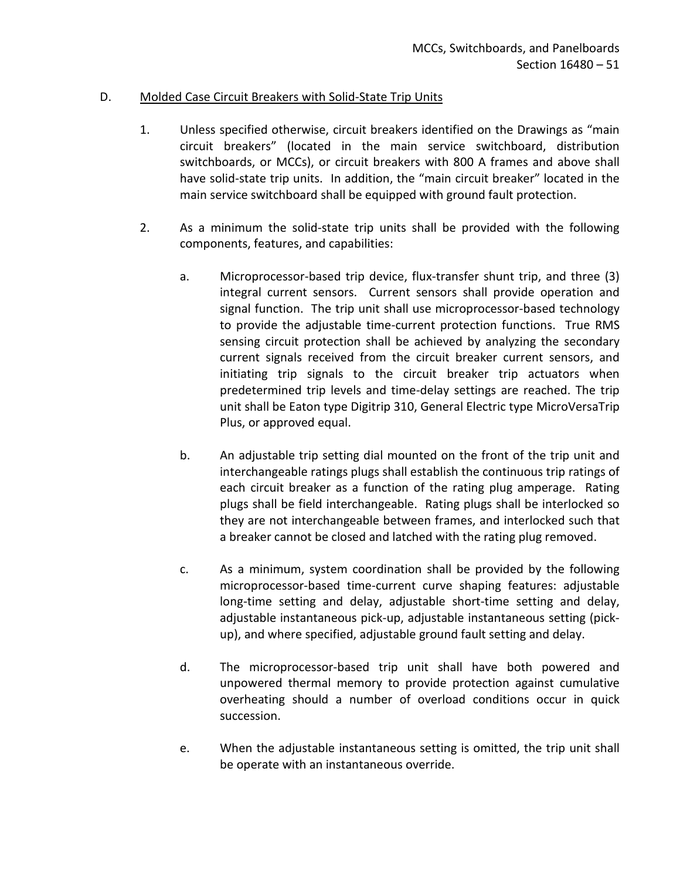D. Molded Case Circuit Breakers with Solid-State Trip Units

1. Unless specified otherwise, circuit breakers identified on the Drawings as "main circuit breakers" (located in the main service switchboard, distribution switchboards, or MCCs), or circuit breakers with 800 A frames and above shall have solid-state trip units. In addition, the "main circuit breaker" located in the main service switchboard shall be equipped with ground fault protection.

2. As a minimum the solid-state trip units shall be provided with the following components, features, and capabilities:

   a. Microprocessor-based trip device, flux-transfer shunt trip, and three (3) integral current sensors. Current sensors shall provide operation and signal function. The trip unit shall use microprocessor-based technology to provide the adjustable time-current protection functions. True RMS sensing circuit protection shall be achieved by analyzing the secondary current signals received from the circuit breaker current sensors, and initiating trip signals to the circuit breaker trip actuators when predetermined trip levels and time-delay settings are reached. The trip unit shall be Eaton type Digitrip 310, General Electric type MicroVersaTrip Plus, or approved equal.

   b. An adjustable trip setting dial mounted on the front of the trip unit and interchangeable ratings plugs shall establish the continuous trip ratings of each circuit breaker as a function of the rating plug amperage. Rating plugs shall be field interchangeable. Rating plugs shall be interlocked so they are not interchangeable between frames, and interlocked such that a breaker cannot be closed and latched with the rating plug removed.

   c. As a minimum, system coordination shall be provided by the following microprocessor-based time-current curve shaping features: adjustable long-time setting and delay, adjustable short-time setting and delay, adjustable instantaneous pick-up, adjustable instantaneous setting (pick-up), and where specified, adjustable ground fault setting and delay.

   d. The microprocessor-based trip unit shall have both powered and unpowered thermal memory to provide protection against cumulative overheating should a number of overload conditions occur in quick succession.

   e. When the adjustable instantaneous setting is omitted, the trip unit shall be operate with an instantaneous override.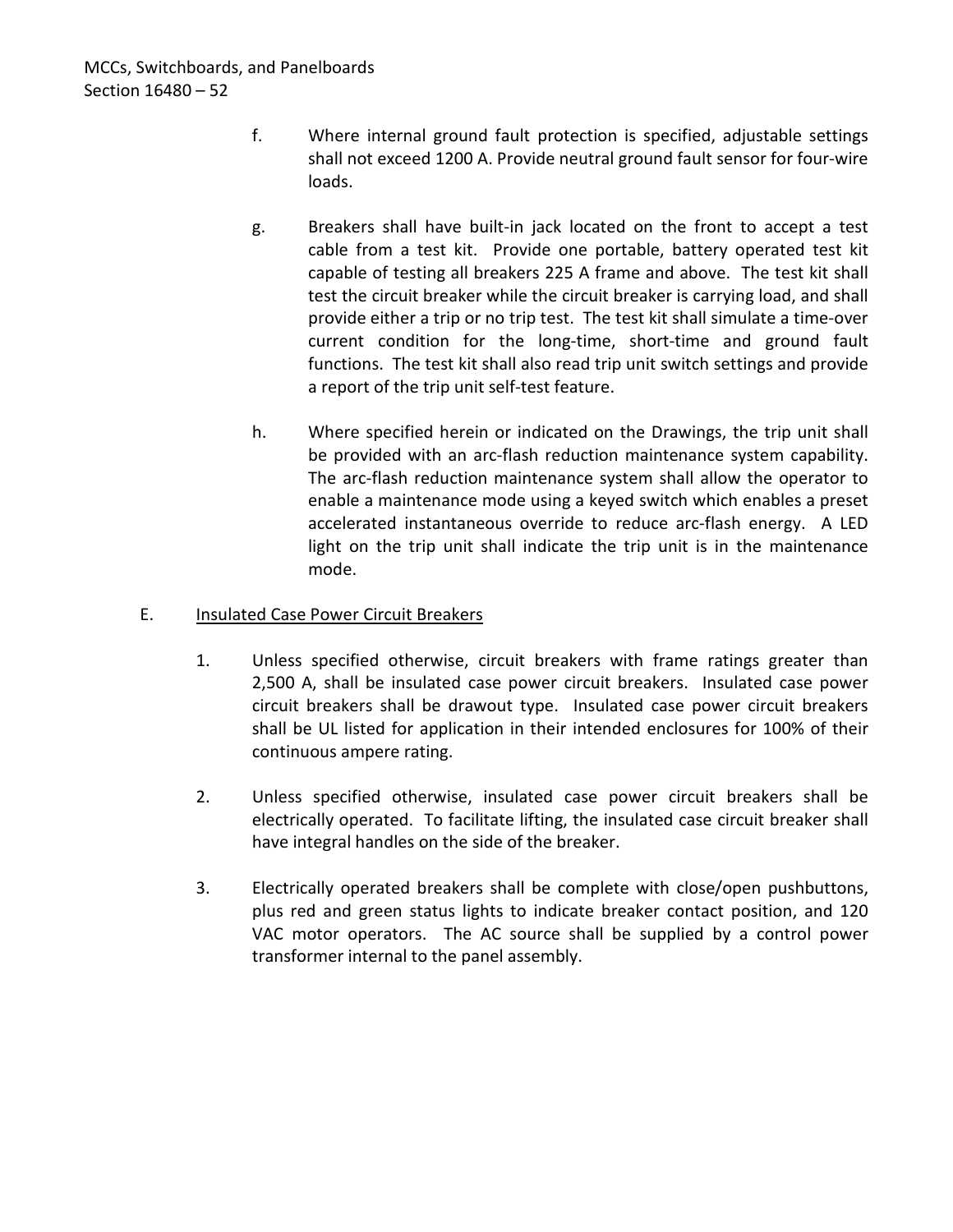f. Where internal ground fault protection is specified, adjustable settings shall not exceed 1200 A. Provide neutral ground fault sensor for four-wire loads.

g. Breakers shall have built-in jack located on the front to accept a test cable from a test kit. Provide one portable, battery operated test kit capable of testing all breakers 225 A frame and above. The test kit shall test the circuit breaker while the circuit breaker is carrying load, and shall provide either a trip or no trip test. The test kit shall simulate a time-over current condition for the long-time, short-time and ground fault functions. The test kit shall also read trip unit switch settings and provide a report of the trip unit self-test feature.

h. Where specified herein or indicated on the Drawings, the trip unit shall be provided with an arc-flash reduction maintenance system capability. The arc-flash reduction maintenance system shall allow the operator to enable a maintenance mode using a keyed switch which enables a preset accelerated instantaneous override to reduce arc-flash energy. A LED light on the trip unit shall indicate the trip unit is in the maintenance mode.

E. Insulated Case Power Circuit Breakers

1. Unless specified otherwise, circuit breakers with frame ratings greater than 2,500 A, shall be insulated case power circuit breakers. Insulated case power circuit breakers shall be drawout type. Insulated case power circuit breakers shall be UL listed for application in their intended enclosures for 100% of their continuous ampere rating.

2. Unless specified otherwise, insulated case power circuit breakers shall be electrically operated. To facilitate lifting, the insulated case circuit breaker shall have integral handles on the side of the breaker.

3. Electrically operated breakers shall be complete with close/open pushbuttons, plus red and green status lights to indicate breaker contact position, and 120 VAC motor operators. The AC source shall be supplied by a control power transformer internal to the panel assembly.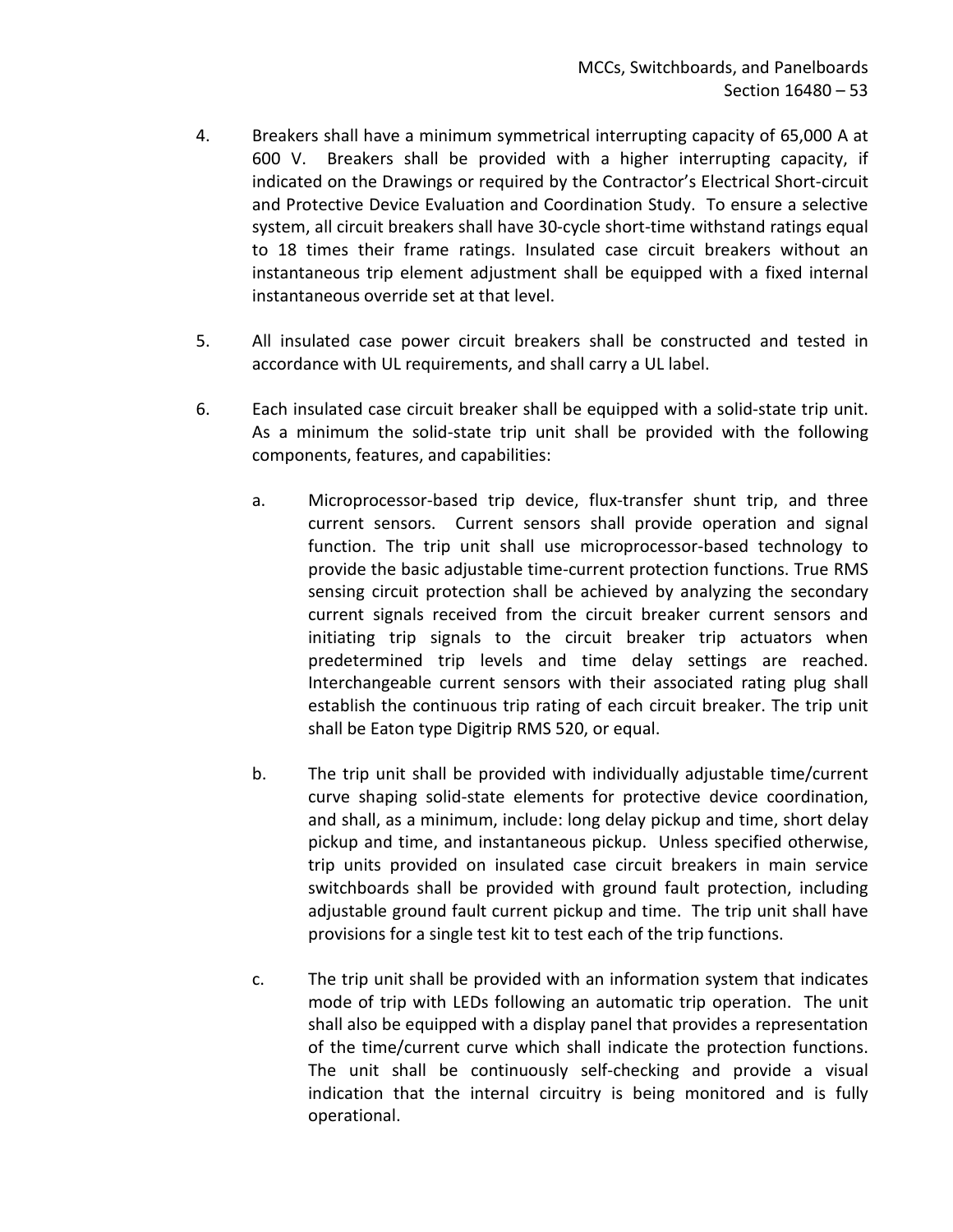4. Breakers shall have a minimum symmetrical interrupting capacity of 65,000 A at 600 V. Breakers shall be provided with a higher interrupting capacity, if indicated on the Drawings or required by the Contractor's Electrical Short-circuit and Protective Device Evaluation and Coordination Study. To ensure a selective system, all circuit breakers shall have 30-cycle short-time withstand ratings equal to 18 times their frame ratings. Insulated case circuit breakers without an instantaneous trip element adjustment shall be equipped with a fixed internal instantaneous override set at that level.

5. All insulated case power circuit breakers shall be constructed and tested in accordance with UL requirements, and shall carry a UL label.

6. Each insulated case circuit breaker shall be equipped with a solid-state trip unit. As a minimum the solid-state trip unit shall be provided with the following components, features, and capabilities:

   a. Microprocessor-based trip device, flux-transfer shunt trip, and three current sensors. Current sensors shall provide operation and signal function. The trip unit shall use microprocessor-based technology to provide the basic adjustable time-current protection functions. True RMS sensing circuit protection shall be achieved by analyzing the secondary current signals received from the circuit breaker current sensors and initiating trip signals to the circuit breaker trip actuators when predetermined trip levels and time delay settings are reached. Interchangeable current sensors with their associated rating plug shall establish the continuous trip rating of each circuit breaker. The trip unit shall be Eaton type Digitrip RMS 520, or equal.

   b. The trip unit shall be provided with individually adjustable time/current curve shaping solid-state elements for protective device coordination, and shall, as a minimum, include: long delay pickup and time, short delay pickup and time, and instantaneous pickup. Unless specified otherwise, trip units provided on insulated case circuit breakers in main service switchboards shall be provided with ground fault protection, including adjustable ground fault current pickup and time. The trip unit shall have provisions for a single test kit to test each of the trip functions.

   c. The trip unit shall be provided with an information system that indicates mode of trip with LEDs following an automatic trip operation. The unit shall also be equipped with a display panel that provides a representation of the time/current curve which shall indicate the protection functions. The unit shall be continuously self-checking and provide a visual indication that the internal circuitry is being monitored and is fully operational.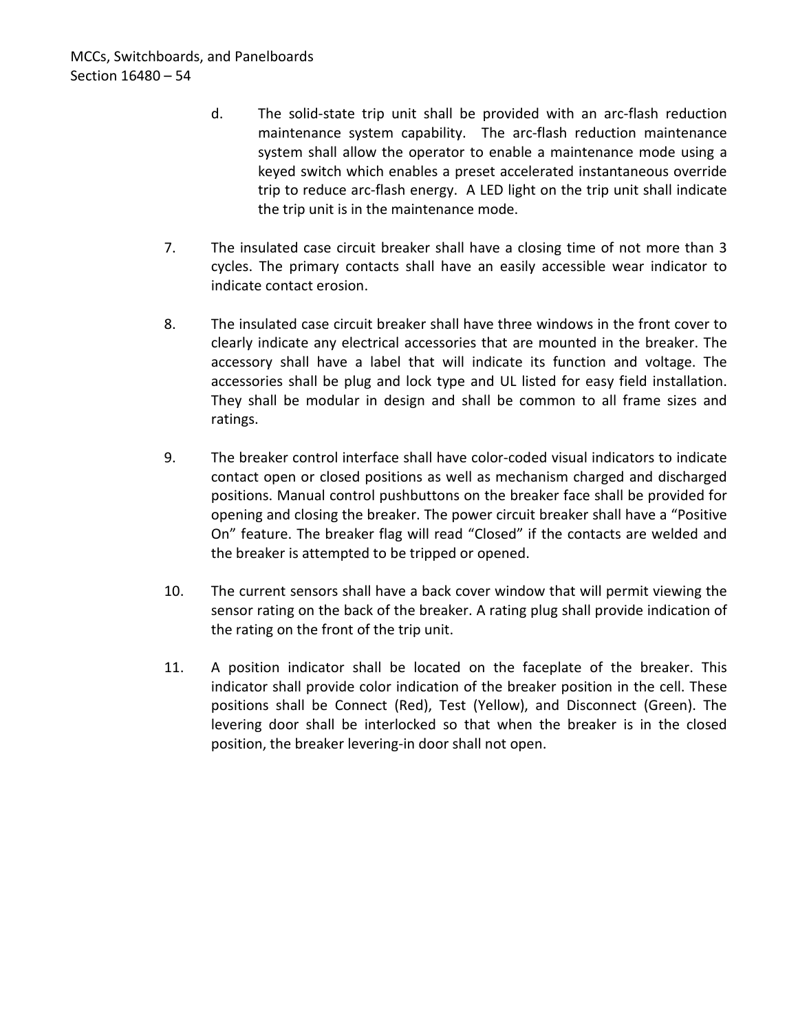d. The solid-state trip unit shall be provided with an arc-flash reduction maintenance system capability. The arc-flash reduction maintenance system shall allow the operator to enable a maintenance mode using a keyed switch which enables a preset accelerated instantaneous override trip to reduce arc-flash energy. A LED light on the trip unit shall indicate the trip unit is in the maintenance mode.

7. The insulated case circuit breaker shall have a closing time of not more than 3 cycles. The primary contacts shall have an easily accessible wear indicator to indicate contact erosion.

8. The insulated case circuit breaker shall have three windows in the front cover to clearly indicate any electrical accessories that are mounted in the breaker. The accessory shall have a label that will indicate its function and voltage. The accessories shall be plug and lock type and UL listed for easy field installation. They shall be modular in design and shall be common to all frame sizes and ratings.

9. The breaker control interface shall have color-coded visual indicators to indicate contact open or closed positions as well as mechanism charged and discharged positions. Manual control pushbuttons on the breaker face shall be provided for opening and closing the breaker. The power circuit breaker shall have a "Positive On" feature. The breaker flag will read "Closed" if the contacts are welded and the breaker is attempted to be tripped or opened.

10. The current sensors shall have a back cover window that will permit viewing the sensor rating on the back of the breaker. A rating plug shall provide indication of the rating on the front of the trip unit.

11. A position indicator shall be located on the faceplate of the breaker. This indicator shall provide color indication of the breaker position in the cell. These positions shall be Connect (Red), Test (Yellow), and Disconnect (Green). The levering door shall be interlocked so that when the breaker is in the closed position, the breaker levering-in door shall not open.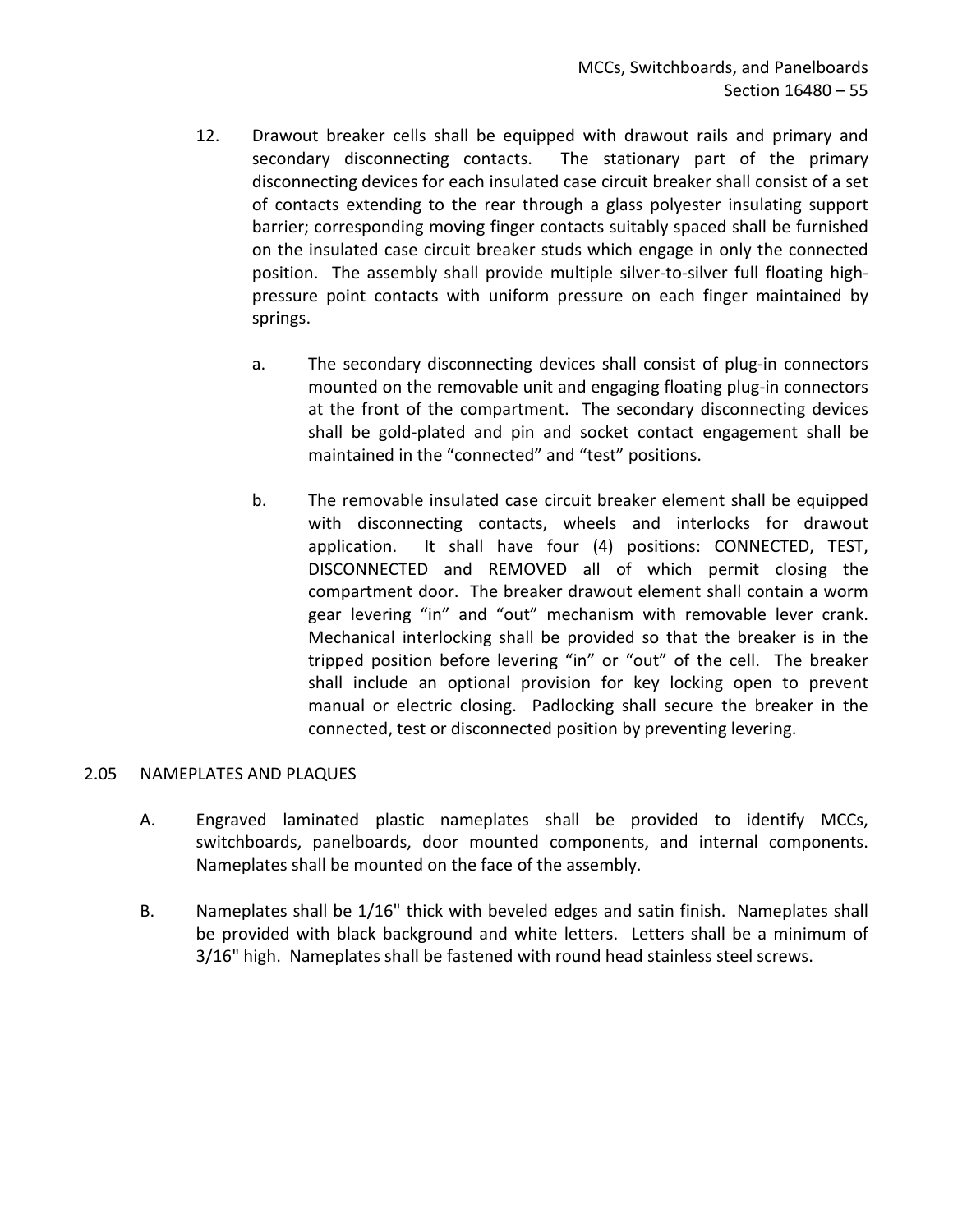12. Drawout breaker cells shall be equipped with drawout rails and primary and secondary disconnecting contacts. The stationary part of the primary disconnecting devices for each insulated case circuit breaker shall consist of a set of contacts extending to the rear through a glass polyester insulating support barrier; corresponding moving finger contacts suitably spaced shall be furnished on the insulated case circuit breaker studs which engage in only the connected position. The assembly shall provide multiple silver-to-silver full floating high-pressure point contacts with uniform pressure on each finger maintained by springs.

    a. The secondary disconnecting devices shall consist of plug-in connectors mounted on the removable unit and engaging floating plug-in connectors at the front of the compartment. The secondary disconnecting devices shall be gold-plated and pin and socket contact engagement shall be maintained in the "connected" and "test" positions.

    b. The removable insulated case circuit breaker element shall be equipped with disconnecting contacts, wheels and interlocks for drawout application. It shall have four (4) positions: CONNECTED, TEST, DISCONNECTED and REMOVED all of which permit closing the compartment door. The breaker drawout element shall contain a worm gear levering "in" and "out" mechanism with removable lever crank. Mechanical interlocking shall be provided so that the breaker is in the tripped position before levering "in" or "out" of the cell. The breaker shall include an optional provision for key locking open to prevent manual or electric closing. Padlocking shall secure the breaker in the connected, test or disconnected position by preventing levering.

## 2.05 NAMEPLATES AND PLAQUES

A. Engraved laminated plastic nameplates shall be provided to identify MCCs, switchboards, panelboards, door mounted components, and internal components. Nameplates shall be mounted on the face of the assembly.

B. Nameplates shall be 1/16" thick with beveled edges and satin finish. Nameplates shall be provided with black background and white letters. Letters shall be a minimum of 3/16" high. Nameplates shall be fastened with round head stainless steel screws.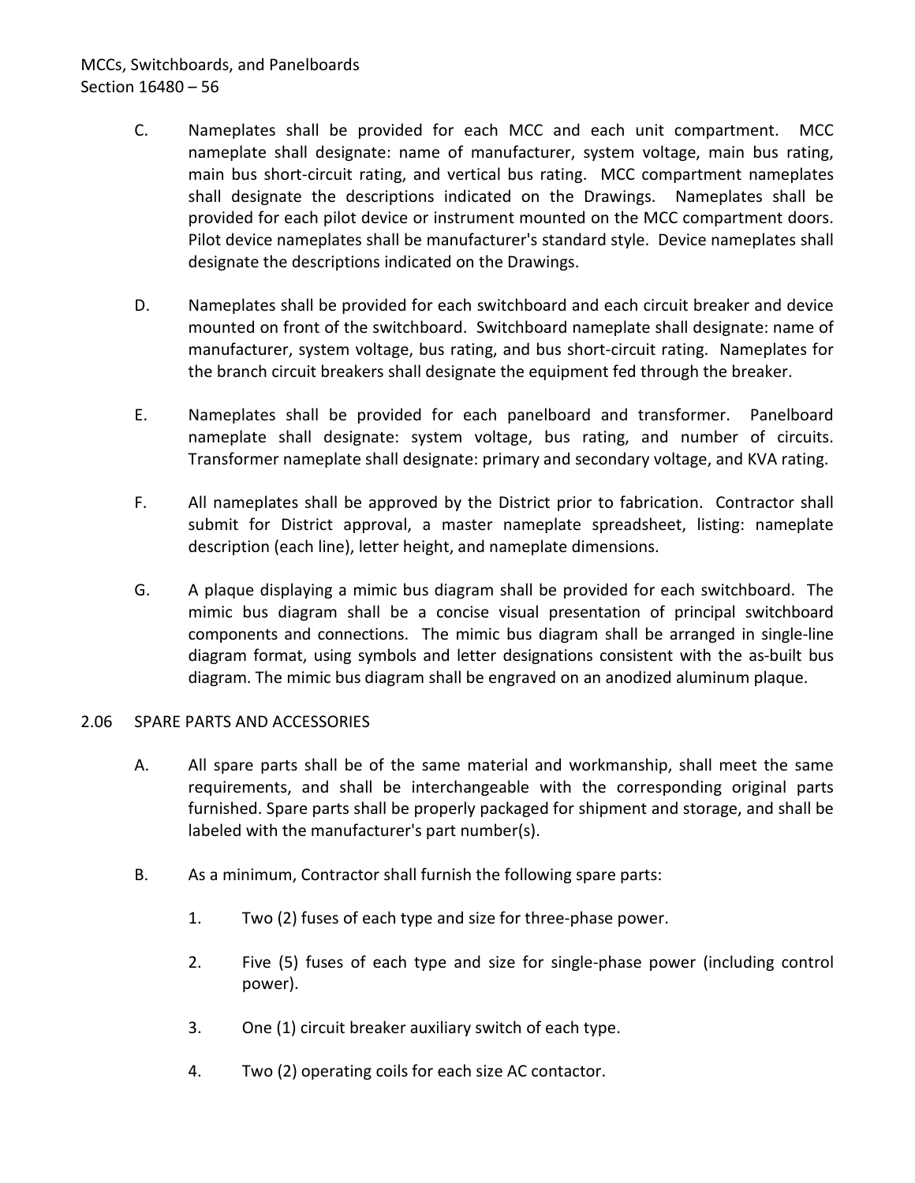C. Nameplates shall be provided for each MCC and each unit compartment. MCC nameplate shall designate: name of manufacturer, system voltage, main bus rating, main bus short-circuit rating, and vertical bus rating. MCC compartment nameplates shall designate the descriptions indicated on the Drawings. Nameplates shall be provided for each pilot device or instrument mounted on the MCC compartment doors. Pilot device nameplates shall be manufacturer's standard style. Device nameplates shall designate the descriptions indicated on the Drawings.

D. Nameplates shall be provided for each switchboard and each circuit breaker and device mounted on front of the switchboard. Switchboard nameplate shall designate: name of manufacturer, system voltage, bus rating, and bus short-circuit rating. Nameplates for the branch circuit breakers shall designate the equipment fed through the breaker.

E. Nameplates shall be provided for each panelboard and transformer. Panelboard nameplate shall designate: system voltage, bus rating, and number of circuits. Transformer nameplate shall designate: primary and secondary voltage, and KVA rating.

F. All nameplates shall be approved by the District prior to fabrication. Contractor shall submit for District approval, a master nameplate spreadsheet, listing: nameplate description (each line), letter height, and nameplate dimensions.

G. A plaque displaying a mimic bus diagram shall be provided for each switchboard. The mimic bus diagram shall be a concise visual presentation of principal switchboard components and connections. The mimic bus diagram shall be arranged in single-line diagram format, using symbols and letter designations consistent with the as-built bus diagram. The mimic bus diagram shall be engraved on an anodized aluminum plaque.

## 2.06 SPARE PARTS AND ACCESSORIES

A. All spare parts shall be of the same material and workmanship, shall meet the same requirements, and shall be interchangeable with the corresponding original parts furnished. Spare parts shall be properly packaged for shipment and storage, and shall be labeled with the manufacturer's part number(s).

B. As a minimum, Contractor shall furnish the following spare parts:

1. Two (2) fuses of each type and size for three-phase power.

2. Five (5) fuses of each type and size for single-phase power (including control power).

3. One (1) circuit breaker auxiliary switch of each type.

4. Two (2) operating coils for each size AC contactor.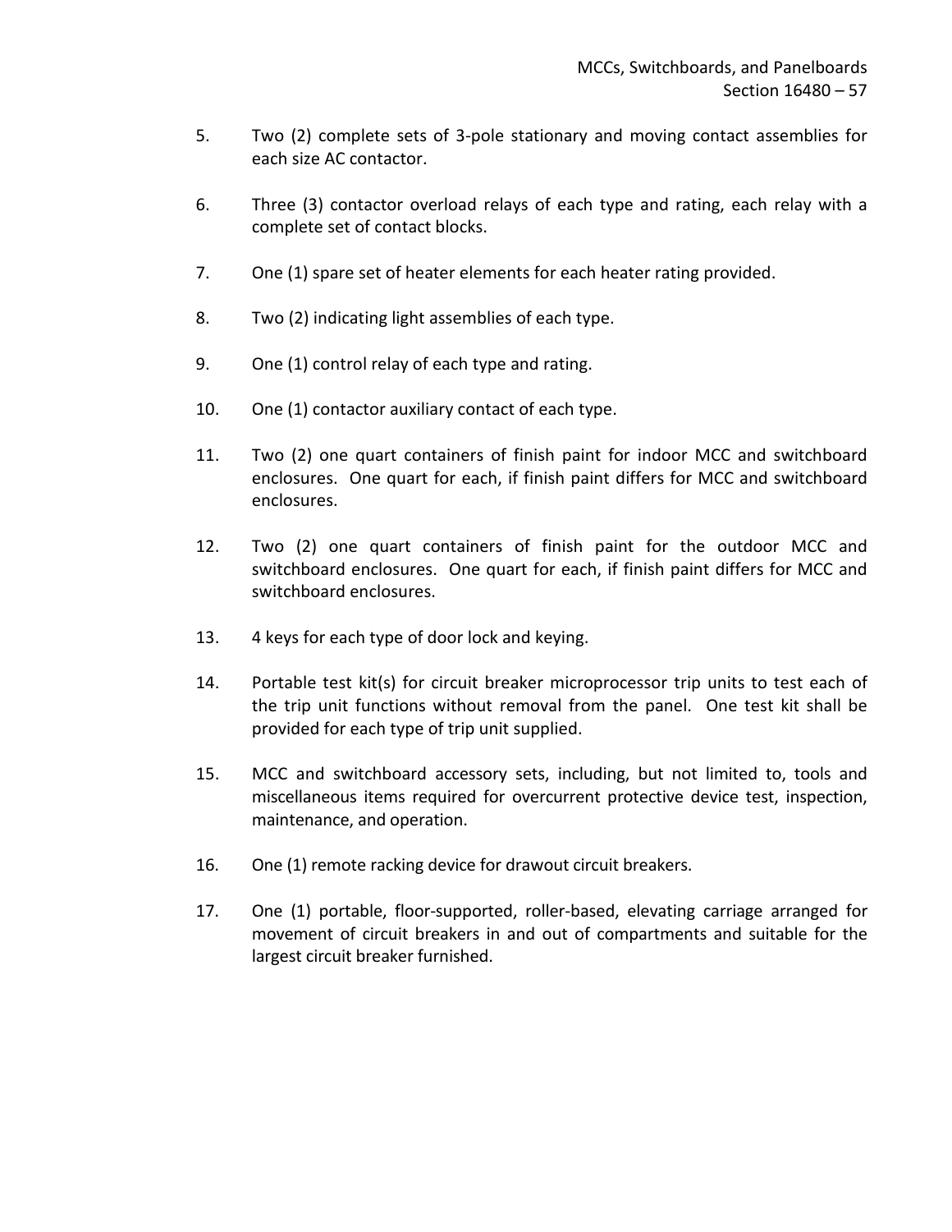5. Two (2) complete sets of 3-pole stationary and moving contact assemblies for each size AC contactor.

6. Three (3) contactor overload relays of each type and rating, each relay with a complete set of contact blocks.

7. One (1) spare set of heater elements for each heater rating provided.

8. Two (2) indicating light assemblies of each type.

9. One (1) control relay of each type and rating.

10. One (1) contactor auxiliary contact of each type.

11. Two (2) one quart containers of finish paint for indoor MCC and switchboard enclosures. One quart for each, if finish paint differs for MCC and switchboard enclosures.

12. Two (2) one quart containers of finish paint for the outdoor MCC and switchboard enclosures. One quart for each, if finish paint differs for MCC and switchboard enclosures.

13. 4 keys for each type of door lock and keying.

14. Portable test kit(s) for circuit breaker microprocessor trip units to test each of the trip unit functions without removal from the panel. One test kit shall be provided for each type of trip unit supplied.

15. MCC and switchboard accessory sets, including, but not limited to, tools and miscellaneous items required for overcurrent protective device test, inspection, maintenance, and operation.

16. One (1) remote racking device for drawout circuit breakers.

17. One (1) portable, floor-supported, roller-based, elevating carriage arranged for movement of circuit breakers in and out of compartments and suitable for the largest circuit breaker furnished.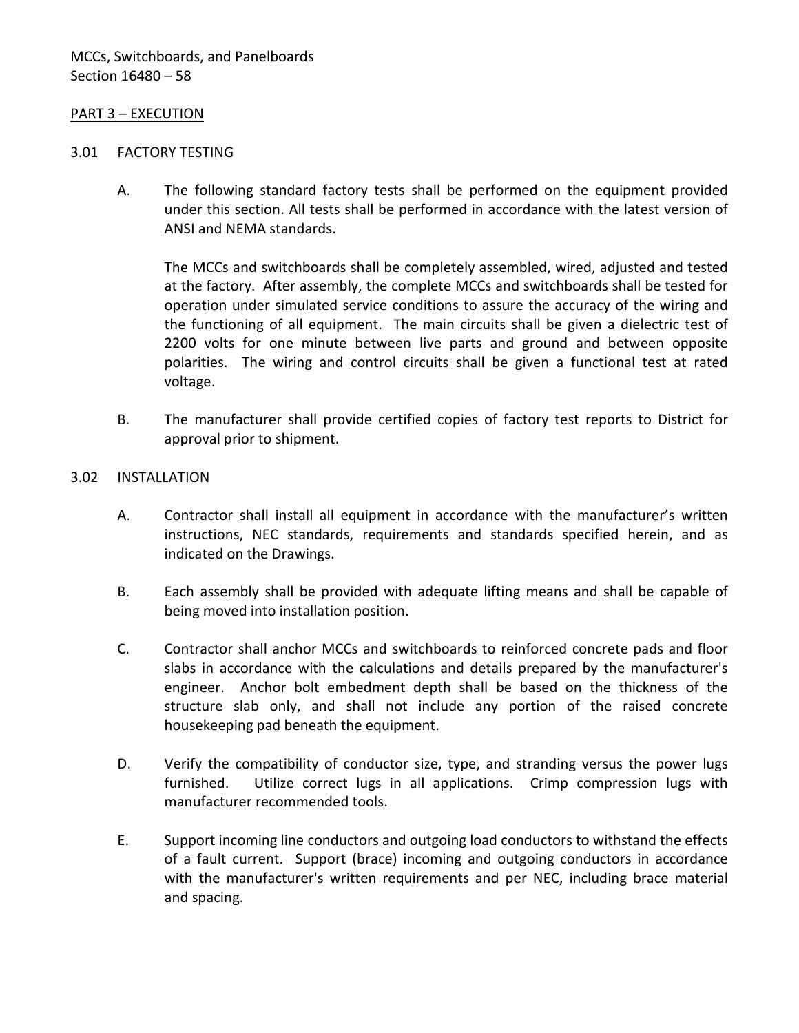## PART 3 – EXECUTION

### 3.01 FACTORY TESTING

A. The following standard factory tests shall be performed on the equipment provided under this section. All tests shall be performed in accordance with the latest version of ANSI and NEMA standards.

   The MCCs and switchboards shall be completely assembled, wired, adjusted and tested at the factory. After assembly, the complete MCCs and switchboards shall be tested for operation under simulated service conditions to assure the accuracy of the wiring and the functioning of all equipment. The main circuits shall be given a dielectric test of 2200 volts for one minute between live parts and ground and between opposite polarities. The wiring and control circuits shall be given a functional test at rated voltage.

B. The manufacturer shall provide certified copies of factory test reports to District for approval prior to shipment.

### 3.02 INSTALLATION

A. Contractor shall install all equipment in accordance with the manufacturer's written instructions, NEC standards, requirements and standards specified herein, and as indicated on the Drawings.

B. Each assembly shall be provided with adequate lifting means and shall be capable of being moved into installation position.

C. Contractor shall anchor MCCs and switchboards to reinforced concrete pads and floor slabs in accordance with the calculations and details prepared by the manufacturer's engineer. Anchor bolt embedment depth shall be based on the thickness of the structure slab only, and shall not include any portion of the raised concrete housekeeping pad beneath the equipment.

D. Verify the compatibility of conductor size, type, and stranding versus the power lugs furnished. Utilize correct lugs in all applications. Crimp compression lugs with manufacturer recommended tools.

E. Support incoming line conductors and outgoing load conductors to withstand the effects of a fault current. Support (brace) incoming and outgoing conductors in accordance with the manufacturer's written requirements and per NEC, including brace material and spacing.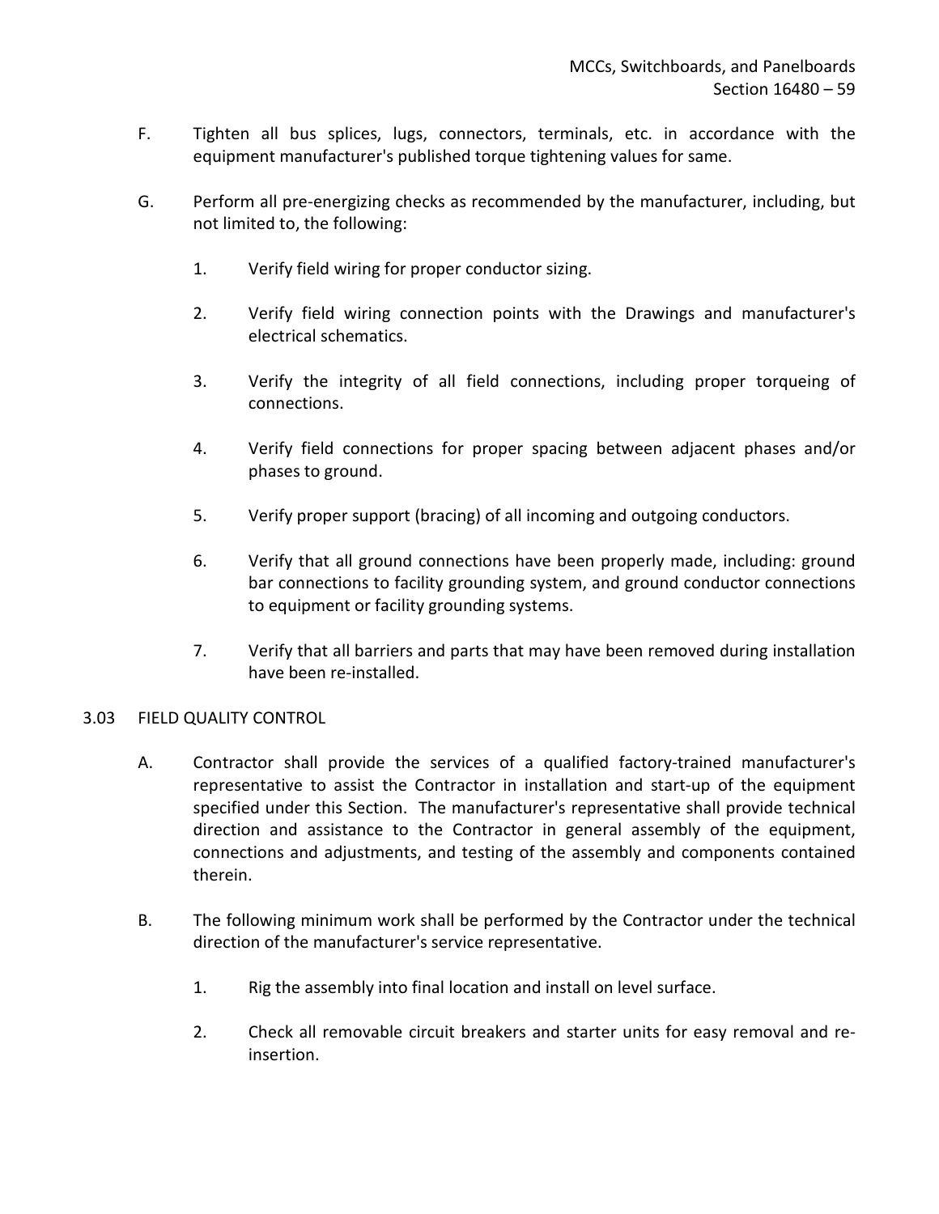F. Tighten all bus splices, lugs, connectors, terminals, etc. in accordance with the equipment manufacturer's published torque tightening values for same.

G. Perform all pre-energizing checks as recommended by the manufacturer, including, but not limited to, the following:

1. Verify field wiring for proper conductor sizing.

2. Verify field wiring connection points with the Drawings and manufacturer's electrical schematics.

3. Verify the integrity of all field connections, including proper torqueing of connections.

4. Verify field connections for proper spacing between adjacent phases and/or phases to ground.

5. Verify proper support (bracing) of all incoming and outgoing conductors.

6. Verify that all ground connections have been properly made, including: ground bar connections to facility grounding system, and ground conductor connections to equipment or facility grounding systems.

7. Verify that all barriers and parts that may have been removed during installation have been re-installed.

## 3.03 FIELD QUALITY CONTROL

A. Contractor shall provide the services of a qualified factory-trained manufacturer's representative to assist the Contractor in installation and start-up of the equipment specified under this Section. The manufacturer's representative shall provide technical direction and assistance to the Contractor in general assembly of the equipment, connections and adjustments, and testing of the assembly and components contained therein.

B. The following minimum work shall be performed by the Contractor under the technical direction of the manufacturer's service representative.

1. Rig the assembly into final location and install on level surface.

2. Check all removable circuit breakers and starter units for easy removal and re-insertion.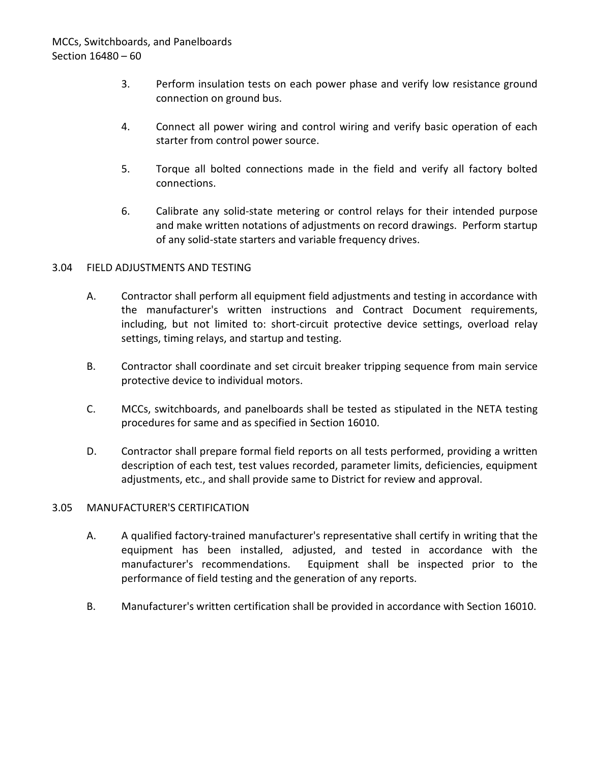3. Perform insulation tests on each power phase and verify low resistance ground connection on ground bus.

4. Connect all power wiring and control wiring and verify basic operation of each starter from control power source.

5. Torque all bolted connections made in the field and verify all factory bolted connections.

6. Calibrate any solid-state metering or control relays for their intended purpose and make written notations of adjustments on record drawings. Perform startup of any solid-state starters and variable frequency drives.

## 3.04 FIELD ADJUSTMENTS AND TESTING

A. Contractor shall perform all equipment field adjustments and testing in accordance with the manufacturer's written instructions and Contract Document requirements, including, but not limited to: short-circuit protective device settings, overload relay settings, timing relays, and startup and testing.

B. Contractor shall coordinate and set circuit breaker tripping sequence from main service protective device to individual motors.

C. MCCs, switchboards, and panelboards shall be tested as stipulated in the NETA testing procedures for same and as specified in Section 16010.

D. Contractor shall prepare formal field reports on all tests performed, providing a written description of each test, test values recorded, parameter limits, deficiencies, equipment adjustments, etc., and shall provide same to District for review and approval.

## 3.05 MANUFACTURER'S CERTIFICATION

A. A qualified factory-trained manufacturer's representative shall certify in writing that the equipment has been installed, adjusted, and tested in accordance with the manufacturer's recommendations. Equipment shall be inspected prior to the performance of field testing and the generation of any reports.

B. Manufacturer's written certification shall be provided in accordance with Section 16010.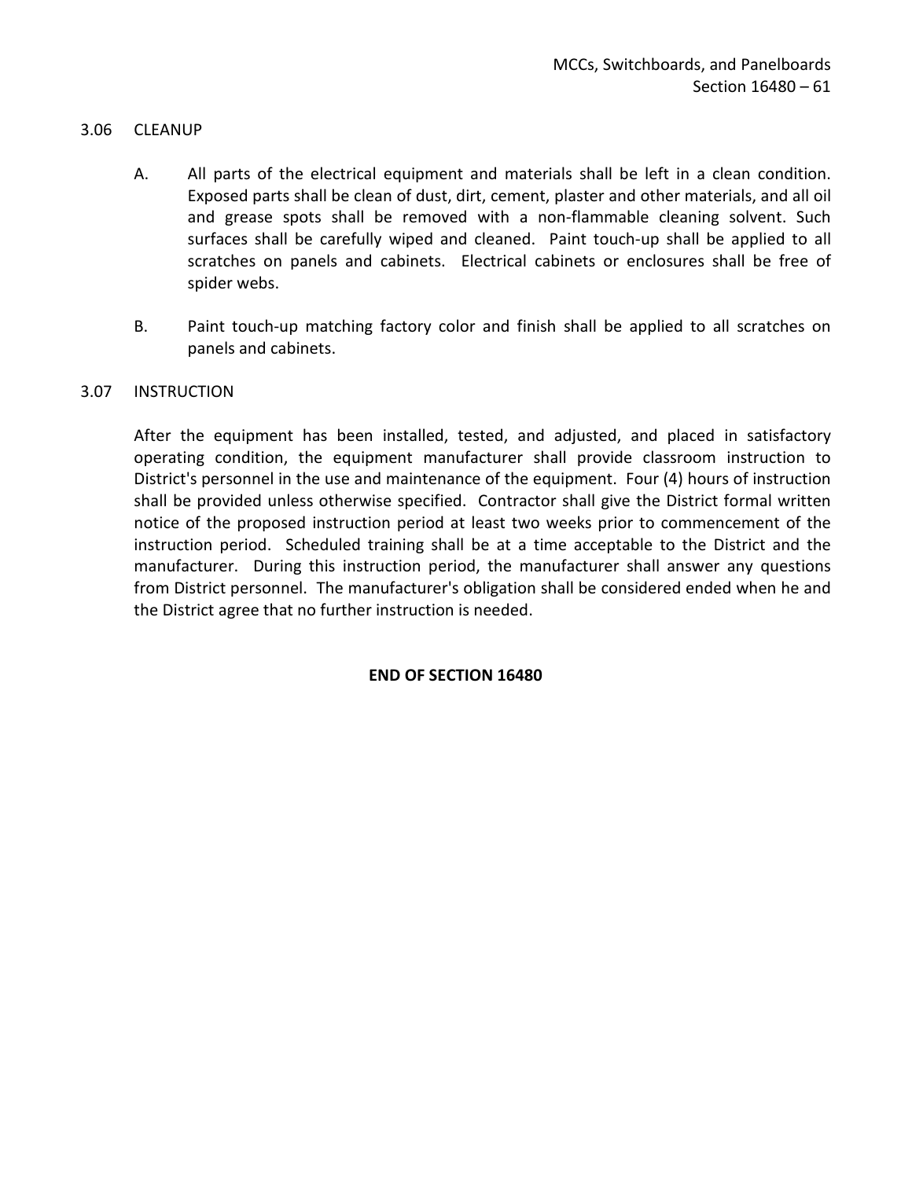## 3.06 CLEANUP

A. All parts of the electrical equipment and materials shall be left in a clean condition. Exposed parts shall be clean of dust, dirt, cement, plaster and other materials, and all oil and grease spots shall be removed with a non-flammable cleaning solvent. Such surfaces shall be carefully wiped and cleaned. Paint touch-up shall be applied to all scratches on panels and cabinets. Electrical cabinets or enclosures shall be free of spider webs.

B. Paint touch-up matching factory color and finish shall be applied to all scratches on panels and cabinets.

## 3.07 INSTRUCTION

After the equipment has been installed, tested, and adjusted, and placed in satisfactory operating condition, the equipment manufacturer shall provide classroom instruction to District's personnel in the use and maintenance of the equipment. Four (4) hours of instruction shall be provided unless otherwise specified. Contractor shall give the District formal written notice of the proposed instruction period at least two weeks prior to commencement of the instruction period. Scheduled training shall be at a time acceptable to the District and the manufacturer. During this instruction period, the manufacturer shall answer any questions from District personnel. The manufacturer's obligation shall be considered ended when he and the District agree that no further instruction is needed.

**END OF SECTION 16480**